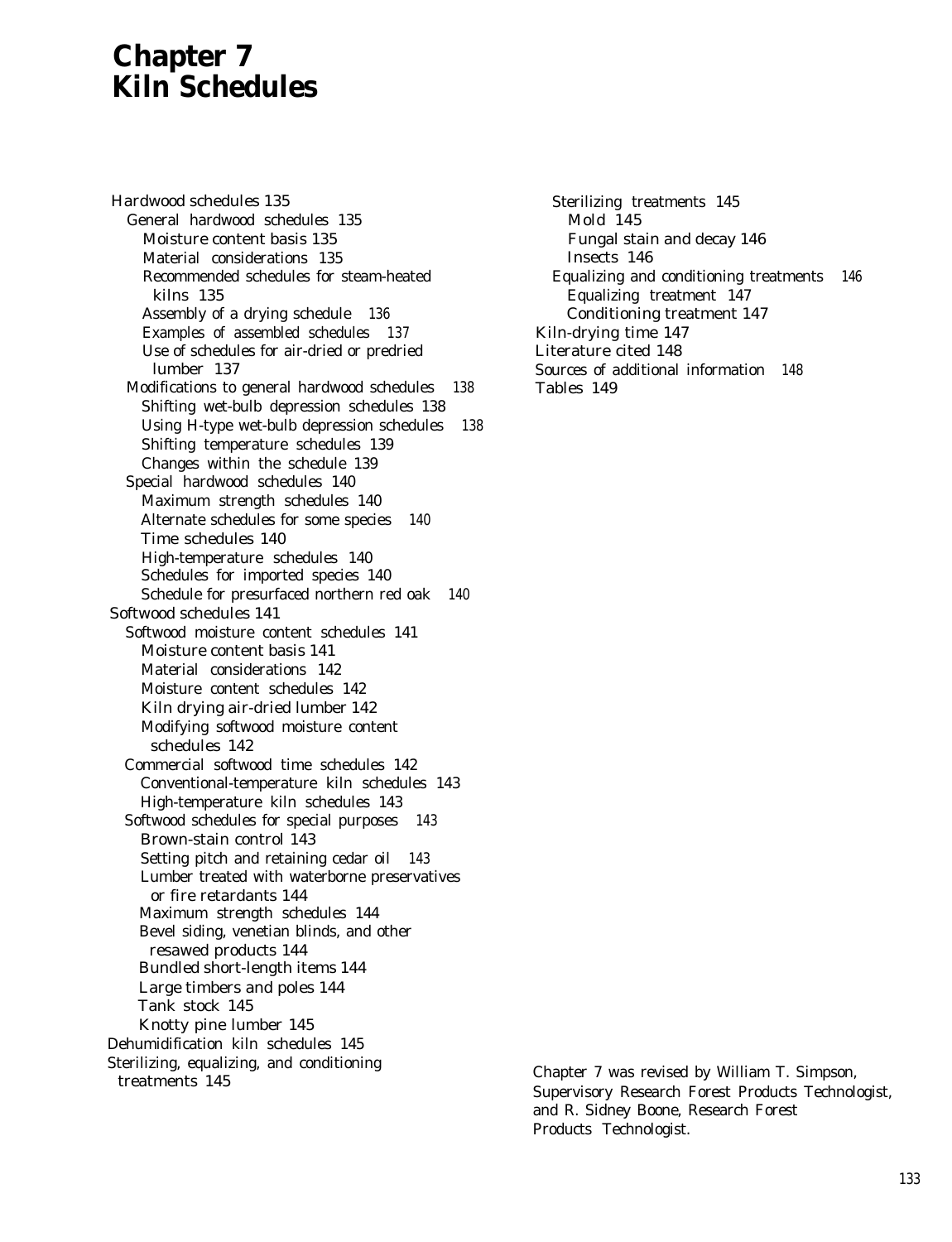# Chapter 7
# Kiln Schedules

- Hardwood schedules 135
  - General hardwood schedules 135
    - Moisture content basis 135
    - Material considerations 135
    - Recommended schedules for steam-heated kilns 135
    - Assembly of a drying schedule 136
    - Examples of assembled schedules 137
    - Use of schedules for air-dried or predried lumber 137
  - Modifications to general hardwood schedules 138
    - Shifting wet-bulb depression schedules 138
    - Using H-type wet-bulb depression schedules 138
    - Shifting temperature schedules 139
    - Changes within the schedule 139
  - Special hardwood schedules 140
    - Maximum strength schedules 140
    - Alternate schedules for some species 140
    - Time schedules 140
    - High-temperature schedules 140
    - Schedules for imported species 140
    - Schedule for presurfaced northern red oak 140
- Softwood schedules 141
  - Softwood moisture content schedules 141
    - Moisture content basis 141
    - Material considerations 142
    - Moisture content schedules 142
    - Kiln drying air-dried lumber 142
    - Modifying softwood moisture content schedules 142
  - Commercial softwood time schedules 142
    - Conventional-temperature kiln schedules 143
    - High-temperature kiln schedules 143
  - Softwood schedules for special purposes 143
    - Brown-stain control 143
    - Setting pitch and retaining cedar oil 143
    - Lumber treated with waterborne preservatives or fire retardants 144
    - Maximum strength schedules 144
    - Bevel siding, venetian blinds, and other resawed products 144
    - Bundled short-length items 144
    - Large timbers and poles 144
    - Tank stock 145
    - Knotty pine lumber 145
- Dehumidification kiln schedules 145
- Sterilizing, equalizing, and conditioning treatments 145
  - Sterilizing treatments 145
    - Mold 145
    - Fungal stain and decay 146
    - Insects 146
  - Equalizing and conditioning treatments 146
    - Equalizing treatment 147
    - Conditioning treatment 147
- Kiln-drying time 147
- Literature cited 148
- Sources of additional information 148
- Tables 149

Chapter 7 was revised by William T. Simpson, Supervisory Research Forest Products Technologist, and R. Sidney Boone, Research Forest Products Technologist.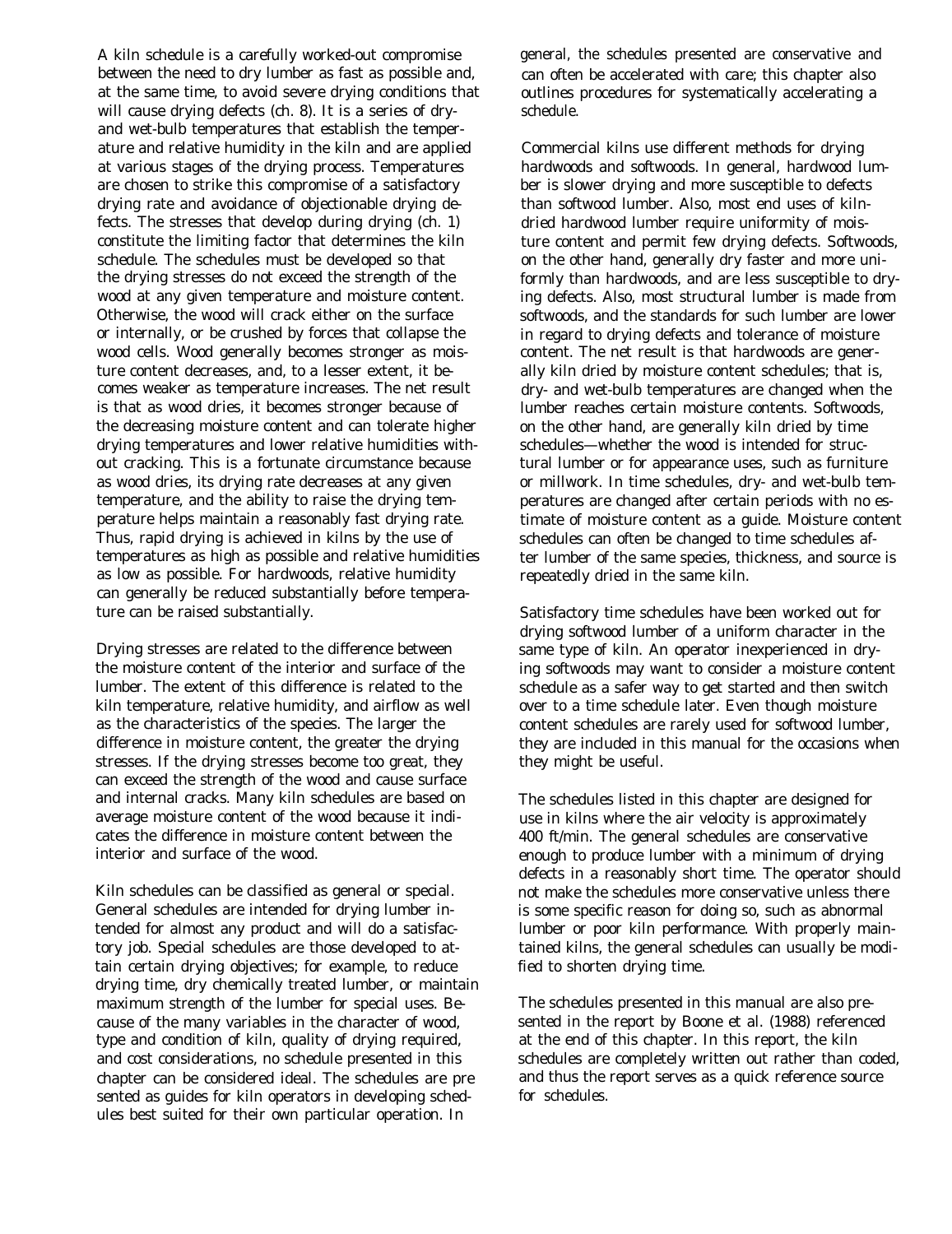A kiln schedule is a carefully worked-out compromise between the need to dry lumber as fast as possible and, at the same time, to avoid severe drying conditions that will cause drying defects (ch. 8). It is a series of dry- and wet-bulb temperatures that establish the temperature and relative humidity in the kiln and are applied at various stages of the drying process. Temperatures are chosen to strike this compromise of a satisfactory drying rate and avoidance of objectionable drying defects. The stresses that develop during drying (ch. 1) constitute the limiting factor that determines the kiln schedule. The schedules must be developed so that the drying stresses do not exceed the strength of the wood at any given temperature and moisture content. Otherwise, the wood will crack either on the surface or internally, or be crushed by forces that collapse the wood cells. Wood generally becomes stronger as moisture content decreases, and, to a lesser extent, it becomes weaker as temperature increases. The net result is that as wood dries, it becomes stronger because of the decreasing moisture content and can tolerate higher drying temperatures and lower relative humidities without cracking. This is a fortunate circumstance because as wood dries, its drying rate decreases at any given temperature, and the ability to raise the drying temperature helps maintain a reasonably fast drying rate. Thus, rapid drying is achieved in kilns by the use of temperatures as high as possible and relative humidities as low as possible. For hardwoods, relative humidity can generally be reduced substantially before temperature can be raised substantially.

Drying stresses are related to the difference between the moisture content of the interior and surface of the lumber. The extent of this difference is related to the kiln temperature, relative humidity, and airflow as well as the characteristics of the species. The larger the difference in moisture content, the greater the drying stresses. If the drying stresses become too great, they can exceed the strength of the wood and cause surface and internal cracks. Many kiln schedules are based on average moisture content of the wood because it indicates the difference in moisture content between the interior and surface of the wood.

Kiln schedules can be classified as general or special. General schedules are intended for drying lumber intended for almost any product and will do a satisfactory job. Special schedules are those developed to attain certain drying objectives; for example, to reduce drying time, dry chemically treated lumber, or maintain maximum strength of the lumber for special uses. Because of the many variables in the character of wood, type and condition of kiln, quality of drying required, and cost considerations, no schedule presented in this chapter can be considered ideal. The schedules are presented as guides for kiln operators in developing schedules best suited for their own particular operation. In general, the schedules presented are conservative and can often be accelerated with care; this chapter also outlines procedures for systematically accelerating a schedule.

Commercial kilns use different methods for drying hardwoods and softwoods. In general, hardwood lumber is slower drying and more susceptible to defects than softwood lumber. Also, most end uses of kiln-dried hardwood lumber require uniformity of moisture content and permit few drying defects. Softwoods, on the other hand, generally dry faster and more uniformly than hardwoods, and are less susceptible to drying defects. Also, most structural lumber is made from softwoods, and the standards for such lumber are lower in regard to drying defects and tolerance of moisture content. The net result is that hardwoods are generally kiln dried by moisture content schedules; that is, dry- and wet-bulb temperatures are changed when the lumber reaches certain moisture contents. Softwoods, on the other hand, are generally kiln dried by time schedules—whether the wood is intended for structural lumber or for appearance uses, such as furniture or millwork. In time schedules, dry- and wet-bulb temperatures are changed after certain periods with no estimate of moisture content as a guide. Moisture content schedules can often be changed to time schedules after lumber of the same species, thickness, and source is repeatedly dried in the same kiln.

Satisfactory time schedules have been worked out for drying softwood lumber of a uniform character in the same type of kiln. An operator inexperienced in drying softwoods may want to consider a moisture content schedule as a safer way to get started and then switch over to a time schedule later. Even though moisture content schedules are rarely used for softwood lumber, they are included in this manual for the occasions when they might be useful.

The schedules listed in this chapter are designed for use in kilns where the air velocity is approximately 400 ft/min. The general schedules are conservative enough to produce lumber with a minimum of drying defects in a reasonably short time. The operator should not make the schedules more conservative unless there is some specific reason for doing so, such as abnormal lumber or poor kiln performance. With properly maintained kilns, the general schedules can usually be modified to shorten drying time.

The schedules presented in this manual are also presented in the report by Boone et al. (1988) referenced at the end of this chapter. In this report, the kiln schedules are completely written out rather than coded, and thus the report serves as a quick reference source for schedules.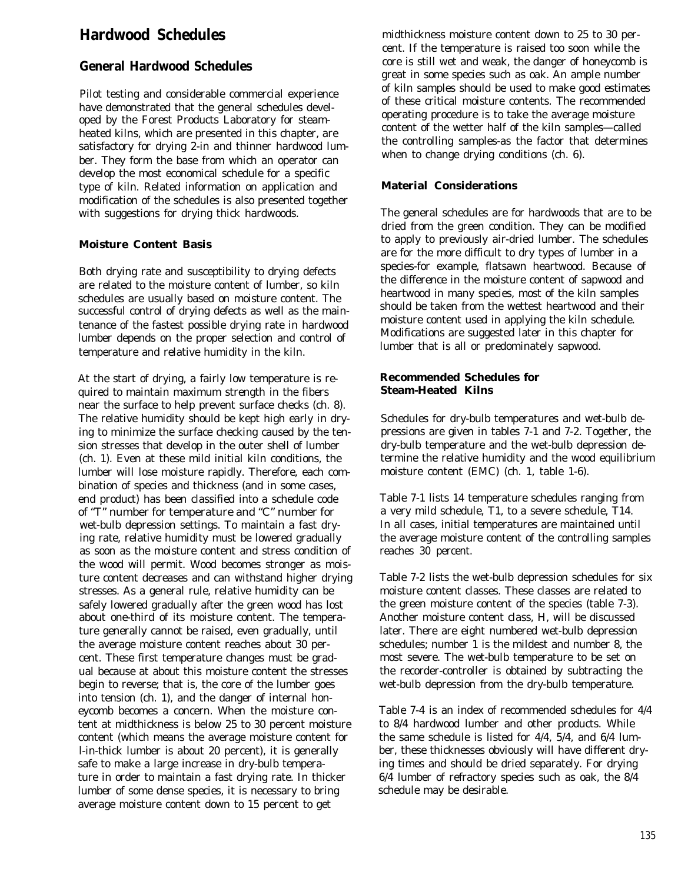# Hardwood Schedules

## General Hardwood Schedules

Pilot testing and considerable commercial experience have demonstrated that the general schedules developed by the Forest Products Laboratory for steam-heated kilns, which are presented in this chapter, are satisfactory for drying 2-in and thinner hardwood lumber. They form the base from which an operator can develop the most economical schedule for a specific type of kiln. Related information on application and modification of the schedules is also presented together with suggestions for drying thick hardwoods.

### Moisture Content Basis

Both drying rate and susceptibility to drying defects are related to the moisture content of lumber, so kiln schedules are usually based on moisture content. The successful control of drying defects as well as the maintenance of the fastest possible drying rate in hardwood lumber depends on the proper selection and control of temperature and relative humidity in the kiln.

At the start of drying, a fairly low temperature is required to maintain maximum strength in the fibers near the surface to help prevent surface checks (ch. 8). The relative humidity should be kept high early in drying to minimize the surface checking caused by the tension stresses that develop in the outer shell of lumber (ch. 1). Even at these mild initial kiln conditions, the lumber will lose moisture rapidly. Therefore, each combination of species and thickness (and in some cases, end product) has been classified into a schedule code of "T" number for temperature and "C" number for wet-bulb depression settings. To maintain a fast drying rate, relative humidity must be lowered gradually as soon as the moisture content and stress condition of the wood will permit. Wood becomes stronger as moisture content decreases and can withstand higher drying stresses. As a general rule, relative humidity can be safely lowered gradually after the green wood has lost about one-third of its moisture content. The temperature generally cannot be raised, even gradually, until the average moisture content reaches about 30 percent. These first temperature changes must be gradual because at about this moisture content the stresses begin to reverse; that is, the core of the lumber goes into tension (ch. 1), and the danger of internal honeycomb becomes a concern. When the moisture content at midthickness is below 25 to 30 percent moisture content (which means the average moisture content for l-in-thick lumber is about 20 percent), it is generally safe to make a large increase in dry-bulb temperature in order to maintain a fast drying rate. In thicker lumber of some dense species, it is necessary to bring average moisture content down to 15 percent to get midthickness moisture content down to 25 to 30 percent. If the temperature is raised too soon while the core is still wet and weak, the danger of honeycomb is great in some species such as oak. An ample number of kiln samples should be used to make good estimates of these critical moisture contents. The recommended operating procedure is to take the average moisture content of the wetter half of the kiln samples—called the controlling samples-as the factor that determines when to change drying conditions (ch. 6).

### Material Considerations

The general schedules are for hardwoods that are to be dried from the green condition. They can be modified to apply to previously air-dried lumber. The schedules are for the more difficult to dry types of lumber in a species-for example, flatsawn heartwood. Because of the difference in the moisture content of sapwood and heartwood in many species, most of the kiln samples should be taken from the wettest heartwood and their moisture content used in applying the kiln schedule. Modifications are suggested later in this chapter for lumber that is all or predominately sapwood.

### Recommended Schedules for Steam-Heated Kilns

Schedules for dry-bulb temperatures and wet-bulb depressions are given in tables 7-1 and 7-2. Together, the dry-bulb temperature and the wet-bulb depression determine the relative humidity and the wood equilibrium moisture content (EMC) (ch. 1, table 1-6).

Table 7-1 lists 14 temperature schedules ranging from a very mild schedule, T1, to a severe schedule, T14. In all cases, initial temperatures are maintained until the average moisture content of the controlling samples reaches 30 percent.

Table 7-2 lists the wet-bulb depression schedules for six moisture content classes. These classes are related to the green moisture content of the species (table 7-3). Another moisture content class, H, will be discussed later. There are eight numbered wet-bulb depression schedules; number 1 is the mildest and number 8, the most severe. The wet-bulb temperature to be set on the recorder-controller is obtained by subtracting the wet-bulb depression from the dry-bulb temperature.

Table 7-4 is an index of recommended schedules for 4/4 to 8/4 hardwood lumber and other products. While the same schedule is listed for 4/4, 5/4, and 6/4 lumber, these thicknesses obviously will have different drying times and should be dried separately. For drying 6/4 lumber of refractory species such as oak, the 8/4 schedule may be desirable.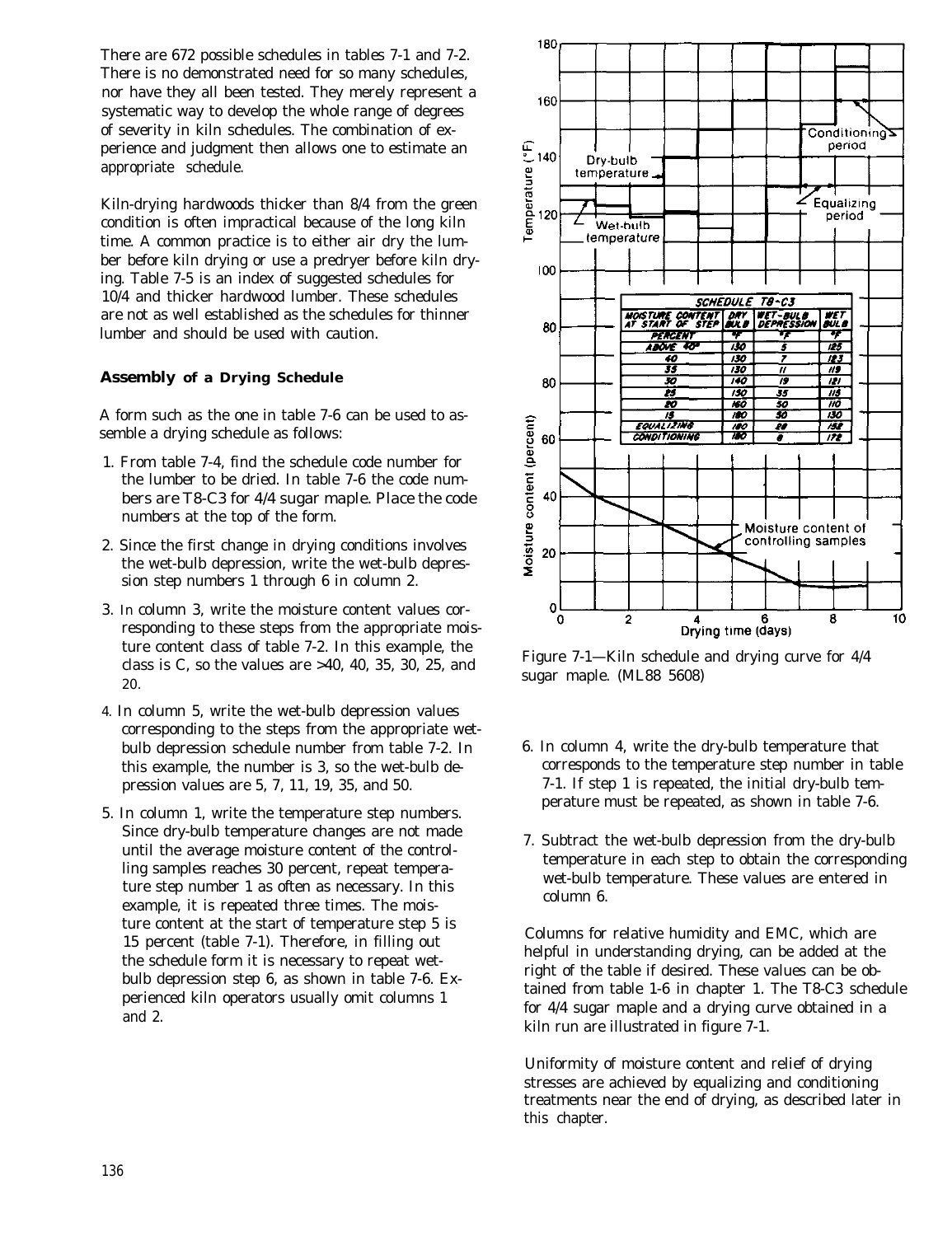There are 672 possible schedules in tables 7-1 and 7-2. There is no demonstrated need for so many schedules, nor have they all been tested. They merely represent a systematic way to develop the whole range of degrees of severity in kiln schedules. The combination of experience and judgment then allows one to estimate an appropriate schedule.

Kiln-drying hardwoods thicker than 8/4 from the green condition is often impractical because of the long kiln time. A common practice is to either air dry the lumber before kiln drying or use a predryer before kiln drying. Table 7-5 is an index of suggested schedules for 10/4 and thicker hardwood lumber. These schedules are not as well established as the schedules for thinner lumber and should be used with caution.

### Assembly of a Drying Schedule

A form such as the one in table 7-6 can be used to assemble a drying schedule as follows:

1. From table 7-4, find the schedule code number for the lumber to be dried. In table 7-6 the code numbers are T8-C3 for 4/4 sugar maple. Place the code numbers at the top of the form.
2. Since the first change in drying conditions involves the wet-bulb depression, write the wet-bulb depression step numbers 1 through 6 in column 2.
3. In column 3, write the moisture content values corresponding to these steps from the appropriate moisture content class of table 7-2. In this example, the class is C, so the values are >40, 40, 35, 30, 25, and 20.
4. In column 5, write the wet-bulb depression values corresponding to the steps from the appropriate wet-bulb depression schedule number from table 7-2. In this example, the number is 3, so the wet-bulb depression values are 5, 7, 11, 19, 35, and 50.
5. In column 1, write the temperature step numbers. Since dry-bulb temperature changes are not made until the average moisture content of the controlling samples reaches 30 percent, repeat temperature step number 1 as often as necessary. In this example, it is repeated three times. The moisture content at the start of temperature step 5 is 15 percent (table 7-1). Therefore, in filling out the schedule form it is necessary to repeat wet-bulb depression step 6, as shown in table 7-6. Experienced kiln operators usually omit columns 1 and 2.
6. In column 4, write the dry-bulb temperature that corresponds to the temperature step number in table 7-1. If step 1 is repeated, the initial dry-bulb temperature must be repeated, as shown in table 7-6.
7. Subtract the wet-bulb depression from the dry-bulb temperature in each step to obtain the corresponding wet-bulb temperature. These values are entered in column 6.

Columns for relative humidity and EMC, which are helpful in understanding drying, can be added at the right of the table if desired. These values can be obtained from table 1-6 in chapter 1. The T8-C3 schedule for 4/4 sugar maple and a drying curve obtained in a kiln run are illustrated in figure 7-1.

Uniformity of moisture content and relief of drying stresses are achieved by equalizing and conditioning treatments near the end of drying, as described later in this chapter.

| SCHEDULE T8-C3 | | | |
|---|---|---|---|
| Moisture content at start of step | Dry bulb | Wet-bulb depression | Wet bulb |
| Percent | °F | °F | °F |
| Above 40 | 130 | 5 | 125 |
| 40 | 130 | 7 | 123 |
| 35 | 130 | 11 | 119 |
| 30 | 140 | 19 | 121 |
| 25 | 150 | 35 | 115 |
| 20 | 160 | 50 | 110 |
| 15 | 180 | 50 | 130 |
| Equalizing | 180 | 28 | 152 |
| Conditioning | 180 | 8 | 172 |

Figure 7-1—Kiln schedule and drying curve for 4/4 sugar maple. (ML88 5608)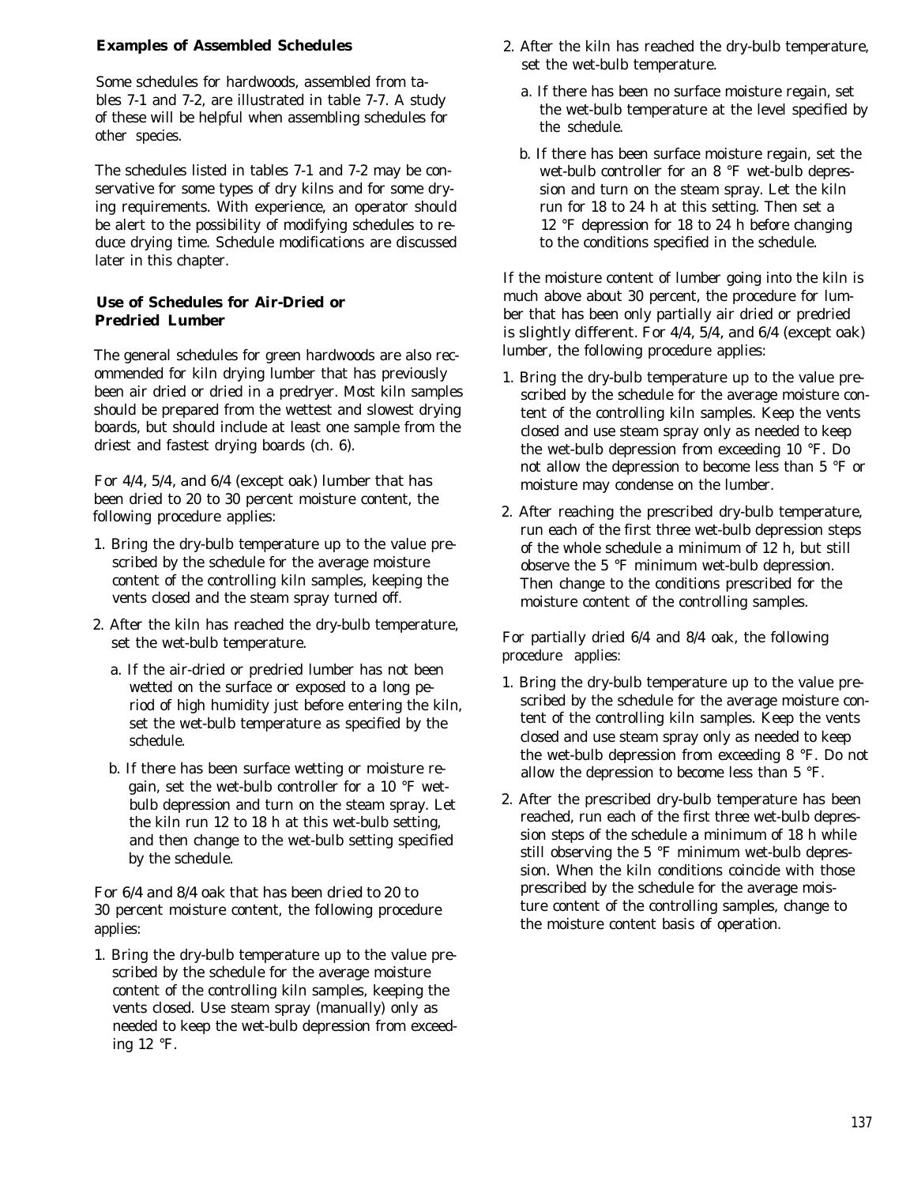### Examples of Assembled Schedules

Some schedules for hardwoods, assembled from tables 7-1 and 7-2, are illustrated in table 7-7. A study of these will be helpful when assembling schedules for other species.

The schedules listed in tables 7-1 and 7-2 may be conservative for some types of dry kilns and for some drying requirements. With experience, an operator should be alert to the possibility of modifying schedules to reduce drying time. Schedule modifications are discussed later in this chapter.

### Use of Schedules for Air-Dried or Predried Lumber

The general schedules for green hardwoods are also recommended for kiln drying lumber that has previously been air dried or dried in a predryer. Most kiln samples should be prepared from the wettest and slowest drying boards, but should include at least one sample from the driest and fastest drying boards (ch. 6).

For 4/4, 5/4, and 6/4 (except oak) lumber that has been dried to 20 to 30 percent moisture content, the following procedure applies:

1. Bring the dry-bulb temperature up to the value prescribed by the schedule for the average moisture content of the controlling kiln samples, keeping the vents closed and the steam spray turned off.
2. After the kiln has reached the dry-bulb temperature, set the wet-bulb temperature.
   a. If the air-dried or predried lumber has not been wetted on the surface or exposed to a long period of high humidity just before entering the kiln, set the wet-bulb temperature as specified by the schedule.
   b. If there has been surface wetting or moisture regain, set the wet-bulb controller for a 10 °F wet-bulb depression and turn on the steam spray. Let the kiln run 12 to 18 h at this wet-bulb setting, and then change to the wet-bulb setting specified by the schedule.

For 6/4 and 8/4 oak that has been dried to 20 to 30 percent moisture content, the following procedure applies:

1. Bring the dry-bulb temperature up to the value prescribed by the schedule for the average moisture content of the controlling kiln samples, keeping the vents closed. Use steam spray (manually) only as needed to keep the wet-bulb depression from exceeding 12 °F.
2. After the kiln has reached the dry-bulb temperature, set the wet-bulb temperature.
   a. If there has been no surface moisture regain, set the wet-bulb temperature at the level specified by the schedule.
   b. If there has been surface moisture regain, set the wet-bulb controller for an 8 °F wet-bulb depression and turn on the steam spray. Let the kiln run for 18 to 24 h at this setting. Then set a 12 °F depression for 18 to 24 h before changing to the conditions specified in the schedule.

If the moisture content of lumber going into the kiln is much above about 30 percent, the procedure for lumber that has been only partially air dried or predried is slightly different. For 4/4, 5/4, and 6/4 (except oak) lumber, the following procedure applies:

1. Bring the dry-bulb temperature up to the value prescribed by the schedule for the average moisture content of the controlling kiln samples. Keep the vents closed and use steam spray only as needed to keep the wet-bulb depression from exceeding 10 °F. Do not allow the depression to become less than 5 °F or moisture may condense on the lumber.
2. After reaching the prescribed dry-bulb temperature, run each of the first three wet-bulb depression steps of the whole schedule a minimum of 12 h, but still observe the 5 °F minimum wet-bulb depression. Then change to the conditions prescribed for the moisture content of the controlling samples.

For partially dried 6/4 and 8/4 oak, the following procedure applies:

1. Bring the dry-bulb temperature up to the value prescribed by the schedule for the average moisture content of the controlling kiln samples. Keep the vents closed and use steam spray only as needed to keep the wet-bulb depression from exceeding 8 °F. Do not allow the depression to become less than 5 °F.
2. After the prescribed dry-bulb temperature has been reached, run each of the first three wet-bulb depression steps of the schedule a minimum of 18 h while still observing the 5 °F minimum wet-bulb depression. When the kiln conditions coincide with those prescribed by the schedule for the average moisture content of the controlling samples, change to the moisture content basis of operation.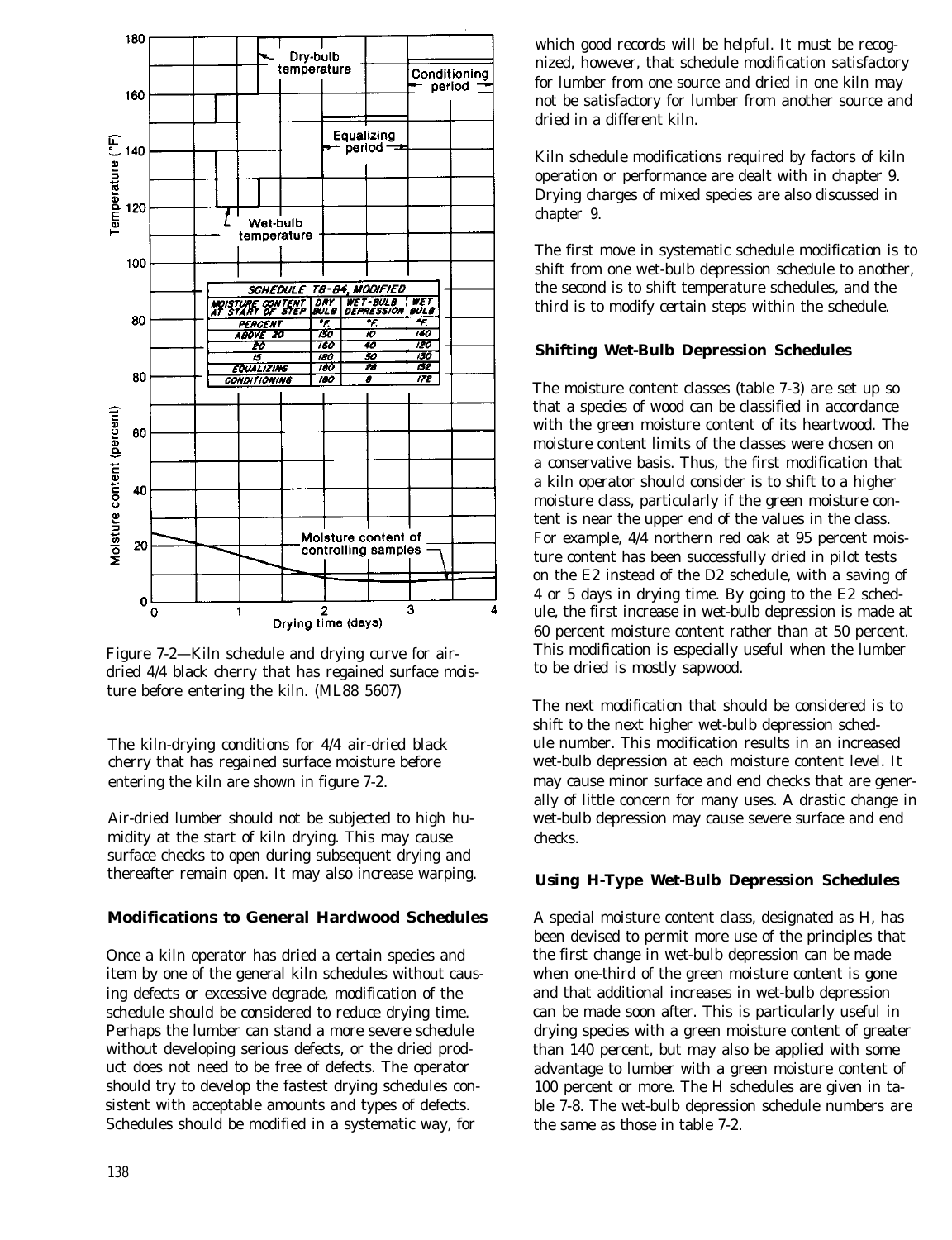| MOISTURE CONTENT AT START OF STEP | DRY BULB | WET-BULB DEPRESSION | WET BULB |
|---|---|---|---|
| PERCENT | °F. | °F. | °F |
| ABOVE 20 | 150 | 10 | 140 |
| 20 | 160 | 40 | 120 |
| 15 | 180 | 50 | 130 |
| EQUALIZING | 180 | 28 | 152 |
| CONDITIONING | 180 | 8 | 172 |

Figure 7-2—Kiln schedule and drying curve for air-dried 4/4 black cherry that has regained surface moisture before entering the kiln. (ML88 5607)

The kiln-drying conditions for 4/4 air-dried black cherry that has regained surface moisture before entering the kiln are shown in figure 7-2.

Air-dried lumber should not be subjected to high humidity at the start of kiln drying. This may cause surface checks to open during subsequent drying and thereafter remain open. It may also increase warping.

### Modifications to General Hardwood Schedules

Once a kiln operator has dried a certain species and item by one of the general kiln schedules without causing defects or excessive degrade, modification of the schedule should be considered to reduce drying time. Perhaps the lumber can stand a more severe schedule without developing serious defects, or the dried product does not need to be free of defects. The operator should try to develop the fastest drying schedules consistent with acceptable amounts and types of defects. Schedules should be modified in a systematic way, for which good records will be helpful. It must be recognized, however, that schedule modification satisfactory for lumber from one source and dried in one kiln may not be satisfactory for lumber from another source and dried in a different kiln.

Kiln schedule modifications required by factors of kiln operation or performance are dealt with in chapter 9. Drying charges of mixed species are also discussed in chapter 9.

The first move in systematic schedule modification is to shift from one wet-bulb depression schedule to another, the second is to shift temperature schedules, and the third is to modify certain steps within the schedule.

### Shifting Wet-Bulb Depression Schedules

The moisture content classes (table 7-3) are set up so that a species of wood can be classified in accordance with the green moisture content of its heartwood. The moisture content limits of the classes were chosen on a conservative basis. Thus, the first modification that a kiln operator should consider is to shift to a higher moisture class, particularly if the green moisture content is near the upper end of the values in the class. For example, 4/4 northern red oak at 95 percent moisture content has been successfully dried in pilot tests on the E2 instead of the D2 schedule, with a saving of 4 or 5 days in drying time. By going to the E2 schedule, the first increase in wet-bulb depression is made at 60 percent moisture content rather than at 50 percent. This modification is especially useful when the lumber to be dried is mostly sapwood.

The next modification that should be considered is to shift to the next higher wet-bulb depression schedule number. This modification results in an increased wet-bulb depression at each moisture content level. It may cause minor surface and end checks that are generally of little concern for many uses. A drastic change in wet-bulb depression may cause severe surface and end checks.

### Using H-Type Wet-Bulb Depression Schedules

A special moisture content class, designated as H, has been devised to permit more use of the principles that the first change in wet-bulb depression can be made when one-third of the green moisture content is gone and that additional increases in wet-bulb depression can be made soon after. This is particularly useful in drying species with a green moisture content of greater than 140 percent, but may also be applied with some advantage to lumber with a green moisture content of 100 percent or more. The H schedules are given in table 7-8. The wet-bulb depression schedule numbers are the same as those in table 7-2.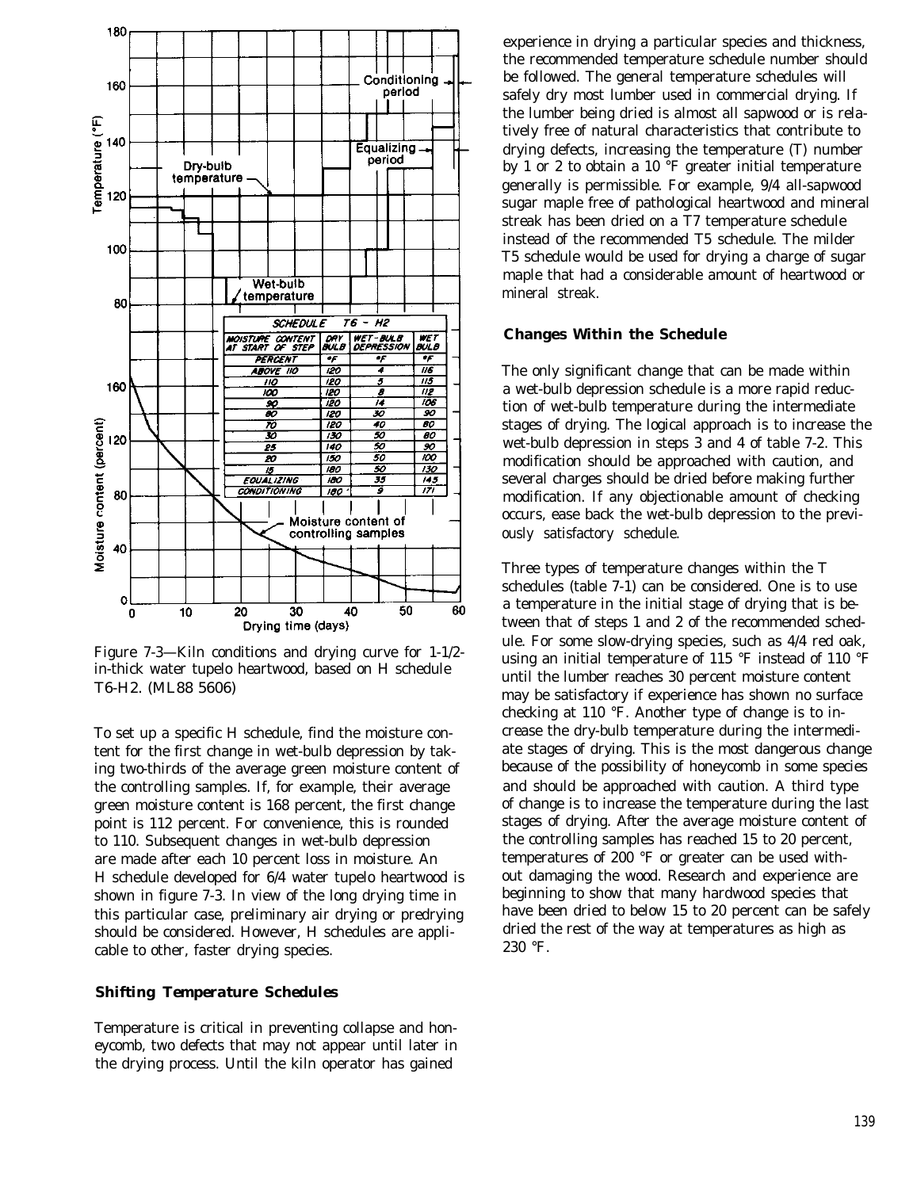| SCHEDULE T6 - H2 | | | |
|---|---|---|---|
| MOISTURE CONTENT AT START OF STEP | DRY BULB | WET-BULB DEPRESSION | WET BULB |
| PERCENT | °F | °F | °F |
| ABOVE 110 | 120 | 4 | 116 |
| 110 | 120 | 5 | 115 |
| 100 | 120 | 8 | 112 |
| 90 | 120 | 14 | 106 |
| 80 | 120 | 30 | 90 |
| 70 | 120 | 40 | 80 |
| 30 | 130 | 50 | 80 |
| 25 | 140 | 50 | 90 |
| 20 | 150 | 50 | 100 |
| 15 | 180 | 50 | 130 |
| EQUALIZING | 180 | 35 | 145 |
| CONDITIONING | 180 | 9 | 171 |

Figure 7-3—Kiln conditions and drying curve for 1-1/2-in-thick water tupelo heartwood, based on H schedule T6-H2. (ML88 5606)

To set up a specific H schedule, find the moisture content for the first change in wet-bulb depression by taking two-thirds of the average green moisture content of the controlling samples. If, for example, their average green moisture content is 168 percent, the first change point is 112 percent. For convenience, this is rounded to 110. Subsequent changes in wet-bulb depression are made after each 10 percent loss in moisture. An H schedule developed for 6/4 water tupelo heartwood is shown in figure 7-3. In view of the long drying time in this particular case, preliminary air drying or predrying should be considered. However, H schedules are applicable to other, faster drying species.

### Shifting Temperature Schedules

Temperature is critical in preventing collapse and honeycomb, two defects that may not appear until later in the drying process. Until the kiln operator has gained experience in drying a particular species and thickness, the recommended temperature schedule number should be followed. The general temperature schedules will safely dry most lumber used in commercial drying. If the lumber being dried is almost all sapwood or is relatively free of natural characteristics that contribute to drying defects, increasing the temperature (T) number by 1 or 2 to obtain a 10 °F greater initial temperature generally is permissible. For example, 9/4 all-sapwood sugar maple free of pathological heartwood and mineral streak has been dried on a T7 temperature schedule instead of the recommended T5 schedule. The milder T5 schedule would be used for drying a charge of sugar maple that had a considerable amount of heartwood or mineral streak.

### Changes Within the Schedule

The only significant change that can be made within a wet-bulb depression schedule is a more rapid reduction of wet-bulb temperature during the intermediate stages of drying. The logical approach is to increase the wet-bulb depression in steps 3 and 4 of table 7-2. This modification should be approached with caution, and several charges should be dried before making further modification. If any objectionable amount of checking occurs, ease back the wet-bulb depression to the previously satisfactory schedule.

Three types of temperature changes within the T schedules (table 7-1) can be considered. One is to use a temperature in the initial stage of drying that is between that of steps 1 and 2 of the recommended schedule. For some slow-drying species, such as 4/4 red oak, using an initial temperature of 115 °F instead of 110 °F until the lumber reaches 30 percent moisture content may be satisfactory if experience has shown no surface checking at 110 °F. Another type of change is to increase the dry-bulb temperature during the intermediate stages of drying. This is the most dangerous change because of the possibility of honeycomb in some species and should be approached with caution. A third type of change is to increase the temperature during the last stages of drying. After the average moisture content of the controlling samples has reached 15 to 20 percent, temperatures of 200 °F or greater can be used without damaging the wood. Research and experience are beginning to show that many hardwood species that have been dried to below 15 to 20 percent can be safely dried the rest of the way at temperatures as high as 230 °F.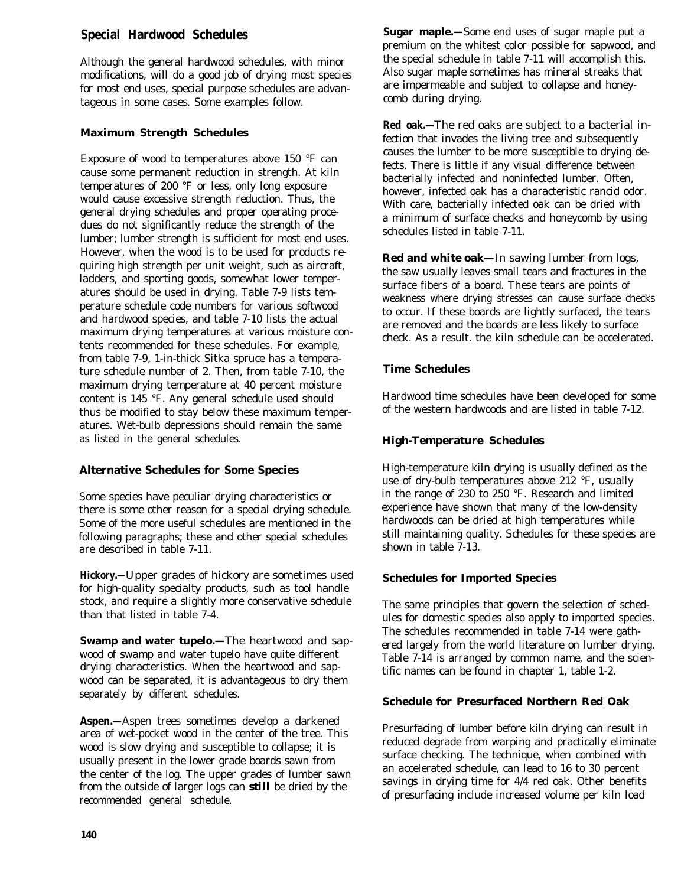## Special Hardwood Schedules

Although the general hardwood schedules, with minor modifications, will do a good job of drying most species for most end uses, special purpose schedules are advantageous in some cases. Some examples follow.

### Maximum Strength Schedules

Exposure of wood to temperatures above 150 °F can cause some permanent reduction in strength. At kiln temperatures of 200 °F or less, only long exposure would cause excessive strength reduction. Thus, the general drying schedules and proper operating procedues do not significantly reduce the strength of the lumber; lumber strength is sufficient for most end uses. However, when the wood is to be used for products requiring high strength per unit weight, such as aircraft, ladders, and sporting goods, somewhat lower temperatures should be used in drying. Table 7-9 lists temperature schedule code numbers for various softwood and hardwood species, and table 7-10 lists the actual maximum drying temperatures at various moisture contents recommended for these schedules. For example, from table 7-9, 1-in-thick Sitka spruce has a temperature schedule number of 2. Then, from table 7-10, the maximum drying temperature at 40 percent moisture content is 145 °F. Any general schedule used should thus be modified to stay below these maximum temperatures. Wet-bulb depressions should remain the same as listed in the general schedules.

### Alternative Schedules for Some Species

Some species have peculiar drying characteristics or there is some other reason for a special drying schedule. Some of the more useful schedules are mentioned in the following paragraphs; these and other special schedules are described in table 7-11.

**Hickory.—**Upper grades of hickory are sometimes used for high-quality specialty products, such as tool handle stock, and require a slightly more conservative schedule than that listed in table 7-4.

**Swamp and water tupelo.—**The heartwood and sapwood of swamp and water tupelo have quite different drying characteristics. When the heartwood and sapwood can be separated, it is advantageous to dry them separately by different schedules.

**Aspen.—**Aspen trees sometimes develop a darkened area of wet-pocket wood in the center of the tree. This wood is slow drying and susceptible to collapse; it is usually present in the lower grade boards sawn from the center of the log. The upper grades of lumber sawn from the outside of larger logs can **still** be dried by the recommended general schedule.

**Sugar maple.—**Some end uses of sugar maple put a premium on the whitest color possible for sapwood, and the special schedule in table 7-11 will accomplish this. Also sugar maple sometimes has mineral streaks that are impermeable and subject to collapse and honeycomb during drying.

**Red oak.—**The red oaks are subject to a bacterial infection that invades the living tree and subsequently causes the lumber to be more susceptible to drying defects. There is little if any visual difference between bacterially infected and noninfected lumber. Often, however, infected oak has a characteristic rancid odor. With care, bacterially infected oak can be dried with a minimum of surface checks and honeycomb by using schedules listed in table 7-11.

**Red and white oak—**In sawing lumber from logs, the saw usually leaves small tears and fractures in the surface fibers of a board. These tears are points of weakness where drying stresses can cause surface checks to occur. If these boards are lightly surfaced, the tears are removed and the boards are less likely to surface check. As a result. the kiln schedule can be accelerated.

### Time Schedules

Hardwood time schedules have been developed for some of the western hardwoods and are listed in table 7-12.

### High-Temperature Schedules

High-temperature kiln drying is usually defined as the use of dry-bulb temperatures above 212 °F, usually in the range of 230 to 250 °F. Research and limited experience have shown that many of the low-density hardwoods can be dried at high temperatures while still maintaining quality. Schedules for these species are shown in table 7-13.

### Schedules for Imported Species

The same principles that govern the selection of schedules for domestic species also apply to imported species. The schedules recommended in table 7-14 were gathered largely from the world literature on lumber drying. Table 7-14 is arranged by common name, and the scientific names can be found in chapter 1, table 1-2.

### Schedule for Presurfaced Northern Red Oak

Presurfacing of lumber before kiln drying can result in reduced degrade from warping and practically eliminate surface checking. The technique, when combined with an accelerated schedule, can lead to 16 to 30 percent savings in drying time for 4/4 red oak. Other benefits of presurfacing include increased volume per kiln load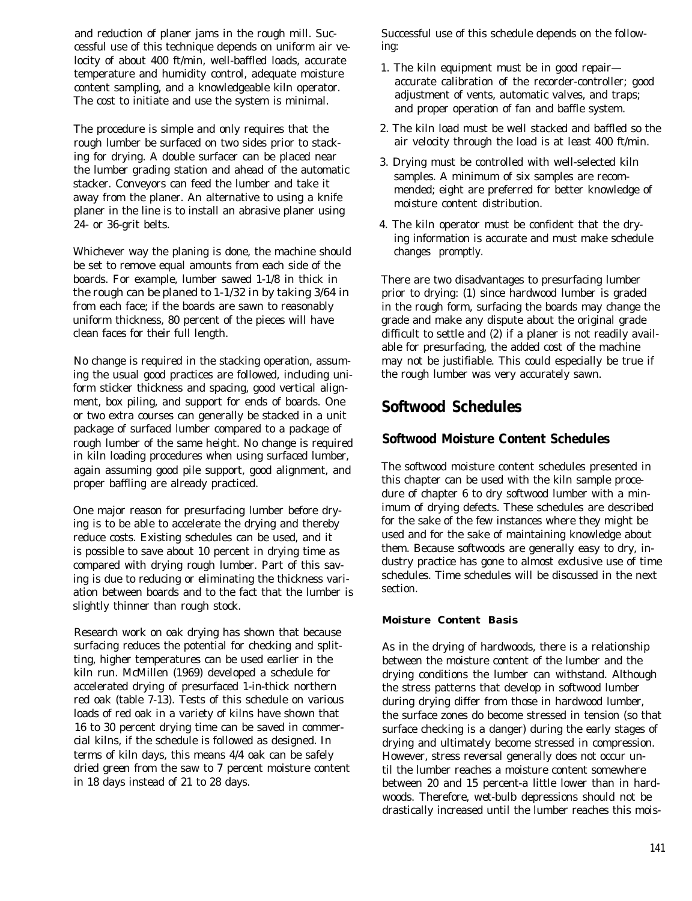and reduction of planer jams in the rough mill. Successful use of this technique depends on uniform air velocity of about 400 ft/min, well-baffled loads, accurate temperature and humidity control, adequate moisture content sampling, and a knowledgeable kiln operator. The cost to initiate and use the system is minimal.

The procedure is simple and only requires that the rough lumber be surfaced on two sides prior to stacking for drying. A double surfacer can be placed near the lumber grading station and ahead of the automatic stacker. Conveyors can feed the lumber and take it away from the planer. An alternative to using a knife planer in the line is to install an abrasive planer using 24- or 36-grit belts.

Whichever way the planing is done, the machine should be set to remove equal amounts from each side of the boards. For example, lumber sawed 1-1/8 in thick in the rough can be planed to 1-1/32 in by taking 3/64 in from each face; if the boards are sawn to reasonably uniform thickness, 80 percent of the pieces will have clean faces for their full length.

No change is required in the stacking operation, assuming the usual good practices are followed, including uniform sticker thickness and spacing, good vertical alignment, box piling, and support for ends of boards. One or two extra courses can generally be stacked in a unit package of surfaced lumber compared to a package of rough lumber of the same height. No change is required in kiln loading procedures when using surfaced lumber, again assuming good pile support, good alignment, and proper baffling are already practiced.

One major reason for presurfacing lumber before drying is to be able to accelerate the drying and thereby reduce costs. Existing schedules can be used, and it is possible to save about 10 percent in drying time as compared with drying rough lumber. Part of this saving is due to reducing or eliminating the thickness variation between boards and to the fact that the lumber is slightly thinner than rough stock.

Research work on oak drying has shown that because surfacing reduces the potential for checking and splitting, higher temperatures can be used earlier in the kiln run. McMillen (1969) developed a schedule for accelerated drying of presurfaced 1-in-thick northern red oak (table 7-13). Tests of this schedule on various loads of red oak in a variety of kilns have shown that 16 to 30 percent drying time can be saved in commercial kilns, if the schedule is followed as designed. In terms of kiln days, this means 4/4 oak can be safely dried green from the saw to 7 percent moisture content in 18 days instead of 21 to 28 days.

Successful use of this schedule depends on the following:

1. The kiln equipment must be in good repair—accurate calibration of the recorder-controller; good adjustment of vents, automatic valves, and traps; and proper operation of fan and baffle system.
2. The kiln load must be well stacked and baffled so the air velocity through the load is at least 400 ft/min.
3. Drying must be controlled with well-selected kiln samples. A minimum of six samples are recommended; eight are preferred for better knowledge of moisture content distribution.
4. The kiln operator must be confident that the drying information is accurate and must make schedule changes promptly.

There are two disadvantages to presurfacing lumber prior to drying: (1) since hardwood lumber is graded in the rough form, surfacing the boards may change the grade and make any dispute about the original grade difficult to settle and (2) if a planer is not readily available for presurfacing, the added cost of the machine may not be justifiable. This could especially be true if the rough lumber was very accurately sawn.

## Softwood Schedules

### Softwood Moisture Content Schedules

The softwood moisture content schedules presented in this chapter can be used with the kiln sample procedure of chapter 6 to dry softwood lumber with a minimum of drying defects. These schedules are described for the sake of the few instances where they might be used and for the sake of maintaining knowledge about them. Because softwoods are generally easy to dry, industry practice has gone to almost exclusive use of time schedules. Time schedules will be discussed in the next section.

#### Moisture Content Basis

As in the drying of hardwoods, there is a relationship between the moisture content of the lumber and the drying conditions the lumber can withstand. Although the stress patterns that develop in softwood lumber during drying differ from those in hardwood lumber, the surface zones do become stressed in tension (so that surface checking is a danger) during the early stages of drying and ultimately become stressed in compression. However, stress reversal generally does not occur until the lumber reaches a moisture content somewhere between 20 and 15 percent-a little lower than in hardwoods. Therefore, wet-bulb depressions should not be drastically increased until the lumber reaches this mois-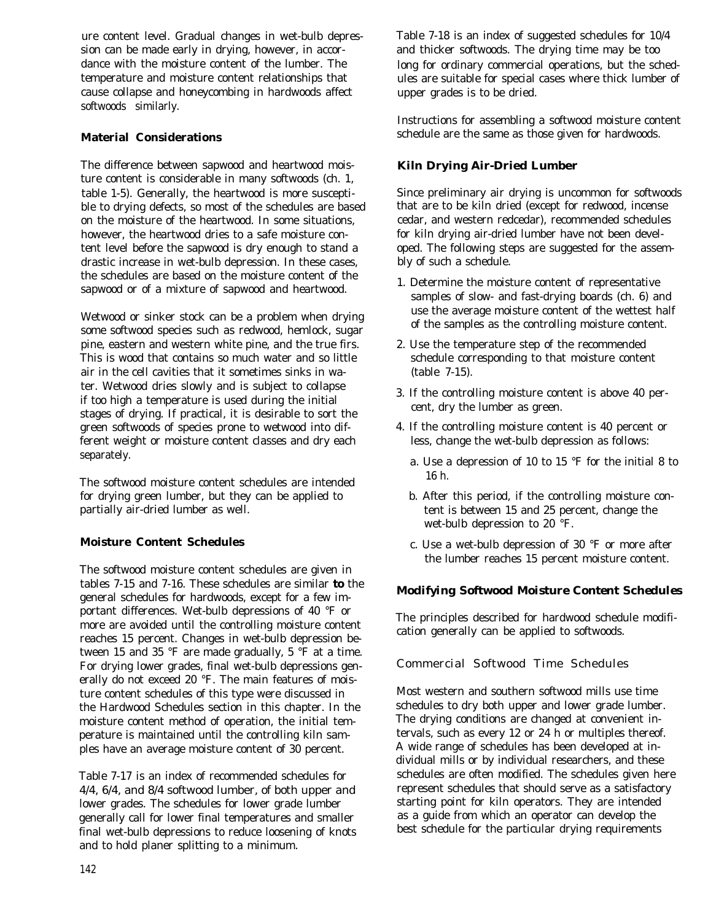ure content level. Gradual changes in wet-bulb depression can be made early in drying, however, in accordance with the moisture content of the lumber. The temperature and moisture content relationships that cause collapse and honeycombing in hardwoods affect softwoods similarly.

### Material Considerations

The difference between sapwood and heartwood moisture content is considerable in many softwoods (ch. 1, table 1-5). Generally, the heartwood is more susceptible to drying defects, so most of the schedules are based on the moisture of the heartwood. In some situations, however, the heartwood dries to a safe moisture content level before the sapwood is dry enough to stand a drastic increase in wet-bulb depression. In these cases, the schedules are based on the moisture content of the sapwood or of a mixture of sapwood and heartwood.

Wetwood or sinker stock can be a problem when drying some softwood species such as redwood, hemlock, sugar pine, eastern and western white pine, and the true firs. This is wood that contains so much water and so little air in the cell cavities that it sometimes sinks in water. Wetwood dries slowly and is subject to collapse if too high a temperature is used during the initial stages of drying. If practical, it is desirable to sort the green softwoods of species prone to wetwood into different weight or moisture content classes and dry each separately.

The softwood moisture content schedules are intended for drying green lumber, but they can be applied to partially air-dried lumber as well.

### Moisture Content Schedules

The softwood moisture content schedules are given in tables 7-15 and 7-16. These schedules are similar **to** the general schedules for hardwoods, except for a few important differences. Wet-bulb depressions of 40 °F or more are avoided until the controlling moisture content reaches 15 percent. Changes in wet-bulb depression between 15 and 35 °F are made gradually, 5 °F at a time. For drying lower grades, final wet-bulb depressions generally do not exceed 20 °F. The main features of moisture content schedules of this type were discussed in the Hardwood Schedules section in this chapter. In the moisture content method of operation, the initial temperature is maintained until the controlling kiln samples have an average moisture content of 30 percent.

Table 7-17 is an index of recommended schedules for 4/4, 6/4, and 8/4 softwood lumber, of both upper and lower grades. The schedules for lower grade lumber generally call for lower final temperatures and smaller final wet-bulb depressions to reduce loosening of knots and to hold planer splitting to a minimum.

Table 7-18 is an index of suggested schedules for 10/4 and thicker softwoods. The drying time may be too long for ordinary commercial operations, but the schedules are suitable for special cases where thick lumber of upper grades is to be dried.

Instructions for assembling a softwood moisture content schedule are the same as those given for hardwoods.

### Kiln Drying Air-Dried Lumber

Since preliminary air drying is uncommon for softwoods that are to be kiln dried (except for redwood, incense cedar, and western redcedar), recommended schedules for kiln drying air-dried lumber have not been developed. The following steps are suggested for the assembly of such a schedule.

1. Determine the moisture content of representative samples of slow- and fast-drying boards (ch. 6) and use the average moisture content of the wettest half of the samples as the controlling moisture content.
2. Use the temperature step of the recommended schedule corresponding to that moisture content (table 7-15).
3. If the controlling moisture content is above 40 percent, dry the lumber as green.
4. If the controlling moisture content is 40 percent or less, change the wet-bulb depression as follows:
   a. Use a depression of 10 to 15 °F for the initial 8 to 16 h.
   b. After this period, if the controlling moisture content is between 15 and 25 percent, change the wet-bulb depression to 20 °F.
   c. Use a wet-bulb depression of 30 °F or more after the lumber reaches 15 percent moisture content.

### Modifying Softwood Moisture Content Schedules

The principles described for hardwood schedule modification generally can be applied to softwoods.

## Commercial Softwood Time Schedules

Most western and southern softwood mills use time schedules to dry both upper and lower grade lumber. The drying conditions are changed at convenient intervals, such as every 12 or 24 h or multiples thereof. A wide range of schedules has been developed at individual mills or by individual researchers, and these schedules are often modified. The schedules given here represent schedules that should serve as a satisfactory starting point for kiln operators. They are intended as a guide from which an operator can develop the best schedule for the particular drying requirements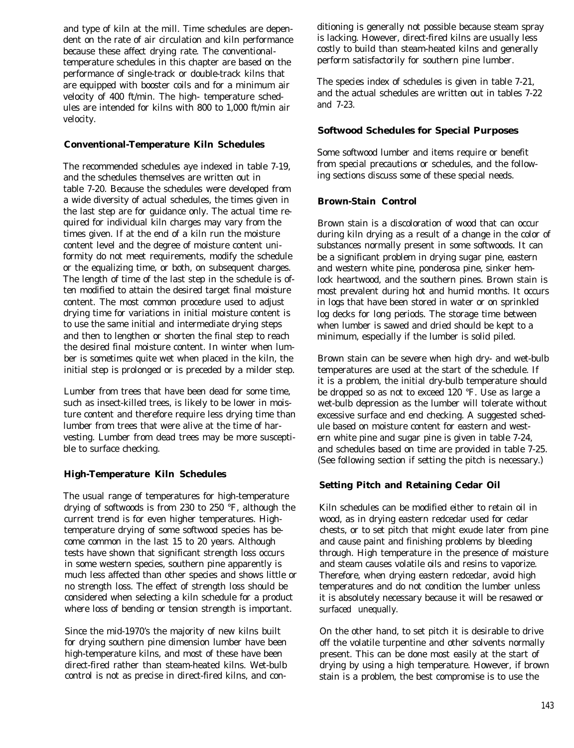and type of kiln at the mill. Time schedules are dependent on the rate of air circulation and kiln performance because these affect drying rate. The conventional-temperature schedules in this chapter are based on the performance of single-track or double-track kilns that are equipped with booster coils and for a minimum air velocity of 400 ft/min. The high- temperature schedules are intended for kilns with 800 to 1,000 ft/min air velocity.

### Conventional-Temperature Kiln Schedules

The recommended schedules aye indexed in table 7-19, and the schedules themselves are written out in table 7-20. Because the schedules were developed from a wide diversity of actual schedules, the times given in the last step are for guidance only. The actual time required for individual kiln charges may vary from the times given. If at the end of a kiln run the moisture content level and the degree of moisture content uniformity do not meet requirements, modify the schedule or the equalizing time, or both, on subsequent charges. The length of time of the last step in the schedule is often modified to attain the desired target final moisture content. The most common procedure used to adjust drying time for variations in initial moisture content is to use the same initial and intermediate drying steps and then to lengthen or shorten the final step to reach the desired final moisture content. In winter when lumber is sometimes quite wet when placed in the kiln, the initial step is prolonged or is preceded by a milder step.

Lumber from trees that have been dead for some time, such as insect-killed trees, is likely to be lower in moisture content and therefore require less drying time than lumber from trees that were alive at the time of harvesting. Lumber from dead trees may be more susceptible to surface checking.

### High-Temperature Kiln Schedules

The usual range of temperatures for high-temperature drying of softwoods is from 230 to 250 °F, although the current trend is for even higher temperatures. High-temperature drying of some softwood species has become common in the last 15 to 20 years. Although tests have shown that significant strength loss occurs in some western species, southern pine apparently is much less affected than other species and shows little or no strength loss. The effect of strength loss should be considered when selecting a kiln schedule for a product where loss of bending or tension strength is important.

Since the mid-1970's the majority of new kilns built for drying southern pine dimension lumber have been high-temperature kilns, and most of these have been direct-fired rather than steam-heated kilns. Wet-bulb control is not as precise in direct-fired kilns, and conditioning is generally not possible because steam spray is lacking. However, direct-fired kilns are usually less costly to build than steam-heated kilns and generally perform satisfactorily for southern pine lumber.

The species index of schedules is given in table 7-21, and the actual schedules are written out in tables 7-22 and 7-23.

### Softwood Schedules for Special Purposes

Some softwood lumber and items require or benefit from special precautions or schedules, and the following sections discuss some of these special needs.

### Brown-Stain Control

Brown stain is a discoloration of wood that can occur during kiln drying as a result of a change in the color of substances normally present in some softwoods. It can be a significant problem in drying sugar pine, eastern and western white pine, ponderosa pine, sinker hemlock heartwood, and the southern pines. Brown stain is most prevalent during hot and humid months. It occurs in logs that have been stored in water or on sprinkled log decks for long periods. The storage time between when lumber is sawed and dried should be kept to a minimum, especially if the lumber is solid piled.

Brown stain can be severe when high dry- and wet-bulb temperatures are used at the start of the schedule. If it is a problem, the initial dry-bulb temperature should be dropped so as not to exceed 120 °F. Use as large a wet-bulb depression as the lumber will tolerate without excessive surface and end checking. A suggested schedule based on moisture content for eastern and western white pine and sugar pine is given in table 7-24, and schedules based on time are provided in table 7-25. (See following section if setting the pitch is necessary.)

### Setting Pitch and Retaining Cedar Oil

Kiln schedules can be modified either to retain oil in wood, as in drying eastern redcedar used for cedar chests, or to set pitch that might exude later from pine and cause paint and finishing problems by bleeding through. High temperature in the presence of moisture and steam causes volatile oils and resins to vaporize. Therefore, when drying eastern redcedar, avoid high temperatures and do not condition the lumber unless it is absolutely necessary because it will be resawed or surfaced unequally.

On the other hand, to set pitch it is desirable to drive off the volatile turpentine and other solvents normally present. This can be done most easily at the start of drying by using a high temperature. However, if brown stain is a problem, the best compromise is to use the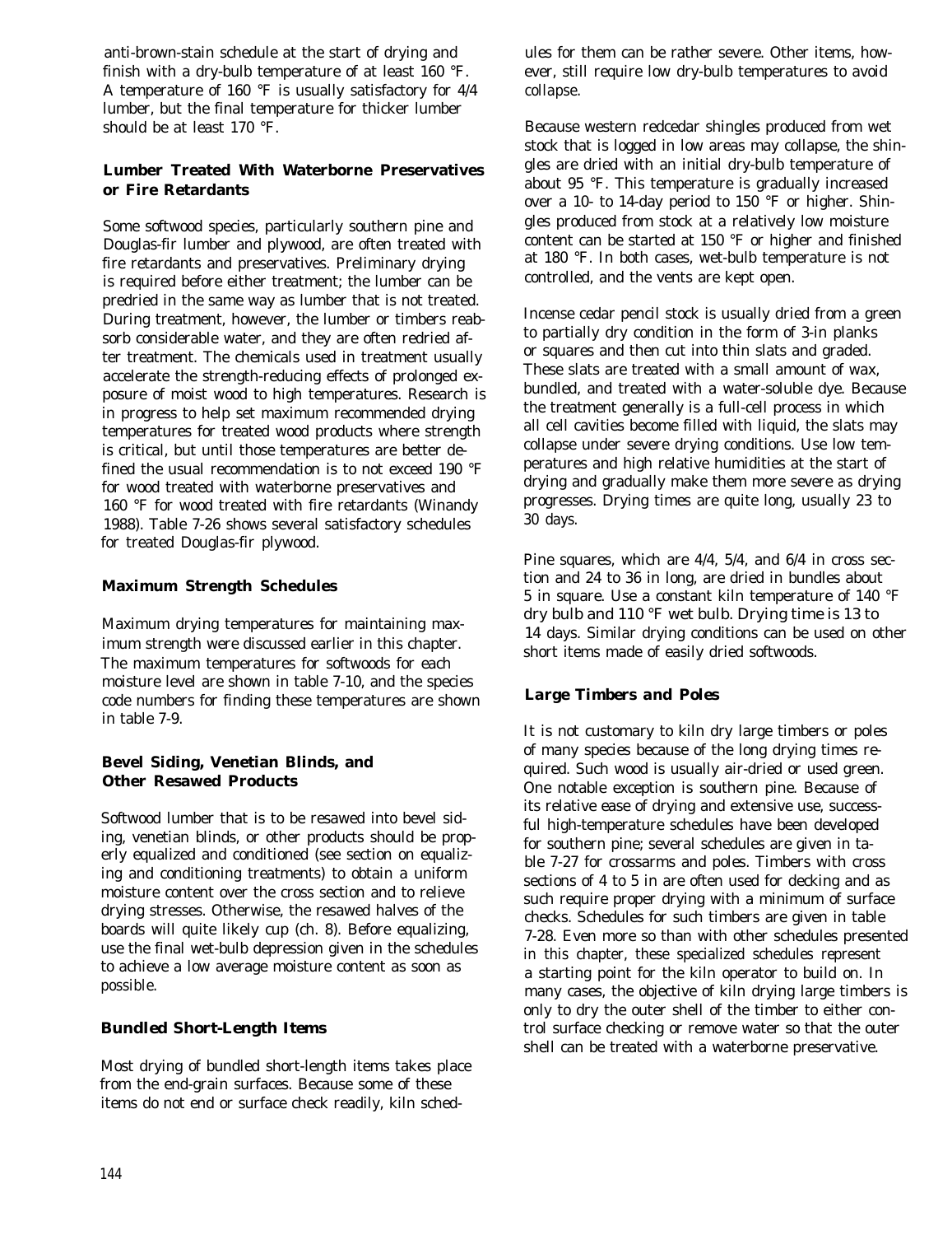anti-brown-stain schedule at the start of drying and finish with a dry-bulb temperature of at least 160 °F. A temperature of 160 °F is usually satisfactory for 4/4 lumber, but the final temperature for thicker lumber should be at least 170 °F.

### Lumber Treated With Waterborne Preservatives or Fire Retardants

Some softwood species, particularly southern pine and Douglas-fir lumber and plywood, are often treated with fire retardants and preservatives. Preliminary drying is required before either treatment; the lumber can be predried in the same way as lumber that is not treated. During treatment, however, the lumber or timbers reabsorb considerable water, and they are often redried after treatment. The chemicals used in treatment usually accelerate the strength-reducing effects of prolonged exposure of moist wood to high temperatures. Research is in progress to help set maximum recommended drying temperatures for treated wood products where strength is critical, but until those temperatures are better defined the usual recommendation is to not exceed 190 °F for wood treated with waterborne preservatives and 160 °F for wood treated with fire retardants (Winandy 1988). Table 7-26 shows several satisfactory schedules for treated Douglas-fir plywood.

### Maximum Strength Schedules

Maximum drying temperatures for maintaining maximum strength were discussed earlier in this chapter. The maximum temperatures for softwoods for each moisture level are shown in table 7-10, and the species code numbers for finding these temperatures are shown in table 7-9.

### Bevel Siding, Venetian Blinds, and Other Resawed Products

Softwood lumber that is to be resawed into bevel siding, venetian blinds, or other products should be properly equalized and conditioned (see section on equalizing and conditioning treatments) to obtain a uniform moisture content over the cross section and to relieve drying stresses. Otherwise, the resawed halves of the boards will quite likely cup (ch. 8). Before equalizing, use the final wet-bulb depression given in the schedules to achieve a low average moisture content as soon as possible.

### Bundled Short-Length Items

Most drying of bundled short-length items takes place from the end-grain surfaces. Because some of these items do not end or surface check readily, kiln schedules for them can be rather severe. Other items, however, still require low dry-bulb temperatures to avoid collapse.

Because western redcedar shingles produced from wet stock that is logged in low areas may collapse, the shingles are dried with an initial dry-bulb temperature of about 95 °F. This temperature is gradually increased over a 10- to 14-day period to 150 °F or higher. Shingles produced from stock at a relatively low moisture content can be started at 150 °F or higher and finished at 180 °F. In both cases, wet-bulb temperature is not controlled, and the vents are kept open.

Incense cedar pencil stock is usually dried from a green to partially dry condition in the form of 3-in planks or squares and then cut into thin slats and graded. These slats are treated with a small amount of wax, bundled, and treated with a water-soluble dye. Because the treatment generally is a full-cell process in which all cell cavities become filled with liquid, the slats may collapse under severe drying conditions. Use low temperatures and high relative humidities at the start of drying and gradually make them more severe as drying progresses. Drying times are quite long, usually 23 to 30 days.

Pine squares, which are 4/4, 5/4, and 6/4 in cross section and 24 to 36 in long, are dried in bundles about 5 in square. Use a constant kiln temperature of 140 °F dry bulb and 110 °F wet bulb. Drying time is 13 to 14 days. Similar drying conditions can be used on other short items made of easily dried softwoods.

### Large Timbers and Poles

It is not customary to kiln dry large timbers or poles of many species because of the long drying times required. Such wood is usually air-dried or used green. One notable exception is southern pine. Because of its relative ease of drying and extensive use, successful high-temperature schedules have been developed for southern pine; several schedules are given in table 7-27 for crossarms and poles. Timbers with cross sections of 4 to 5 in are often used for decking and as such require proper drying with a minimum of surface checks. Schedules for such timbers are given in table 7-28. Even more so than with other schedules presented in this chapter, these specialized schedules represent a starting point for the kiln operator to build on. In many cases, the objective of kiln drying large timbers is only to dry the outer shell of the timber to either control surface checking or remove water so that the outer shell can be treated with a waterborne preservative.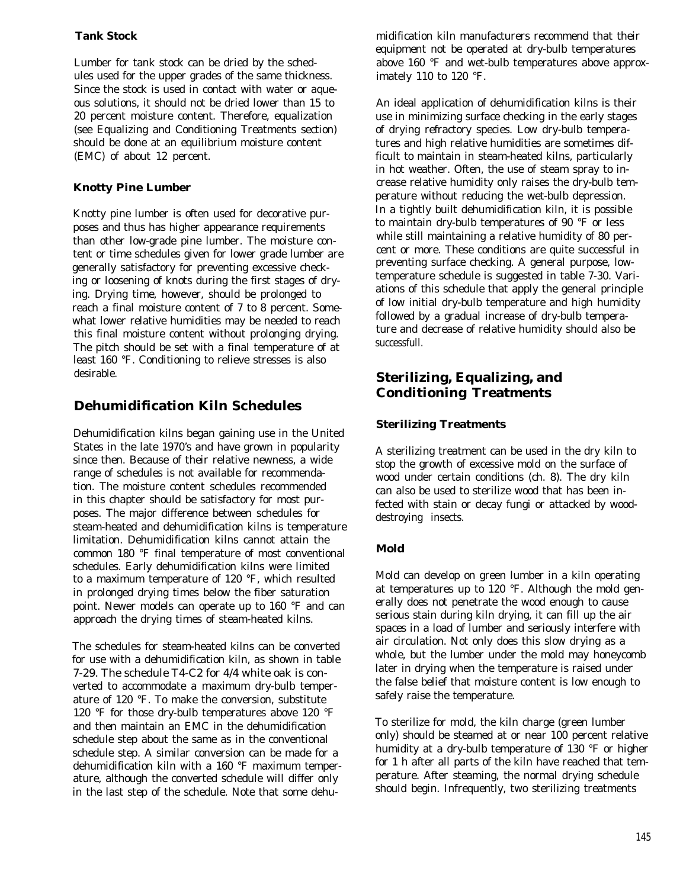### Tank Stock

Lumber for tank stock can be dried by the schedules used for the upper grades of the same thickness. Since the stock is used in contact with water or aqueous solutions, it should not be dried lower than 15 to 20 percent moisture content. Therefore, equalization (see Equalizing and Conditioning Treatments section) should be done at an equilibrium moisture content (EMC) of about 12 percent.

### Knotty Pine Lumber

Knotty pine lumber is often used for decorative purposes and thus has higher appearance requirements than other low-grade pine lumber. The moisture content or time schedules given for lower grade lumber are generally satisfactory for preventing excessive checking or loosening of knots during the first stages of drying. Drying time, however, should be prolonged to reach a final moisture content of 7 to 8 percent. Somewhat lower relative humidities may be needed to reach this final moisture content without prolonging drying. The pitch should be set with a final temperature of at least 160 °F. Conditioning to relieve stresses is also desirable.

## Dehumidification Kiln Schedules

Dehumidification kilns began gaining use in the United States in the late 1970's and have grown in popularity since then. Because of their relative newness, a wide range of schedules is not available for recommendation. The moisture content schedules recommended in this chapter should be satisfactory for most purposes. The major difference between schedules for steam-heated and dehumidification kilns is temperature limitation. Dehumidification kilns cannot attain the common 180 °F final temperature of most conventional schedules. Early dehumidification kilns were limited to a maximum temperature of 120 °F, which resulted in prolonged drying times below the fiber saturation point. Newer models can operate up to 160 °F and can approach the drying times of steam-heated kilns.

The schedules for steam-heated kilns can be converted for use with a dehumidification kiln, as shown in table 7-29. The schedule T4-C2 for 4/4 white oak is converted to accommodate a maximum dry-bulb temperature of 120 °F. To make the conversion, substitute 120 °F for those dry-bulb temperatures above 120 °F and then maintain an EMC in the dehumidification schedule step about the same as in the conventional schedule step. A similar conversion can be made for a dehumidification kiln with a 160 °F maximum temperature, although the converted schedule will differ only in the last step of the schedule. Note that some dehumidification kiln manufacturers recommend that their equipment not be operated at dry-bulb temperatures above 160 °F and wet-bulb temperatures above approximately 110 to 120 °F.

An ideal application of dehumidification kilns is their use in minimizing surface checking in the early stages of drying refractory species. Low dry-bulb temperatures and high relative humidities are sometimes difficult to maintain in steam-heated kilns, particularly in hot weather. Often, the use of steam spray to increase relative humidity only raises the dry-bulb temperature without reducing the wet-bulb depression. In a tightly built dehumidification kiln, it is possible to maintain dry-bulb temperatures of 90 °F or less while still maintaining a relative humidity of 80 percent or more. These conditions are quite successful in preventing surface checking. A general purpose, low-temperature schedule is suggested in table 7-30. Variations of this schedule that apply the general principle of low initial dry-bulb temperature and high humidity followed by a gradual increase of dry-bulb temperature and decrease of relative humidity should also be successfull.

## Sterilizing, Equalizing, and Conditioning Treatments

### Sterilizing Treatments

A sterilizing treatment can be used in the dry kiln to stop the growth of excessive mold on the surface of wood under certain conditions (ch. 8). The dry kiln can also be used to sterilize wood that has been infected with stain or decay fungi or attacked by wood-destroying insects.

### Mold

Mold can develop on green lumber in a kiln operating at temperatures up to 120 °F. Although the mold generally does not penetrate the wood enough to cause serious stain during kiln drying, it can fill up the air spaces in a load of lumber and seriously interfere with air circulation. Not only does this slow drying as a whole, but the lumber under the mold may honeycomb later in drying when the temperature is raised under the false belief that moisture content is low enough to safely raise the temperature.

To sterilize for mold, the kiln charge (green lumber only) should be steamed at or near 100 percent relative humidity at a dry-bulb temperature of 130 °F or higher for 1 h after all parts of the kiln have reached that temperature. After steaming, the normal drying schedule should begin. Infrequently, two sterilizing treatments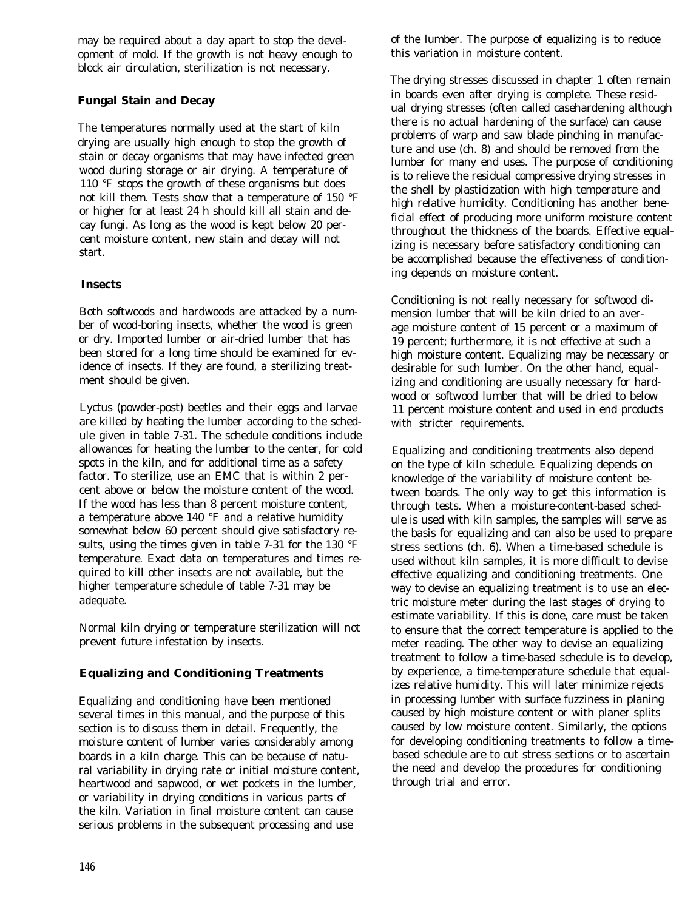may be required about a day apart to stop the development of mold. If the growth is not heavy enough to block air circulation, sterilization is not necessary.

### Fungal Stain and Decay

The temperatures normally used at the start of kiln drying are usually high enough to stop the growth of stain or decay organisms that may have infected green wood during storage or air drying. A temperature of 110 °F stops the growth of these organisms but does not kill them. Tests show that a temperature of 150 °F or higher for at least 24 h should kill all stain and decay fungi. As long as the wood is kept below 20 percent moisture content, new stain and decay will not start.

### Insects

Both softwoods and hardwoods are attacked by a number of wood-boring insects, whether the wood is green or dry. Imported lumber or air-dried lumber that has been stored for a long time should be examined for evidence of insects. If they are found, a sterilizing treatment should be given.

Lyctus (powder-post) beetles and their eggs and larvae are killed by heating the lumber according to the schedule given in table 7-31. The schedule conditions include allowances for heating the lumber to the center, for cold spots in the kiln, and for additional time as a safety factor. To sterilize, use an EMC that is within 2 percent above or below the moisture content of the wood. If the wood has less than 8 percent moisture content, a temperature above 140 °F and a relative humidity somewhat below 60 percent should give satisfactory results, using the times given in table 7-31 for the 130 °F temperature. Exact data on temperatures and times required to kill other insects are not available, but the higher temperature schedule of table 7-31 may be adequate.

Normal kiln drying or temperature sterilization will not prevent future infestation by insects.

## Equalizing and Conditioning Treatments

Equalizing and conditioning have been mentioned several times in this manual, and the purpose of this section is to discuss them in detail. Frequently, the moisture content of lumber varies considerably among boards in a kiln charge. This can be because of natural variability in drying rate or initial moisture content, heartwood and sapwood, or wet pockets in the lumber, or variability in drying conditions in various parts of the kiln. Variation in final moisture content can cause serious problems in the subsequent processing and use of the lumber. The purpose of equalizing is to reduce this variation in moisture content.

The drying stresses discussed in chapter 1 often remain in boards even after drying is complete. These residual drying stresses (often called casehardening although there is no actual hardening of the surface) can cause problems of warp and saw blade pinching in manufacture and use (ch. 8) and should be removed from the lumber for many end uses. The purpose of conditioning is to relieve the residual compressive drying stresses in the shell by plasticization with high temperature and high relative humidity. Conditioning has another beneficial effect of producing more uniform moisture content throughout the thickness of the boards. Effective equalizing is necessary before satisfactory conditioning can be accomplished because the effectiveness of conditioning depends on moisture content.

Conditioning is not really necessary for softwood dimension lumber that will be kiln dried to an average moisture content of 15 percent or a maximum of 19 percent; furthermore, it is not effective at such a high moisture content. Equalizing may be necessary or desirable for such lumber. On the other hand, equalizing and conditioning are usually necessary for hardwood or softwood lumber that will be dried to below 11 percent moisture content and used in end products with stricter requirements.

Equalizing and conditioning treatments also depend on the type of kiln schedule. Equalizing depends on knowledge of the variability of moisture content between boards. The only way to get this information is through tests. When a moisture-content-based schedule is used with kiln samples, the samples will serve as the basis for equalizing and can also be used to prepare stress sections (ch. 6). When a time-based schedule is used without kiln samples, it is more difficult to devise effective equalizing and conditioning treatments. One way to devise an equalizing treatment is to use an electric moisture meter during the last stages of drying to estimate variability. If this is done, care must be taken to ensure that the correct temperature is applied to the meter reading. The other way to devise an equalizing treatment to follow a time-based schedule is to develop, by experience, a time-temperature schedule that equalizes relative humidity. This will later minimize rejects in processing lumber with surface fuzziness in planing caused by high moisture content or with planer splits caused by low moisture content. Similarly, the options for developing conditioning treatments to follow a time-based schedule are to cut stress sections or to ascertain the need and develop the procedures for conditioning through trial and error.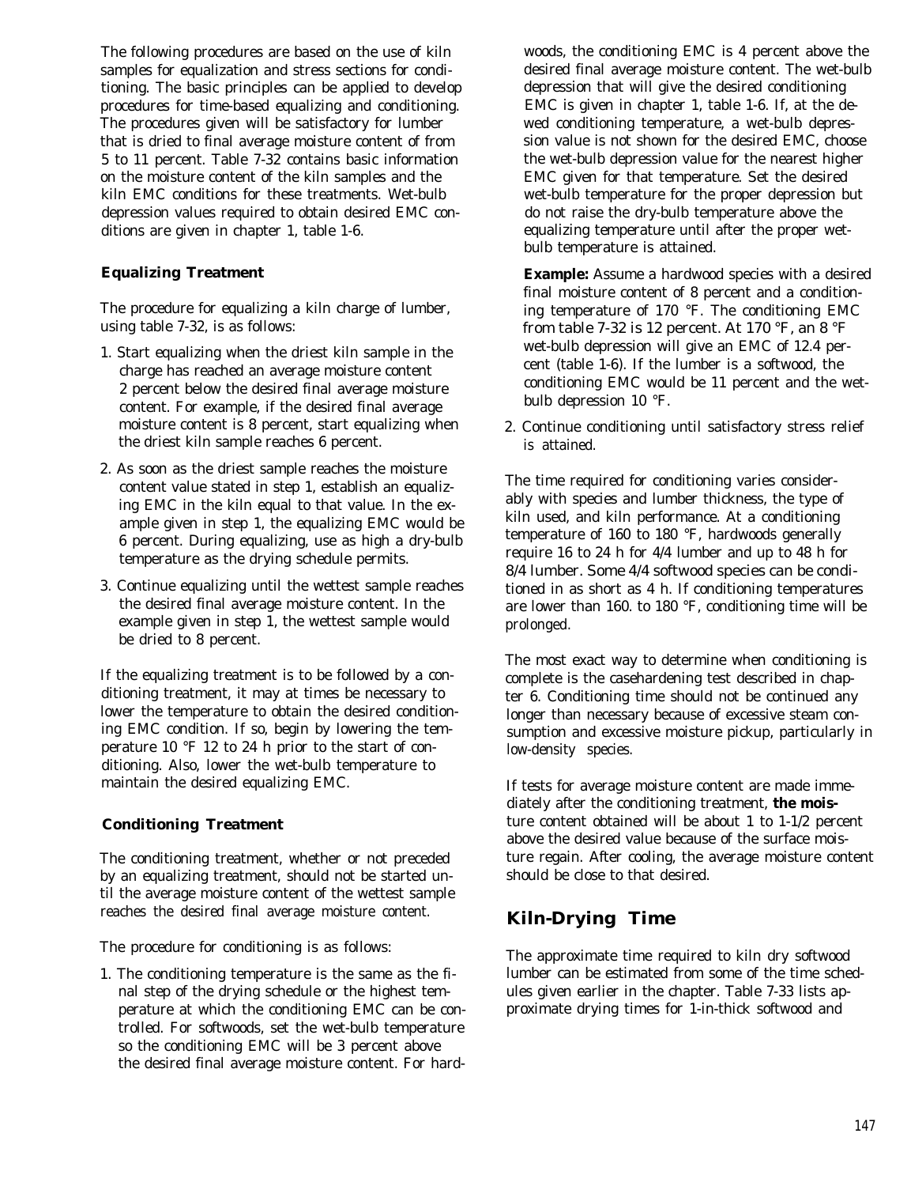The following procedures are based on the use of kiln samples for equalization and stress sections for conditioning. The basic principles can be applied to develop procedures for time-based equalizing and conditioning. The procedures given will be satisfactory for lumber that is dried to final average moisture content of from 5 to 11 percent. Table 7-32 contains basic information on the moisture content of the kiln samples and the kiln EMC conditions for these treatments. Wet-bulb depression values required to obtain desired EMC conditions are given in chapter 1, table 1-6.

### Equalizing Treatment

The procedure for equalizing a kiln charge of lumber, using table 7-32, is as follows:

1. Start equalizing when the driest kiln sample in the charge has reached an average moisture content 2 percent below the desired final average moisture content. For example, if the desired final average moisture content is 8 percent, start equalizing when the driest kiln sample reaches 6 percent.
2. As soon as the driest sample reaches the moisture content value stated in step 1, establish an equalizing EMC in the kiln equal to that value. In the example given in step 1, the equalizing EMC would be 6 percent. During equalizing, use as high a dry-bulb temperature as the drying schedule permits.
3. Continue equalizing until the wettest sample reaches the desired final average moisture content. In the example given in step 1, the wettest sample would be dried to 8 percent.

If the equalizing treatment is to be followed by a conditioning treatment, it may at times be necessary to lower the temperature to obtain the desired conditioning EMC condition. If so, begin by lowering the temperature 10 °F 12 to 24 h prior to the start of conditioning. Also, lower the wet-bulb temperature to maintain the desired equalizing EMC.

### Conditioning Treatment

The conditioning treatment, whether or not preceded by an equalizing treatment, should not be started until the average moisture content of the wettest sample reaches the desired final average moisture content.

The procedure for conditioning is as follows:

1. The conditioning temperature is the same as the final step of the drying schedule or the highest temperature at which the conditioning EMC can be controlled. For softwoods, set the wet-bulb temperature so the conditioning EMC will be 3 percent above the desired final average moisture content. For hardwoods, the conditioning EMC is 4 percent above the desired final average moisture content. The wet-bulb depression that will give the desired conditioning EMC is given in chapter 1, table 1-6. If, at the dewed conditioning temperature, a wet-bulb depression value is not shown for the desired EMC, choose the wet-bulb depression value for the nearest higher EMC given for that temperature. Set the desired wet-bulb temperature for the proper depression but do not raise the dry-bulb temperature above the equalizing temperature until after the proper wet-bulb temperature is attained.

   **Example:** Assume a hardwood species with a desired final moisture content of 8 percent and a conditioning temperature of 170 °F. The conditioning EMC from table 7-32 is 12 percent. At 170 °F, an 8 °F wet-bulb depression will give an EMC of 12.4 percent (table 1-6). If the lumber is a softwood, the conditioning EMC would be 11 percent and the wet-bulb depression 10 °F.

2. Continue conditioning until satisfactory stress relief is attained.

The time required for conditioning varies considerably with species and lumber thickness, the type of kiln used, and kiln performance. At a conditioning temperature of 160 to 180 °F, hardwoods generally require 16 to 24 h for 4/4 lumber and up to 48 h for 8/4 lumber. Some 4/4 softwood species can be conditioned in as short as 4 h. If conditioning temperatures are lower than 160. to 180 °F, conditioning time will be prolonged.

The most exact way to determine when conditioning is complete is the casehardening test described in chapter 6. Conditioning time should not be continued any longer than necessary because of excessive steam consumption and excessive moisture pickup, particularly in low-density species.

If tests for average moisture content are made immediately after the conditioning treatment, the moisture content obtained will be about 1 to 1-1/2 percent above the desired value because of the surface moisture regain. After cooling, the average moisture content should be close to that desired.

## Kiln-Drying Time

The approximate time required to kiln dry softwood lumber can be estimated from some of the time schedules given earlier in the chapter. Table 7-33 lists approximate drying times for 1-in-thick softwood and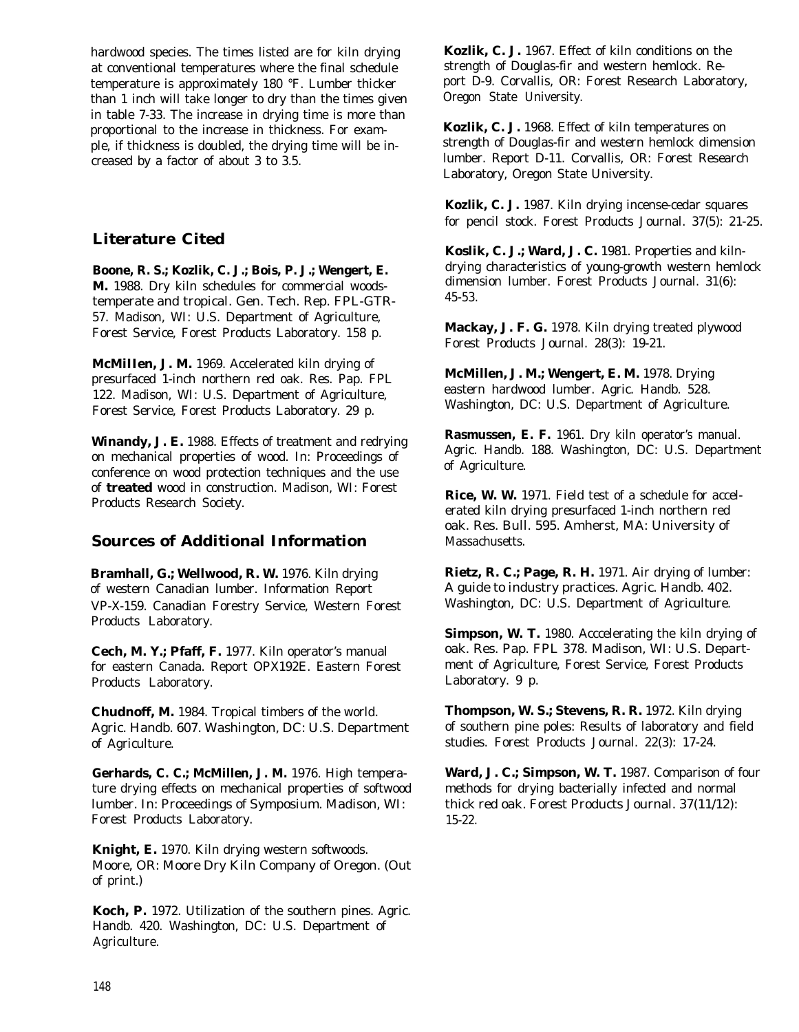hardwood species. The times listed are for kiln drying at conventional temperatures where the final schedule temperature is approximately 180 °F. Lumber thicker than 1 inch will take longer to dry than the times given in table 7-33. The increase in drying time is more than proportional to the increase in thickness. For example, if thickness is doubled, the drying time will be increased by a factor of about 3 to 3.5.

## Literature Cited

**Boone, R. S.; Kozlik, C. J.; Bois, P. J.; Wengert, E. M.** 1988. Dry kiln schedules for commercial woods-temperate and tropical. Gen. Tech. Rep. FPL-GTR-57. Madison, WI: U.S. Department of Agriculture, Forest Service, Forest Products Laboratory. 158 p.

**McMillen, J. M.** 1969. Accelerated kiln drying of presurfaced 1-inch northern red oak. Res. Pap. FPL 122. Madison, WI: U.S. Department of Agriculture, Forest Service, Forest Products Laboratory. 29 p.

**Winandy, J. E.** 1988. Effects of treatment and redrying on mechanical properties of wood. In: Proceedings of conference on wood protection techniques and the use of **treated** wood in construction. Madison, WI: Forest Products Research Society.

## Sources of Additional Information

**Bramhall, G.; Wellwood, R. W.** 1976. Kiln drying of western Canadian lumber. Information Report VP-X-159. Canadian Forestry Service, Western Forest Products Laboratory.

**Cech, M. Y.; Pfaff, F.** 1977. Kiln operator's manual for eastern Canada. Report OPX192E. Eastern Forest Products Laboratory.

**Chudnoff, M.** 1984. Tropical timbers of the world. Agric. Handb. 607. Washington, DC: U.S. Department of Agriculture.

**Gerhards, C. C.; McMillen, J. M.** 1976. High temperature drying effects on mechanical properties of softwood lumber. In: Proceedings of Symposium. Madison, WI: Forest Products Laboratory.

**Knight, E.** 1970. Kiln drying western softwoods. Moore, OR: Moore Dry Kiln Company of Oregon. (Out of print.)

**Koch, P.** 1972. Utilization of the southern pines. Agric. Handb. 420. Washington, DC: U.S. Department of Agriculture.

**Kozlik, C. J.** 1967. Effect of kiln conditions on the strength of Douglas-fir and western hemlock. Report D-9. Corvallis, OR: Forest Research Laboratory, Oregon State University.

**Kozlik, C. J.** 1968. Effect of kiln temperatures on strength of Douglas-fir and western hemlock dimension lumber. Report D-11. Corvallis, OR: Forest Research Laboratory, Oregon State University.

**Kozlik, C. J.** 1987. Kiln drying incense-cedar squares for pencil stock. Forest Products Journal. 37(5): 21-25.

**Koslik, C. J.; Ward, J. C.** 1981. Properties and kiln-drying characteristics of young-growth western hemlock dimension lumber. Forest Products Journal. 31(6): 45-53.

**Mackay, J. F. G.** 1978. Kiln drying treated plywood Forest Products Journal. 28(3): 19-21.

**McMillen, J. M.; Wengert, E. M.** 1978. Drying eastern hardwood lumber. Agric. Handb. 528. Washington, DC: U.S. Department of Agriculture.

**Rasmussen, E. F.** 1961. Dry kiln operator's manual. Agric. Handb. 188. Washington, DC: U.S. Department of Agriculture.

**Rice, W. W.** 1971. Field test of a schedule for accelerated kiln drying presurfaced 1-inch northern red oak. Res. Bull. 595. Amherst, MA: University of Massachusetts.

**Rietz, R. C.; Page, R. H.** 1971. Air drying of lumber: A guide to industry practices. Agric. Handb. 402. Washington, DC: U.S. Department of Agriculture.

**Simpson, W. T.** 1980. Acccelerating the kiln drying of oak. Res. Pap. FPL 378. Madison, WI: U.S. Department of Agriculture, Forest Service, Forest Products Laboratory. 9 p.

**Thompson, W. S.; Stevens, R. R.** 1972. Kiln drying of southern pine poles: Results of laboratory and field studies. Forest Products Journal. 22(3): 17-24.

**Ward, J. C.; Simpson, W. T.** 1987. Comparison of four methods for drying bacterially infected and normal thick red oak. Forest Products Journal. 37(11/12): 15-22.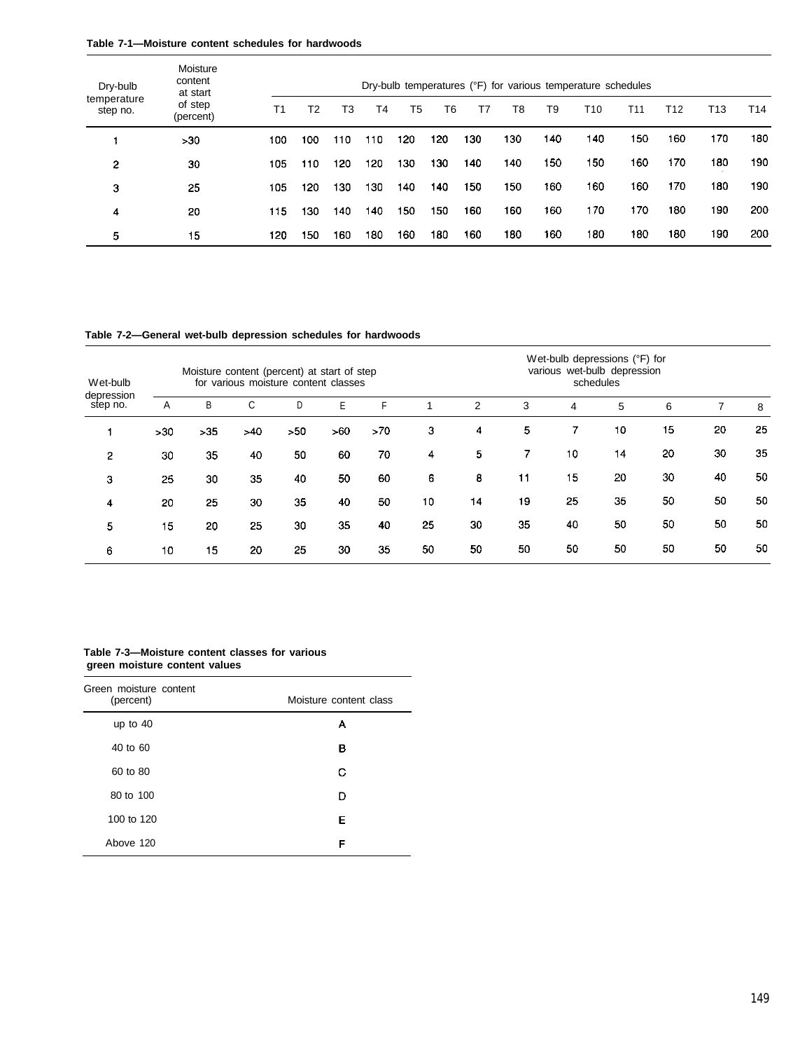**Table 7-1—Moisture content schedules for hardwoods**

| Dry-bulb temperature step no. | Moisture content at start of step (percent) | Dry-bulb temperatures (°F) for various temperature schedules | | | | | | | | | | | | | |
|---|---|---|---|---|---|---|---|---|---|---|---|---|---|---|---|
| | | T1 | T2 | T3 | T4 | T5 | T6 | T7 | T8 | T9 | T10 | T11 | T12 | T13 | T14 |
| 1 | >30 | 100 | 100 | 110 | 110 | 120 | 120 | 130 | 130 | 140 | 140 | 150 | 160 | 170 | 180 |
| 2 | 30 | 105 | 110 | 120 | 120 | 130 | 130 | 140 | 140 | 150 | 150 | 160 | 170 | 180 | 190 |
| 3 | 25 | 105 | 120 | 130 | 130 | 140 | 140 | 150 | 150 | 160 | 160 | 160 | 170 | 180 | 190 |
| 4 | 20 | 115 | 130 | 140 | 140 | 150 | 150 | 160 | 160 | 160 | 170 | 170 | 180 | 190 | 200 |
| 5 | 15 | 120 | 150 | 160 | 180 | 160 | 180 | 160 | 180 | 160 | 180 | 180 | 180 | 190 | 200 |

**Table 7-2—General wet-bulb depression schedules for hardwoods**

| Wet-bulb depression step no. | Moisture content (percent) at start of step for various moisture content classes | | | | | | Wet-bulb depressions (°F) for various wet-bulb depression schedules | | | | | | | |
|---|---|---|---|---|---|---|---|---|---|---|---|---|---|---|
| | A | B | C | D | E | F | 1 | 2 | 3 | 4 | 5 | 6 | 7 | 8 |
| 1 | >30 | >35 | >40 | >50 | >60 | >70 | 3 | 4 | 5 | 7 | 10 | 15 | 20 | 25 |
| 2 | 30 | 35 | 40 | 50 | 60 | 70 | 4 | 5 | 7 | 10 | 14 | 20 | 30 | 35 |
| 3 | 25 | 30 | 35 | 40 | 50 | 60 | 6 | 8 | 11 | 15 | 20 | 30 | 40 | 50 |
| 4 | 20 | 25 | 30 | 35 | 40 | 50 | 10 | 14 | 19 | 25 | 35 | 50 | 50 | 50 |
| 5 | 15 | 20 | 25 | 30 | 35 | 40 | 25 | 30 | 35 | 40 | 50 | 50 | 50 | 50 |
| 6 | 10 | 15 | 20 | 25 | 30 | 35 | 50 | 50 | 50 | 50 | 50 | 50 | 50 | 50 |

**Table 7-3—Moisture content classes for various green moisture content values**

| Green moisture content (percent) | Moisture content class |
|---|---|
| up to 40 | A |
| 40 to 60 | B |
| 60 to 80 | C |
| 80 to 100 | D |
| 100 to 120 | E |
| Above 120 | F |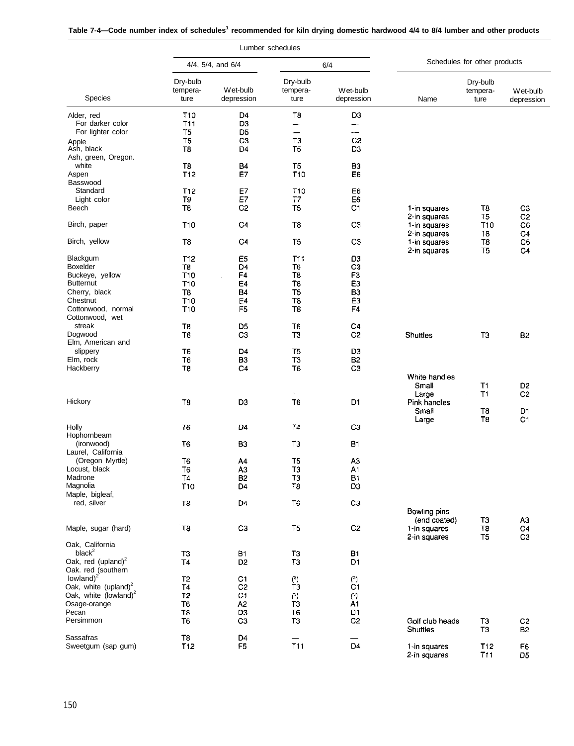**Table 7-4—Code number index of schedules[1] recommended for kiln drying domestic hardwood 4/4 to 8/4 lumber and other products**

| | Lumber schedules | | | | Schedules for other products | | |
|---|---|---|---|---|---|---|---|
| | 4/4, 5/4, and 6/4 | | 6/4 | | | | |
| Species | Dry-bulb temperature | Wet-bulb depression | Dry-bulb temperature | Wet-bulb depression | Name | Dry-bulb temperature | Wet-bulb depression |
| Alder, red | T10 | D4 | T8 | D3 | | | |
| For darker color | T11 | D3 | — | — | | | |
| For lighter color | T5 | D5 | — | — | | | |
| Apple | T6 | C3 | T3 | C2 | | | |
| Ash, black | T8 | D4 | T5 | D3 | | | |
| Ash, green, Oregon, white | T8 | B4 | T5 | B3 | | | |
| Aspen | T12 | E7 | T10 | E6 | | | |
| Basswood | | | | | | | |
| Standard | T12 | E7 | T10 | E6 | | | |
| Light color | T9 | E7 | T7 | E6 | | | |
| Beech | T8 | C2 | T5 | C1 | 1-in squares | T8 | C3 |
| | | | | | 2-in squares | T5 | C2 |
| Birch, paper | T10 | C4 | T8 | C3 | 1-in squares | T10 | C6 |
| | | | | | 2-in squares | T8 | C4 |
| Birch, yellow | T8 | C4 | T5 | C3 | 1-in squares | T8 | C5 |
| | | | | | 2-in squares | T5 | C4 |
| Blackgum | T12 | E5 | T11 | D3 | | | |
| Boxelder | T8 | D4 | T6 | C3 | | | |
| Buckeye, yellow | T10 | F4 | T8 | F3 | | | |
| Butternut | T10 | E4 | T8 | E3 | | | |
| Cherry, black | T8 | B4 | T5 | B3 | | | |
| Chestnut | T10 | E4 | T8 | E3 | | | |
| Cottonwood, normal | T10 | F5 | T8 | F4 | | | |
| Cottonwood, wet streak | T8 | D5 | T6 | C4 | | | |
| Dogwood | T6 | C3 | T3 | C2 | Shuttles | T3 | B2 |
| Elm, American and slippery | T6 | D4 | T5 | D3 | | | |
| Elm, rock | T6 | B3 | T3 | B2 | | | |
| Hackberry | T8 | C4 | T6 | C3 | | | |
| | | | | | White handles | | |
| | | | | | Small | T1 | D2 |
| | | | | | Large | T1 | C2 |
| Hickory | T8 | D3 | T6 | D1 | Pink handles | | |
| | | | | | Small | T8 | D1 |
| | | | | | Large | T8 | C1 |
| Holly | T6 | D4 | T4 | C3 | | | |
| Hophornbeam (ironwood) | T6 | B3 | T3 | B1 | | | |
| Laurel, California (Oregon Myrtle) | T6 | A4 | T5 | A3 | | | |
| Locust, black | T6 | A3 | T3 | A1 | | | |
| Madrone | T4 | B2 | T3 | B1 | | | |
| Magnolia | T10 | D4 | T8 | D3 | | | |
| Maple, bigleaf, red, silver | T8 | D4 | T6 | C3 | | | |
| | | | | | Bowling pins (end coated) | T3 | A3 |
| Maple, sugar (hard) | T8 | C3 | T5 | C2 | 1-in squares | T8 | C4 |
| | | | | | 2-in squares | T5 | C3 |
| Oak, California black[2] | T3 | B1 | T3 | B1 | | | |
| Oak, red (upland)[2] | T4 | D2 | T3 | D1 | | | |
| Oak, red (southern lowland)[2] | T2 | C1 | ([3]) | ([3]) | | | |
| Oak, white (upland)[2] | T4 | C2 | T3 | C1 | | | |
| Oak, white (lowland)[2] | T2 | C1 | ([3]) | ([3]) | | | |
| Osage-orange | T6 | A2 | T3 | A1 | | | |
| Pecan | T8 | D3 | T6 | D1 | | | |
| Persimmon | T6 | C3 | T3 | C2 | Golf club heads | T3 | C2 |
| | | | | | Shuttles | T3 | B2 |
| Sassafras | T8 | D4 | — | — | | | |
| Sweetgum (sap gum) | T12 | F5 | T11 | D4 | 1-in squares | T12 | F6 |
| | | | | | 2-in squares | T11 | D5 |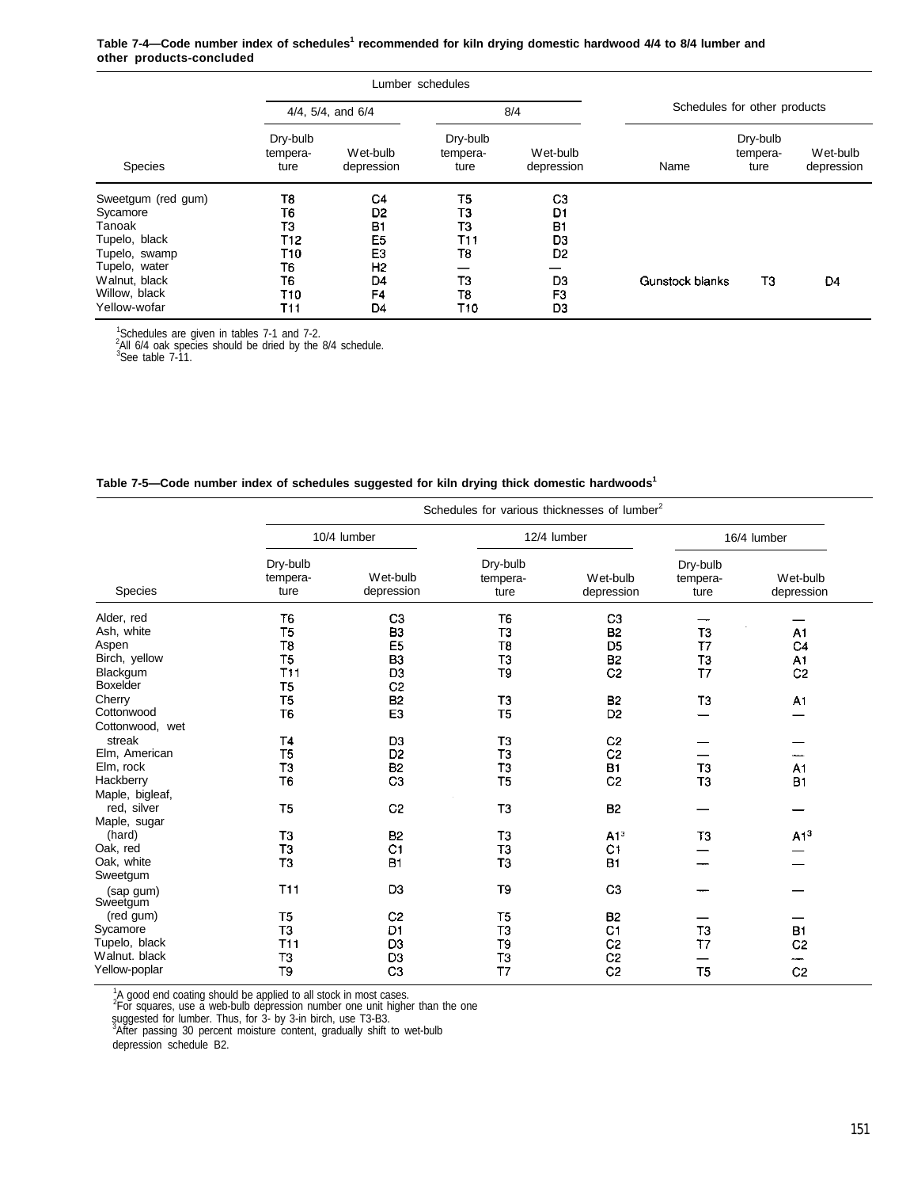**Table 7-4—Code number index of schedules[1] recommended for kiln drying domestic hardwood 4/4 to 8/4 lumber and other products-concluded**

| | Lumber schedules | | | | Schedules for other products | | |
|---|---|---|---|---|---|---|---|
| | 4/4, 5/4, and 6/4 | | 8/4 | | | | |
| Species | Dry-bulb tempera-ture | Wet-bulb depression | Dry-bulb tempera-ture | Wet-bulb depression | Name | Dry-bulb tempera-ture | Wet-bulb depression |
| Sweetgum (red gum) | T8 | C4 | T5 | C3 | | | |
| Sycamore | T6 | D2 | T3 | D1 | | | |
| Tanoak | T3 | B1 | T3 | B1 | | | |
| Tupelo, black | T12 | E5 | T11 | D3 | | | |
| Tupelo, swamp | T10 | E3 | T8 | D2 | | | |
| Tupelo, water | T6 | H2 | — | — | | | |
| Walnut, black | T6 | D4 | T3 | D3 | Gunstock blanks | T3 | D4 |
| Willow, black | T10 | F4 | T8 | F3 | | | |
| Yellow-wofar | T11 | D4 | T10 | D3 | | | |

[1]Schedules are given in tables 7-1 and 7-2.
[2]All 6/4 oak species should be dried by the 8/4 schedule.
[3]See table 7-11.

**Table 7-5—Code number index of schedules suggested for kiln drying thick domestic hardwoods[1]**

| | Schedules for various thicknesses of lumber[2] | | | | | |
|---|---|---|---|---|---|---|
| | 10/4 lumber | | 12/4 lumber | | 16/4 lumber | |
| Species | Dry-bulb tempera-ture | Wet-bulb depression | Dry-bulb tempera-ture | Wet-bulb depression | Dry-bulb tempera-ture | Wet-bulb depression |
| Alder, red | T6 | C3 | T6 | C3 | — | — |
| Ash, white | T5 | B3 | T3 | B2 | T3 | A1 |
| Aspen | T8 | E5 | T8 | D5 | T7 | C4 |
| Birch, yellow | T5 | B3 | T3 | B2 | T3 | A1 |
| Blackgum | T11 | D3 | T9 | C2 | T7 | C2 |
| Boxelder | T5 | C2 | | | | |
| Cherry | T5 | B2 | T3 | B2 | T3 | A1 |
| Cottonwood | T6 | E3 | T5 | D2 | — | — |
| Cottonwood, wet streak | T4 | D3 | T3 | C2 | — | — |
| Elm, American | T5 | D2 | T3 | C2 | — | — |
| Elm, rock | T3 | B2 | T3 | B1 | T3 | A1 |
| Hackberry | T6 | C3 | T5 | C2 | T3 | B1 |
| Maple, bigleaf, red, silver | T5 | C2 | T3 | B2 | — | — |
| Maple, sugar (hard) | T3 | B2 | T3 | A1[3] | T3 | A1[3] |
| Oak, red | T3 | C1 | T3 | C1 | — | — |
| Oak, white | T3 | B1 | T3 | B1 | — | — |
| Sweetgum (sap gum) | T11 | D3 | T9 | C3 | — | — |
| Sweetgum (red gum) | T5 | C2 | T5 | B2 | — | — |
| Sycamore | T3 | D1 | T3 | C1 | T3 | B1 |
| Tupelo, black | T11 | D3 | T9 | C2 | T7 | C2 |
| Walnut. black | T3 | D3 | T3 | C2 | — | — |
| Yellow-poplar | T9 | C3 | T7 | C2 | T5 | C2 |

[1]A good end coating should be applied to all stock in most cases.
[2]For squares, use a web-bulb depression number one unit higher than the one suggested for lumber. Thus, for 3- by 3-in birch, use T3-B3.
[3]After passing 30 percent moisture content, gradually shift to wet-bulb depression schedule B2.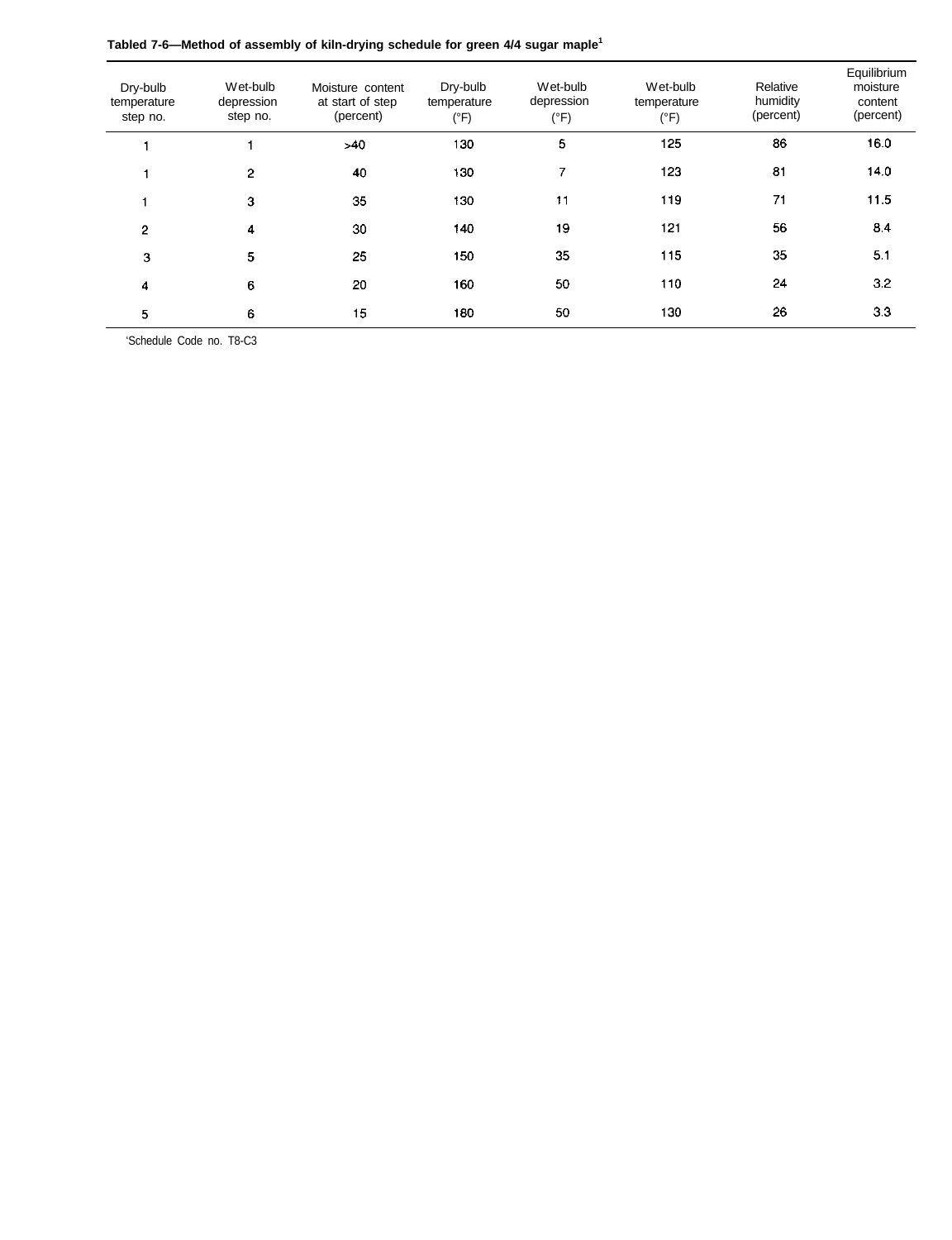**Tabled 7-6—Method of assembly of kiln-drying schedule for green 4/4 sugar maple[1]**

| Dry-bulb temperature step no. | Wet-bulb depression step no. | Moisture content at start of step (percent) | Dry-bulb temperature (°F) | Wet-bulb depression (°F) | Wet-bulb temperature (°F) | Relative humidity (percent) | Equilibrium moisture content (percent) |
|---|---|---|---|---|---|---|---|
| 1 | 1 | >40 | 130 | 5 | 125 | 86 | 16.0 |
| 1 | 2 | 40 | 130 | 7 | 123 | 81 | 14.0 |
| 1 | 3 | 35 | 130 | 11 | 119 | 71 | 11.5 |
| 2 | 4 | 30 | 140 | 19 | 121 | 56 | 8.4 |
| 3 | 5 | 25 | 150 | 35 | 115 | 35 | 5.1 |
| 4 | 6 | 20 | 160 | 50 | 110 | 24 | 3.2 |
| 5 | 6 | 15 | 180 | 50 | 130 | 26 | 3.3 |

[1]Schedule Code no. T8-C3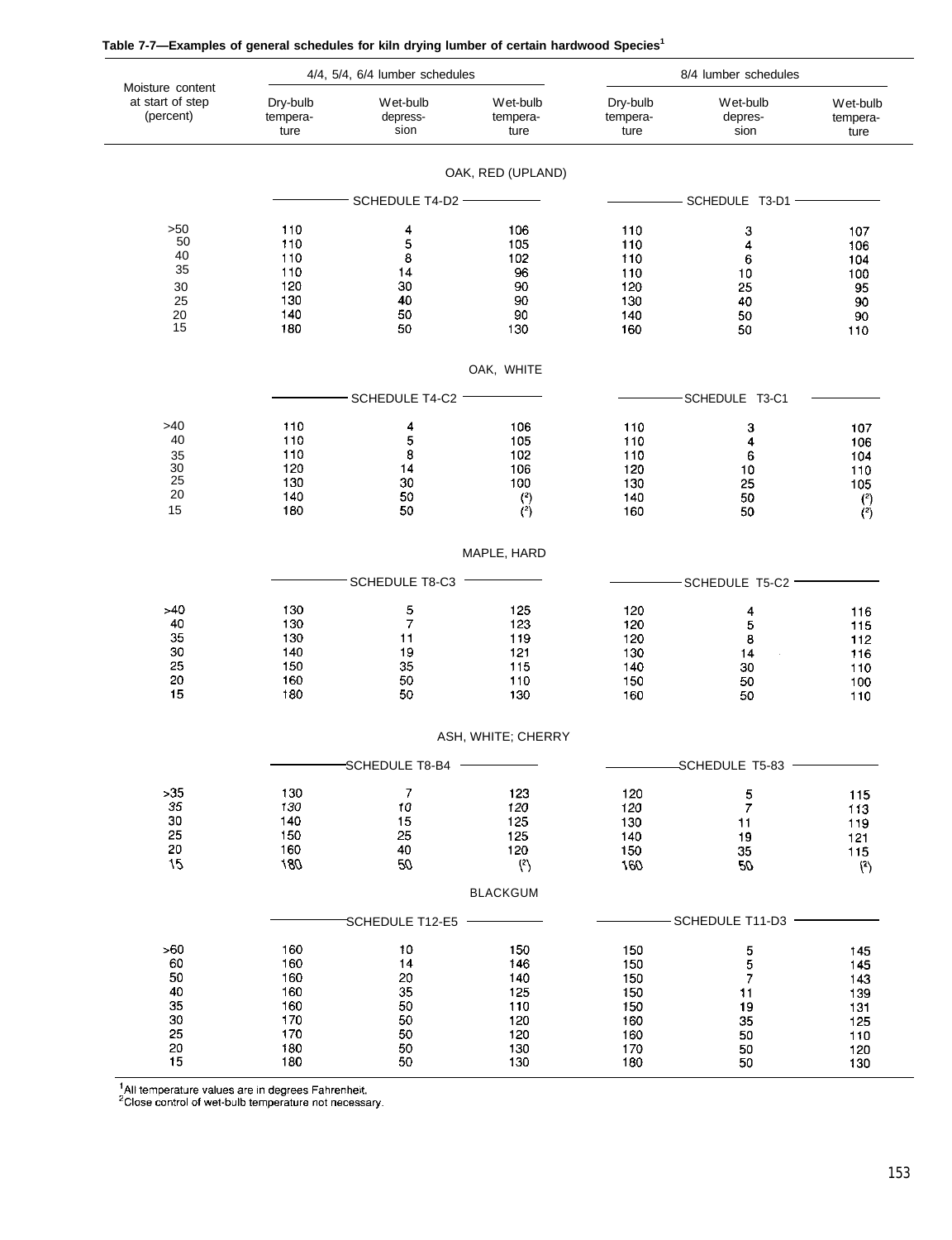**Table 7-7—Examples of general schedules for kiln drying lumber of certain hardwood Species[1]**

| Moisture content at start of step (percent) | 4/4, 5/4, 6/4 lumber schedules | | | 8/4 lumber schedules | | |
|---|---|---|---|---|---|---|
| | Dry-bulb tempera-ture | Wet-bulb depress-sion | Wet-bulb tempera-ture | Dry-bulb tempera-ture | Wet-bulb depres-sion | Wet-bulb tempera-ture |
| **OAK, RED (UPLAND)** | | | | | | |
| | SCHEDULE T4-D2 | | | SCHEDULE T3-D1 | | |
| >50 | 110 | 4 | 106 | 110 | 3 | 107 |
| 50 | 110 | 5 | 105 | 110 | 4 | 106 |
| 40 | 110 | 8 | 102 | 110 | 6 | 104 |
| 35 | 110 | 14 | 96 | 110 | 10 | 100 |
| 30 | 120 | 30 | 90 | 120 | 25 | 95 |
| 25 | 130 | 40 | 90 | 130 | 40 | 90 |
| 20 | 140 | 50 | 90 | 140 | 50 | 90 |
| 15 | 180 | 50 | 130 | 160 | 50 | 110 |
| **OAK, WHITE** | | | | | | |
| | SCHEDULE T4-C2 | | | SCHEDULE T3-C1 | | |
| >40 | 110 | 4 | 106 | 110 | 3 | 107 |
| 40 | 110 | 5 | 105 | 110 | 4 | 106 |
| 35 | 110 | 8 | 102 | 110 | 6 | 104 |
| 30 | 120 | 14 | 106 | 120 | 10 | 110 |
| 25 | 130 | 30 | 100 | 130 | 25 | 105 |
| 20 | 140 | 50 | (2) | 140 | 50 | (2) |
| 15 | 180 | 50 | (2) | 160 | 50 | (2) |
| **MAPLE, HARD** | | | | | | |
| | SCHEDULE T8-C3 | | | SCHEDULE T5-C2 | | |
| >40 | 130 | 5 | 125 | 120 | 4 | 116 |
| 40 | 130 | 7 | 123 | 120 | 5 | 115 |
| 35 | 130 | 11 | 119 | 120 | 8 | 112 |
| 30 | 140 | 19 | 121 | 130 | 14 | 116 |
| 25 | 150 | 35 | 115 | 140 | 30 | 110 |
| 20 | 160 | 50 | 110 | 150 | 50 | 100 |
| 15 | 180 | 50 | 130 | 160 | 50 | 110 |
| **ASH, WHITE; CHERRY** | | | | | | |
| | SCHEDULE T8-B4 | | | SCHEDULE T5-B3 | | |
| >35 | 130 | 7 | 123 | 120 | 5 | 115 |
| 35 | 130 | 10 | 120 | 120 | 7 | 113 |
| 30 | 140 | 15 | 125 | 130 | 11 | 119 |
| 25 | 150 | 25 | 125 | 140 | 19 | 121 |
| 20 | 160 | 40 | 120 | 150 | 35 | 115 |
| 15 | 180 | 50 | (2) | 160 | 50 | (2) |
| **BLACKGUM** | | | | | | |
| | SCHEDULE T12-E5 | | | SCHEDULE T11-D3 | | |
| >60 | 160 | 10 | 150 | 150 | 5 | 145 |
| 60 | 160 | 14 | 146 | 150 | 5 | 145 |
| 50 | 160 | 20 | 140 | 150 | 7 | 143 |
| 40 | 160 | 35 | 125 | 150 | 11 | 139 |
| 35 | 160 | 50 | 110 | 150 | 19 | 131 |
| 30 | 170 | 50 | 120 | 160 | 35 | 125 |
| 25 | 170 | 50 | 120 | 160 | 50 | 110 |
| 20 | 180 | 50 | 130 | 170 | 50 | 120 |
| 15 | 180 | 50 | 130 | 180 | 50 | 130 |

[1]All temperature values are in degrees Fahrenheit.
[2]Close control of wet-bulb temperature not necessary.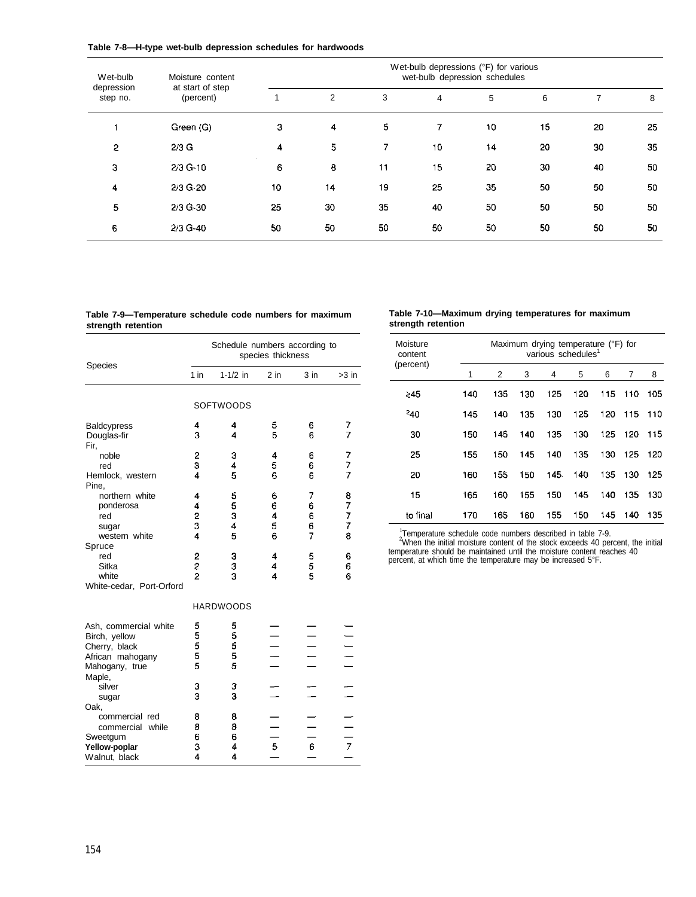**Table 7-8—H-type wet-bulb depression schedules for hardwoods**

| Wet-bulb depression step no. | Moisture content at start of step (percent) | Wet-bulb depressions (°F) for various wet-bulb depression schedules | | | | | | | |
|---|---|---|---|---|---|---|---|---|---|
| | | 1 | 2 | 3 | 4 | 5 | 6 | 7 | 8 |
| 1 | Green (G) | 3 | 4 | 5 | 7 | 10 | 15 | 20 | 25 |
| 2 | 2/3 G | 4 | 5 | 7 | 10 | 14 | 20 | 30 | 35 |
| 3 | 2/3 G-10 | 6 | 8 | 11 | 15 | 20 | 30 | 40 | 50 |
| 4 | 2/3 G-20 | 10 | 14 | 19 | 25 | 35 | 50 | 50 | 50 |
| 5 | 2/3 G-30 | 25 | 30 | 35 | 40 | 50 | 50 | 50 | 50 |
| 6 | 2/3 G-40 | 50 | 50 | 50 | 50 | 50 | 50 | 50 | 50 |

**Table 7-9—Temperature schedule code numbers for maximum strength retention**

| Species | Schedule numbers according to species thickness | | | | |
|---|---|---|---|---|---|
| | 1 in | 1-1/2 in | 2 in | 3 in | >3 in |
| SOFTWOODS | | | | | |
| Baldcypress | 4 | 4 | 5 | 6 | 7 |
| Douglas-fir | 3 | 4 | 5 | 6 | 7 |
| Fir, | | | | | |
| noble | 2 | 3 | 4 | 6 | 7 |
| red | 3 | 4 | 5 | 6 | 7 |
| Hemlock, western | 4 | 5 | 6 | 6 | 7 |
| Pine, | | | | | |
| northern white | 4 | 5 | 6 | 7 | 8 |
| ponderosa | 4 | 5 | 6 | 6 | 7 |
| red | 2 | 3 | 4 | 6 | 7 |
| sugar | 3 | 4 | 5 | 6 | 7 |
| western white | 4 | 5 | 6 | 7 | 8 |
| Spruce | | | | | |
| red | 2 | 3 | 4 | 5 | 6 |
| Sitka | 2 | 3 | 4 | 5 | 6 |
| white | 2 | 3 | 4 | 5 | 6 |
| White-cedar, Port-Orford | | | | | |
| HARDWOODS | | | | | |
| Ash, commercial white | 5 | 5 | — | — | — |
| Birch, yellow | 5 | 5 | — | — | — |
| Cherry, black | 5 | 5 | — | — | — |
| African mahogany | 5 | 5 | — | — | — |
| Mahogany, true | 5 | 5 | — | — | — |
| Maple, | | | | | |
| silver | 3 | 3 | — | — | — |
| sugar | 3 | 3 | — | — | — |
| Oak, | | | | | |
| commercial red | 8 | 8 | — | — | — |
| commercial while | 8 | 8 | — | — | — |
| Sweetgum | 6 | 6 | — | — | — |
| **Yellow-poplar** | 3 | 4 | 5 | 6 | 7 |
| Walnut, black | 4 | 4 | — | — | — |

**Table 7-10—Maximum drying temperatures for maximum strength retention**

| Moisture content (percent) | Maximum drying temperature (°F) for various schedules[1] | | | | | | | |
|---|---|---|---|---|---|---|---|---|
| | 1 | 2 | 3 | 4 | 5 | 6 | 7 | 8 |
| ≥45 | 140 | 135 | 130 | 125 | 120 | 115 | 110 | 105 |
| [2]40 | 145 | 140 | 135 | 130 | 125 | 120 | 115 | 110 |
| 30 | 150 | 145 | 140 | 135 | 130 | 125 | 120 | 115 |
| 25 | 155 | 150 | 145 | 140 | 135 | 130 | 125 | 120 |
| 20 | 160 | 155 | 150 | 145 | 140 | 135 | 130 | 125 |
| 15 | 165 | 160 | 155 | 150 | 145 | 140 | 135 | 130 |
| to final | 170 | 165 | 160 | 155 | 150 | 145 | 140 | 135 |

[1]Temperature schedule code numbers described in table 7-9.
[2]When the initial moisture content of the stock exceeds 40 percent, the initial temperature should be maintained until the moisture content reaches 40 percent, at which time the temperature may be increased 5°F.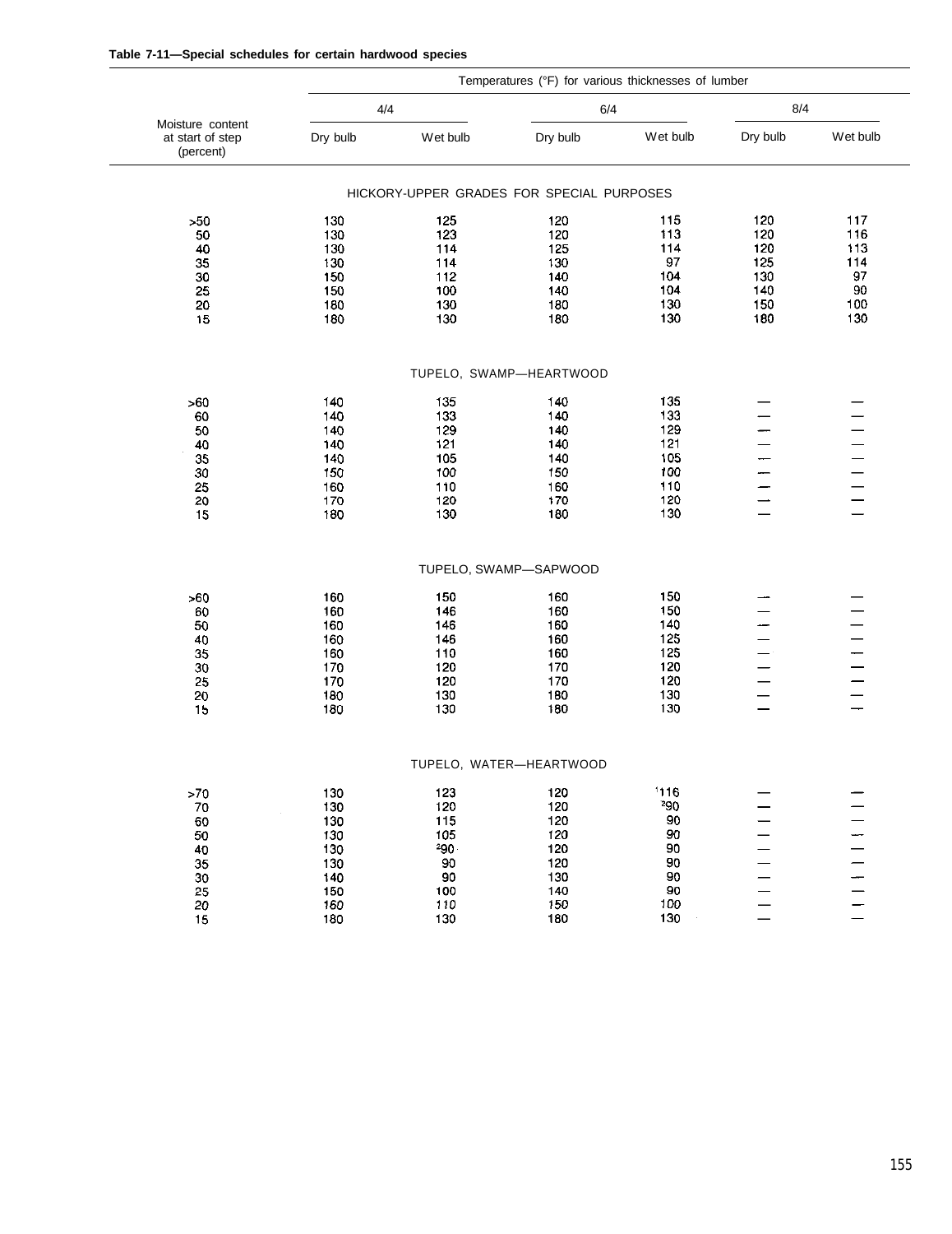**Table 7-11—Special schedules for certain hardwood species**

| Moisture content at start of step (percent) | Temperatures (°F) for various thicknesses of lumber | | | | | |
|---|---|---|---|---|---|---|
| | 4/4 | | 6/4 | | 8/4 | |
| | Dry bulb | Wet bulb | Dry bulb | Wet bulb | Dry bulb | Wet bulb |
| **HICKORY-UPPER GRADES FOR SPECIAL PURPOSES** | | | | | | |
| >50 | 130 | 125 | 120 | 115 | 120 | 117 |
| 50 | 130 | 123 | 120 | 113 | 120 | 116 |
| 40 | 130 | 114 | 125 | 114 | 120 | 113 |
| 35 | 130 | 114 | 130 | 97 | 125 | 114 |
| 30 | 150 | 112 | 140 | 104 | 130 | 97 |
| 25 | 150 | 100 | 140 | 104 | 140 | 90 |
| 20 | 180 | 130 | 180 | 130 | 150 | 100 |
| 15 | 180 | 130 | 180 | 130 | 180 | 130 |
| **TUPELO, SWAMP—HEARTWOOD** | | | | | | |
| >60 | 140 | 135 | 140 | 135 | — | — |
| 60 | 140 | 133 | 140 | 133 | — | — |
| 50 | 140 | 129 | 140 | 129 | — | — |
| 40 | 140 | 121 | 140 | 121 | — | — |
| 35 | 140 | 105 | 140 | 105 | — | — |
| 30 | 150 | 100 | 150 | 100 | — | — |
| 25 | 160 | 110 | 160 | 110 | — | — |
| 20 | 170 | 120 | 170 | 120 | — | — |
| 15 | 180 | 130 | 180 | 130 | — | — |
| **TUPELO, SWAMP—SAPWOOD** | | | | | | |
| >60 | 160 | 150 | 160 | 150 | — | — |
| 60 | 160 | 146 | 160 | 150 | — | — |
| 50 | 160 | 146 | 160 | 140 | — | — |
| 40 | 160 | 146 | 160 | 125 | — | — |
| 35 | 160 | 110 | 160 | 125 | — | — |
| 30 | 170 | 120 | 170 | 120 | — | — |
| 25 | 170 | 120 | 170 | 120 | — | — |
| 20 | 180 | 130 | 180 | 130 | — | — |
| 15 | 180 | 130 | 180 | 130 | — | — |
| **TUPELO, WATER—HEARTWOOD** | | | | | | |
| >70 | 130 | 123 | 120 | [1]116 | — | — |
| 70 | 130 | 120 | 120 | [2]90 | — | — |
| 60 | 130 | 115 | 120 | 90 | — | — |
| 50 | 130 | 105 | 120 | 90 | — | — |
| 40 | 130 | [2]90 | 120 | 90 | — | — |
| 35 | 130 | 90 | 120 | 90 | — | — |
| 30 | 140 | 90 | 130 | 90 | — | — |
| 25 | 150 | 100 | 140 | 90 | — | — |
| 20 | 160 | 110 | 150 | 100 | — | — |
| 15 | 180 | 130 | 180 | 130 | — | — |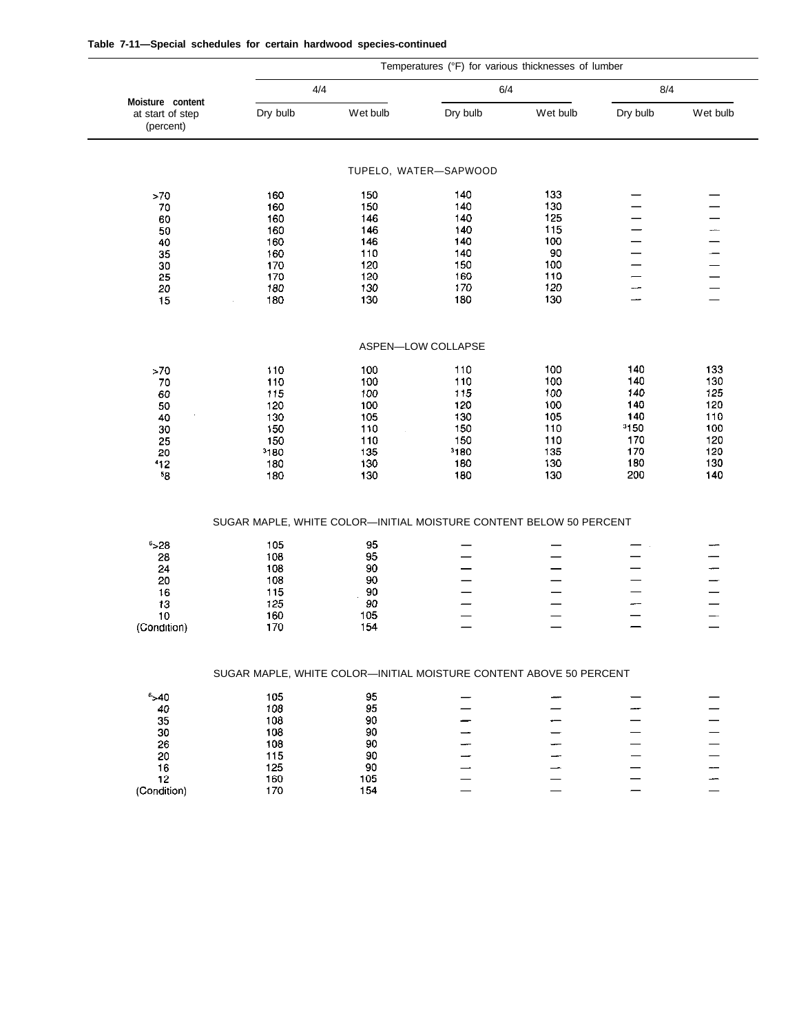**Table 7-11—Special schedules for certain hardwood species-continued**

| Moisture content at start of step (percent) | Temperatures (°F) for various thicknesses of lumber | | | | | |
|---|---|---|---|---|---|---|
| | 4/4 | | 6/4 | | 8/4 | |
| | Dry bulb | Wet bulb | Dry bulb | Wet bulb | Dry bulb | Wet bulb |
| | | | TUPELO, WATER—SAPWOOD | | | |
| >70 | 160 | 150 | 140 | 133 | — | — |
| 70 | 160 | 150 | 140 | 130 | — | — |
| 60 | 160 | 146 | 140 | 125 | — | — |
| 50 | 160 | 146 | 140 | 115 | — | — |
| 40 | 160 | 146 | 140 | 100 | — | — |
| 35 | 160 | 110 | 140 | 90 | — | — |
| 30 | 170 | 120 | 150 | 100 | — | — |
| 25 | 170 | 120 | 160 | 110 | — | — |
| 20 | 180 | 130 | 170 | 120 | — | — |
| 15 | 180 | 130 | 180 | 130 | — | — |
| | | | ASPEN—LOW COLLAPSE | | | |
| >70 | 110 | 100 | 110 | 100 | 140 | 133 |
| 70 | 110 | 100 | 110 | 100 | 140 | 130 |
| 60 | 115 | 100 | 115 | 100 | 140 | 125 |
| 50 | 120 | 100 | 120 | 100 | 140 | 120 |
| 40 | 130 | 105 | 130 | 105 | 140 | 110 |
| 30 | 150 | 110 | 150 | 110 | [3]150 | 100 |
| 25 | 150 | 110 | 150 | 110 | 170 | 120 |
| 20 | [3]180 | 135 | [3]180 | 135 | 170 | 120 |
| [4]12 | 180 | 130 | 180 | 130 | 180 | 130 |
| [5]8 | 180 | 130 | 180 | 130 | 200 | 140 |
| | | | SUGAR MAPLE, WHITE COLOR—INITIAL MOISTURE CONTENT BELOW 50 PERCENT | | | |
| [6]>28 | 105 | 95 | — | — | — | — |
| 28 | 108 | 95 | — | — | — | — |
| 24 | 108 | 90 | — | — | — | — |
| 20 | 108 | 90 | — | — | — | — |
| 16 | 115 | 90 | — | — | — | — |
| 13 | 125 | 90 | — | — | — | — |
| 10 | 160 | 105 | — | — | — | — |
| (Condition) | 170 | 154 | — | — | — | — |
| | | | SUGAR MAPLE, WHITE COLOR—INITIAL MOISTURE CONTENT ABOVE 50 PERCENT | | | |
| [6]>40 | 105 | 95 | — | — | — | — |
| 40 | 108 | 95 | — | — | — | — |
| 35 | 108 | 90 | — | — | — | — |
| 30 | 108 | 90 | — | — | — | — |
| 26 | 108 | 90 | — | — | — | — |
| 20 | 115 | 90 | — | — | — | — |
| 16 | 125 | 90 | — | — | — | — |
| 12 | 160 | 105 | — | — | — | — |
| (Condition) | 170 | 154 | — | — | — | — |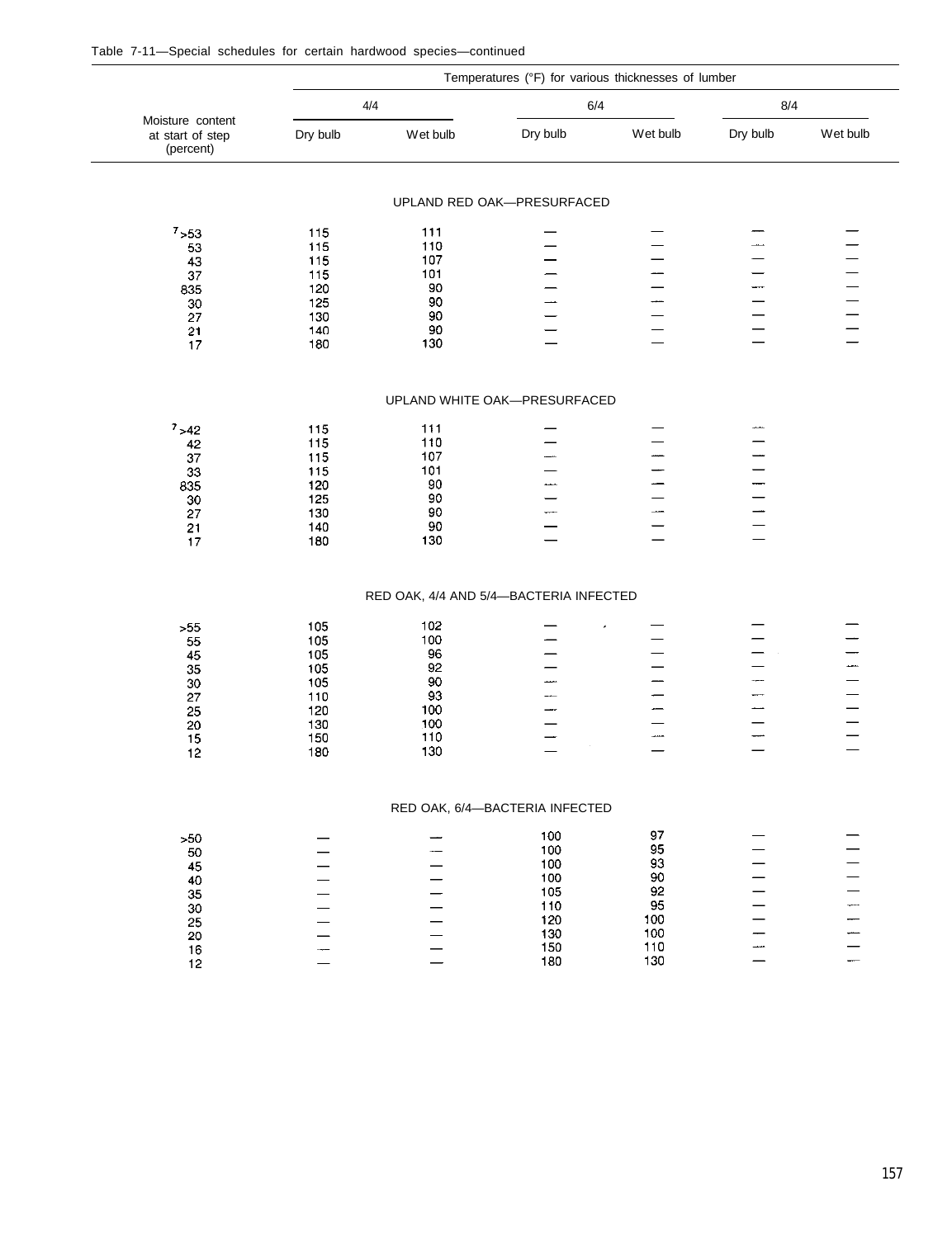Table 7-11—Special schedules for certain hardwood species—continued

| Moisture content at start of step (percent) | Temperatures (°F) for various thicknesses of lumber | | | | | |
|---|---|---|---|---|---|---|
| | 4/4 | | 6/4 | | 8/4 | |
| | Dry bulb | Wet bulb | Dry bulb | Wet bulb | Dry bulb | Wet bulb |
| | **UPLAND RED OAK—PRESURFACED** | | | | | |
| [7] >53 | 115 | 111 | — | — | — | — |
| 53 | 115 | 110 | — | — | — | — |
| 43 | 115 | 107 | — | — | — | — |
| 37 | 115 | 101 | — | — | — | — |
| [8] 35 | 120 | 90 | — | — | — | — |
| 30 | 125 | 90 | — | — | — | — |
| 27 | 130 | 90 | — | — | — | — |
| 21 | 140 | 90 | — | — | — | — |
| 17 | 180 | 130 | — | — | — | — |
| | **UPLAND WHITE OAK—PRESURFACED** | | | | | |
| [7] >42 | 115 | 111 | — | — | — | |
| 42 | 115 | 110 | — | — | — | |
| 37 | 115 | 107 | — | — | — | |
| 33 | 115 | 101 | — | — | — | |
| [8] 35 | 120 | 90 | — | — | — | |
| 30 | 125 | 90 | — | — | — | |
| 27 | 130 | 90 | — | — | — | |
| 21 | 140 | 90 | — | — | — | |
| 17 | 180 | 130 | — | — | — | |
| | **RED OAK, 4/4 AND 5/4—BACTERIA INFECTED** | | | | | |
| >55 | 105 | 102 | — | — | — | — |
| 55 | 105 | 100 | — | — | — | — |
| 45 | 105 | 96 | — | — | — | — |
| 35 | 105 | 92 | — | — | — | — |
| 30 | 105 | 90 | — | — | — | — |
| 27 | 110 | 93 | — | — | — | — |
| 25 | 120 | 100 | — | — | — | — |
| 20 | 130 | 100 | — | — | — | — |
| 15 | 150 | 110 | — | — | — | — |
| 12 | 180 | 130 | — | — | — | — |
| | **RED OAK, 6/4—BACTERIA INFECTED** | | | | | |
| >50 | — | — | 100 | 97 | — | — |
| 50 | — | — | 100 | 95 | — | — |
| 45 | — | — | 100 | 93 | — | — |
| 40 | — | — | 100 | 90 | — | — |
| 35 | — | — | 105 | 92 | — | — |
| 30 | — | — | 110 | 95 | — | — |
| 25 | — | — | 120 | 100 | — | — |
| 20 | — | — | 130 | 100 | — | — |
| 16 | — | — | 150 | 110 | — | — |
| 12 | — | — | 180 | 130 | — | — |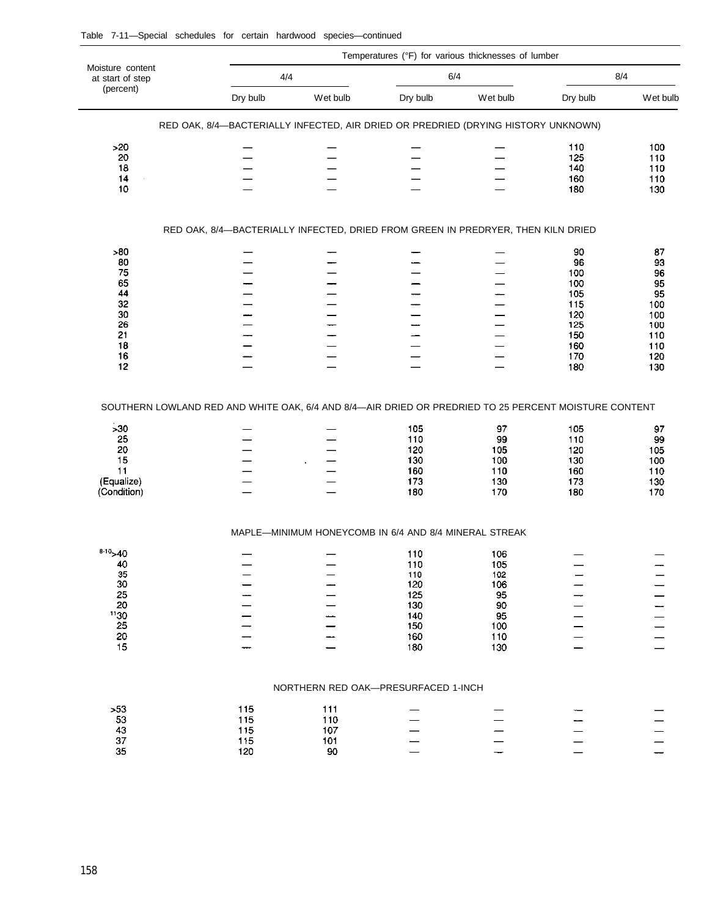Table 7-11—Special schedules for certain hardwood species—continued

| Moisture content at start of step (percent) | Temperatures (°F) for various thicknesses of lumber | | | | | |
|---|---|---|---|---|---|---|
| | 4/4 | | 6/4 | | 8/4 | |
| | Dry bulb | Wet bulb | Dry bulb | Wet bulb | Dry bulb | Wet bulb |
| RED OAK, 8/4—BACTERIALLY INFECTED, AIR DRIED OR PREDRIED (DRYING HISTORY UNKNOWN) | | | | | | |
| >20 | — | — | — | — | 110 | 100 |
| 20 | — | — | — | — | 125 | 110 |
| 18 | — | — | — | — | 140 | 110 |
| 14 | — | — | — | — | 160 | 110 |
| 10 | — | — | — | — | 180 | 130 |
| RED OAK, 8/4—BACTERIALLY INFECTED, DRIED FROM GREEN IN PREDRYER, THEN KILN DRIED | | | | | | |
| >80 | — | — | — | — | 90 | 87 |
| 80 | — | — | — | — | 96 | 93 |
| 75 | — | — | — | — | 100 | 96 |
| 65 | — | — | — | — | 100 | 95 |
| 44 | — | — | — | — | 105 | 95 |
| 32 | — | — | — | — | 115 | 100 |
| 30 | — | — | — | — | 120 | 100 |
| 26 | — | — | — | — | 125 | 100 |
| 21 | — | — | — | — | 150 | 110 |
| 18 | — | — | — | — | 160 | 110 |
| 16 | — | — | — | — | 170 | 120 |
| 12 | — | — | — | — | 180 | 130 |
| SOUTHERN LOWLAND RED AND WHITE OAK, 6/4 AND 8/4—AIR DRIED OR PREDRIED TO 25 PERCENT MOISTURE CONTENT | | | | | | |
| >30 | — | — | 105 | 97 | 105 | 97 |
| 25 | — | — | 110 | 99 | 110 | 99 |
| 20 | — | — | 120 | 105 | 120 | 105 |
| 15 | — | — | 130 | 100 | 130 | 100 |
| 11 | — | — | 160 | 110 | 160 | 110 |
| (Equalize) | — | — | 173 | 130 | 173 | 130 |
| (Condition) | — | — | 180 | 170 | 180 | 170 |
| MAPLE—MINIMUM HONEYCOMB IN 6/4 AND 8/4 MINERAL STREAK | | | | | | |
| [8-10]>40 | — | — | 110 | 106 | — | — |
| 40 | — | — | 110 | 105 | — | — |
| 35 | — | — | 110 | 102 | — | — |
| 30 | — | — | 120 | 106 | — | — |
| 25 | — | — | 125 | 95 | — | — |
| 20 | — | — | 130 | 90 | — | — |
| [11]30 | — | — | 140 | 95 | — | — |
| 25 | — | — | 150 | 100 | — | — |
| 20 | — | — | 160 | 110 | — | — |
| 15 | — | — | 180 | 130 | — | — |
| NORTHERN RED OAK—PRESURFACED 1-INCH | | | | | | |
| >53 | 115 | 111 | — | — | — | — |
| 53 | 115 | 110 | — | — | — | — |
| 43 | 115 | 107 | — | — | — | — |
| 37 | 115 | 101 | — | — | — | — |
| 35 | 120 | 90 | — | — | — | — |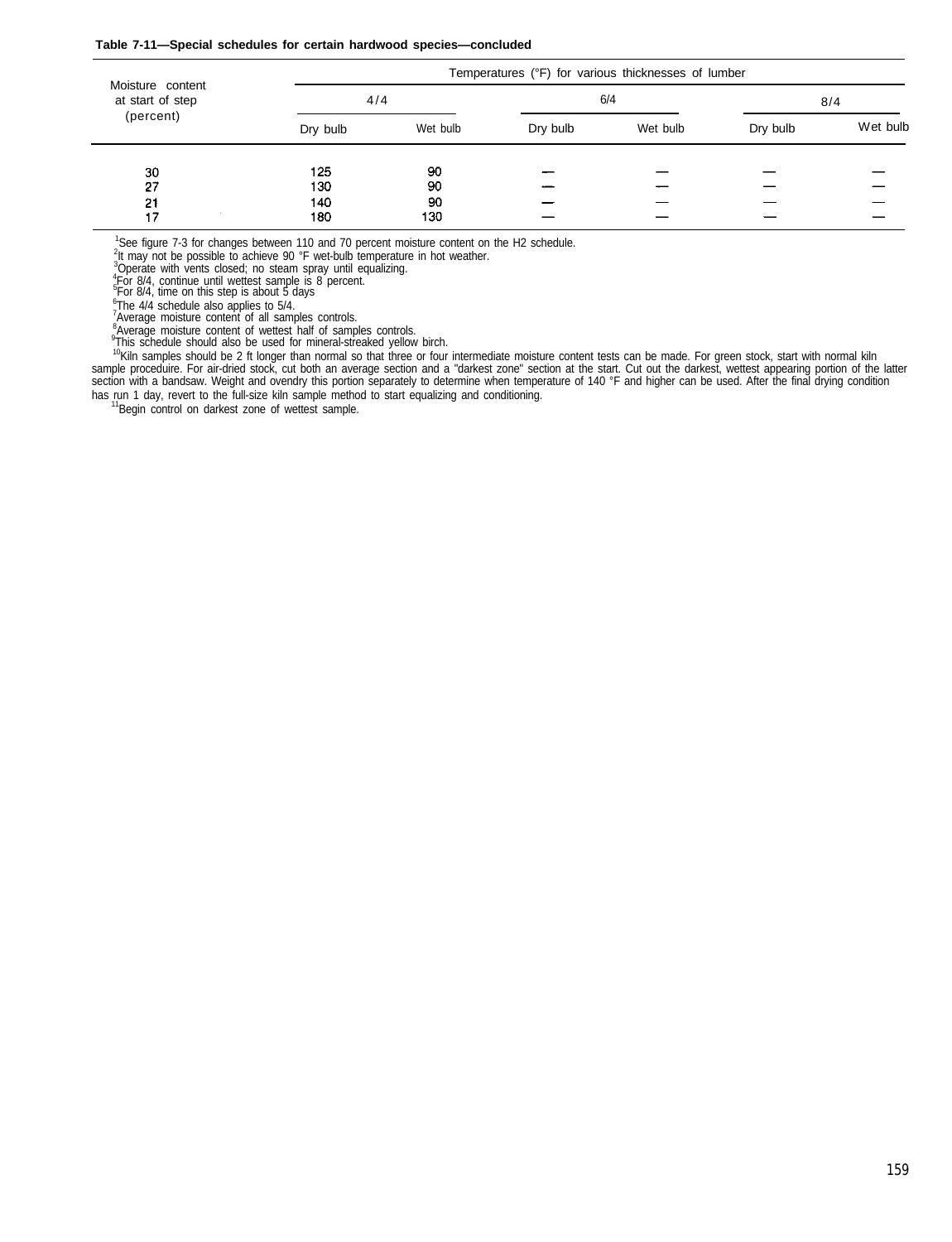**Table 7-11—Special schedules for certain hardwood species—concluded**

| Moisture content at start of step (percent) | Temperatures (°F) for various thicknesses of lumber | | | | | |
|---|---|---|---|---|---|---|
| | 4/4 | | 6/4 | | 8/4 | |
| | Dry bulb | Wet bulb | Dry bulb | Wet bulb | Dry bulb | Wet bulb |
| 30 | 125 | 90 | — | — | — | — |
| 27 | 130 | 90 | — | — | — | — |
| 21 | 140 | 90 | — | — | — | — |
| 17 | 180 | 130 | — | — | — | — |

[1]See figure 7-3 for changes between 110 and 70 percent moisture content on the H2 schedule.
[2]It may not be possible to achieve 90 °F wet-bulb temperature in hot weather.
[3]Operate with vents closed; no steam spray until equalizing.
[4]For 8/4, continue until wettest sample is 8 percent.
[5]For 8/4, time on this step is about 5 days
[6]The 4/4 schedule also applies to 5/4.
[7]Average moisture content of all samples controls.
[8]Average moisture content of wettest half of samples controls.
[9]This schedule should also be used for mineral-streaked yellow birch.
[10]Kiln samples should be 2 ft longer than normal so that three or four intermediate moisture content tests can be made. For green stock, start with normal kiln sample proceduire. For air-dried stock, cut both an average section and a "darkest zone" section at the start. Cut out the darkest, wettest appearing portion of the latter section with a bandsaw. Weight and ovendry this portion separately to determine when temperature of 140 °F and higher can be used. After the final drying condition has run 1 day, revert to the full-size kiln sample method to start equalizing and conditioning.
[11]Begin control on darkest zone of wettest sample.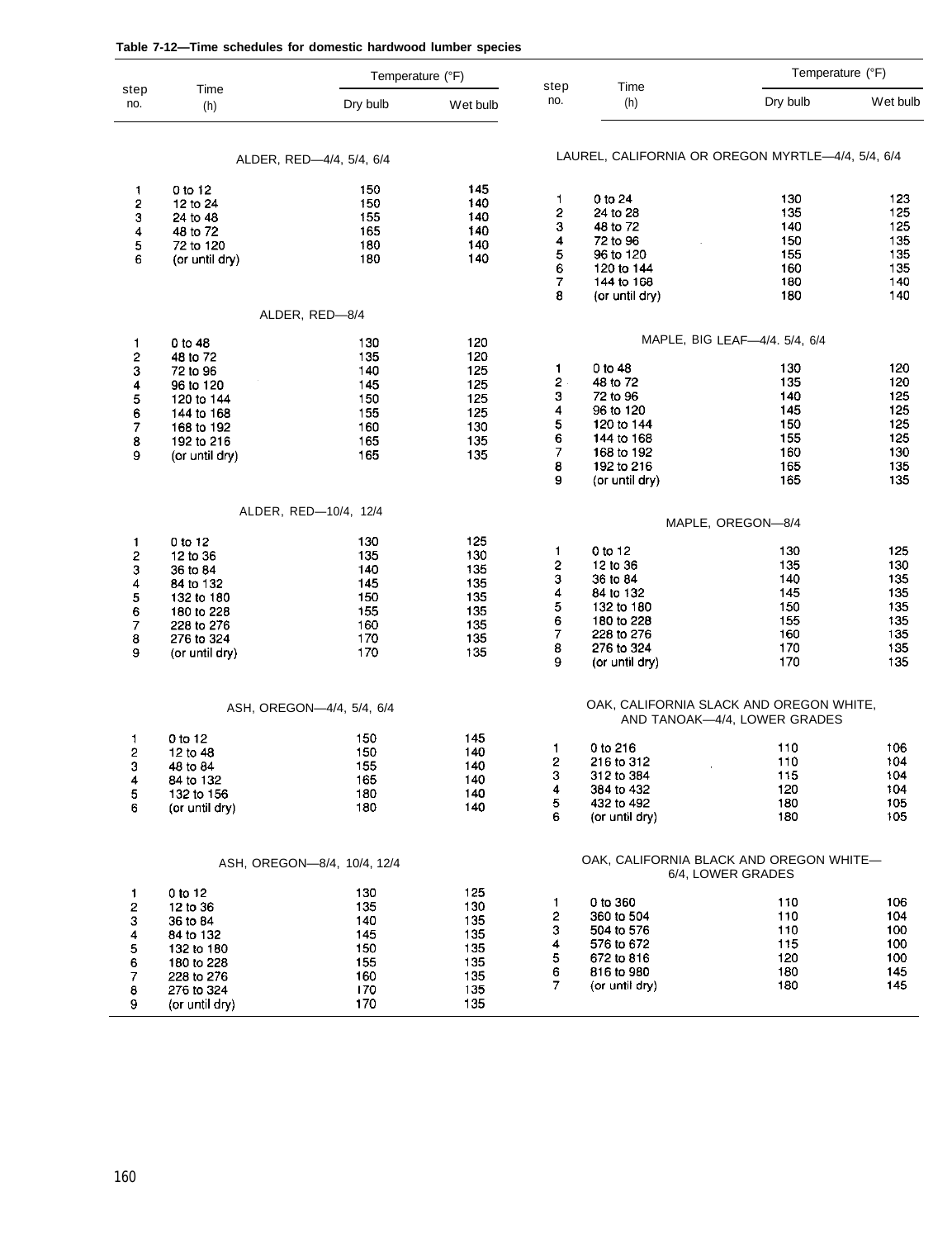**Table 7-12—Time schedules for domestic hardwood lumber species**

| Step no. | Time (h) | Temperature (°F) Dry bulb | Wet bulb |
|---|---|---|---|
| **ALDER, RED—4/4, 5/4, 6/4** | | | |
| 1 | 0 to 12 | 150 | 145 |
| 2 | 12 to 24 | 150 | 140 |
| 3 | 24 to 48 | 155 | 140 |
| 4 | 48 to 72 | 165 | 140 |
| 5 | 72 to 120 | 180 | 140 |
| 6 | (or until dry) | 180 | 140 |
| **ALDER, RED—8/4** | | | |
| 1 | 0 to 48 | 130 | 120 |
| 2 | 48 to 72 | 135 | 120 |
| 3 | 72 to 96 | 140 | 125 |
| 4 | 96 to 120 | 145 | 125 |
| 5 | 120 to 144 | 150 | 125 |
| 6 | 144 to 168 | 155 | 125 |
| 7 | 168 to 192 | 160 | 130 |
| 8 | 192 to 216 | 165 | 135 |
| 9 | (or until dry) | 165 | 135 |
| **ALDER, RED—10/4, 12/4** | | | |
| 1 | 0 to 12 | 130 | 125 |
| 2 | 12 to 36 | 135 | 130 |
| 3 | 36 to 84 | 140 | 135 |
| 4 | 84 to 132 | 145 | 135 |
| 5 | 132 to 180 | 150 | 135 |
| 6 | 180 to 228 | 155 | 135 |
| 7 | 228 to 276 | 160 | 135 |
| 8 | 276 to 324 | 170 | 135 |
| 9 | (or until dry) | 170 | 135 |
| **ASH, OREGON—4/4, 5/4, 6/4** | | | |
| 1 | 0 to 12 | 150 | 145 |
| 2 | 12 to 48 | 150 | 140 |
| 3 | 48 to 84 | 155 | 140 |
| 4 | 84 to 132 | 165 | 140 |
| 5 | 132 to 156 | 180 | 140 |
| 6 | (or until dry) | 180 | 140 |
| **ASH, OREGON—8/4, 10/4, 12/4** | | | |
| 1 | 0 to 12 | 130 | 125 |
| 2 | 12 to 36 | 135 | 130 |
| 3 | 36 to 84 | 140 | 135 |
| 4 | 84 to 132 | 145 | 135 |
| 5 | 132 to 180 | 150 | 135 |
| 6 | 180 to 228 | 155 | 135 |
| 7 | 228 to 276 | 160 | 135 |
| 8 | 276 to 324 | 170 | 135 |
| 9 | (or until dry) | 170 | 135 |
| **LAUREL, CALIFORNIA OR OREGON MYRTLE—4/4, 5/4, 6/4** | | | |
| 1 | 0 to 24 | 130 | 123 |
| 2 | 24 to 28 | 135 | 125 |
| 3 | 48 to 72 | 140 | 125 |
| 4 | 72 to 96 | 150 | 135 |
| 5 | 96 to 120 | 155 | 135 |
| 6 | 120 to 144 | 160 | 135 |
| 7 | 144 to 168 | 180 | 140 |
| 8 | (or until dry) | 180 | 140 |
| **MAPLE, BIG LEAF—4/4. 5/4, 6/4** | | | |
| 1 | 0 to 48 | 130 | 120 |
| 2 | 48 to 72 | 135 | 120 |
| 3 | 72 to 96 | 140 | 125 |
| 4 | 96 to 120 | 145 | 125 |
| 5 | 120 to 144 | 150 | 125 |
| 6 | 144 to 168 | 155 | 125 |
| 7 | 168 to 192 | 160 | 130 |
| 8 | 192 to 216 | 165 | 135 |
| 9 | (or until dry) | 165 | 135 |
| **MAPLE, OREGON—8/4** | | | |
| 1 | 0 to 12 | 130 | 125 |
| 2 | 12 to 36 | 135 | 130 |
| 3 | 36 to 84 | 140 | 135 |
| 4 | 84 to 132 | 145 | 135 |
| 5 | 132 to 180 | 150 | 135 |
| 6 | 180 to 228 | 155 | 135 |
| 7 | 228 to 276 | 160 | 135 |
| 8 | 276 to 324 | 170 | 135 |
| 9 | (or until dry) | 170 | 135 |
| **OAK, CALIFORNIA SLACK AND OREGON WHITE, AND TANOAK—4/4, LOWER GRADES** | | | |
| 1 | 0 to 216 | 110 | 106 |
| 2 | 216 to 312 | 110 | 104 |
| 3 | 312 to 384 | 115 | 104 |
| 4 | 384 to 432 | 120 | 104 |
| 5 | 432 to 492 | 180 | 105 |
| 6 | (or until dry) | 180 | 105 |
| **OAK, CALIFORNIA BLACK AND OREGON WHITE—6/4, LOWER GRADES** | | | |
| 1 | 0 to 360 | 110 | 106 |
| 2 | 360 to 504 | 110 | 104 |
| 3 | 504 to 576 | 110 | 100 |
| 4 | 576 to 672 | 115 | 100 |
| 5 | 672 to 816 | 120 | 100 |
| 6 | 816 to 980 | 180 | 145 |
| 7 | (or until dry) | 180 | 145 |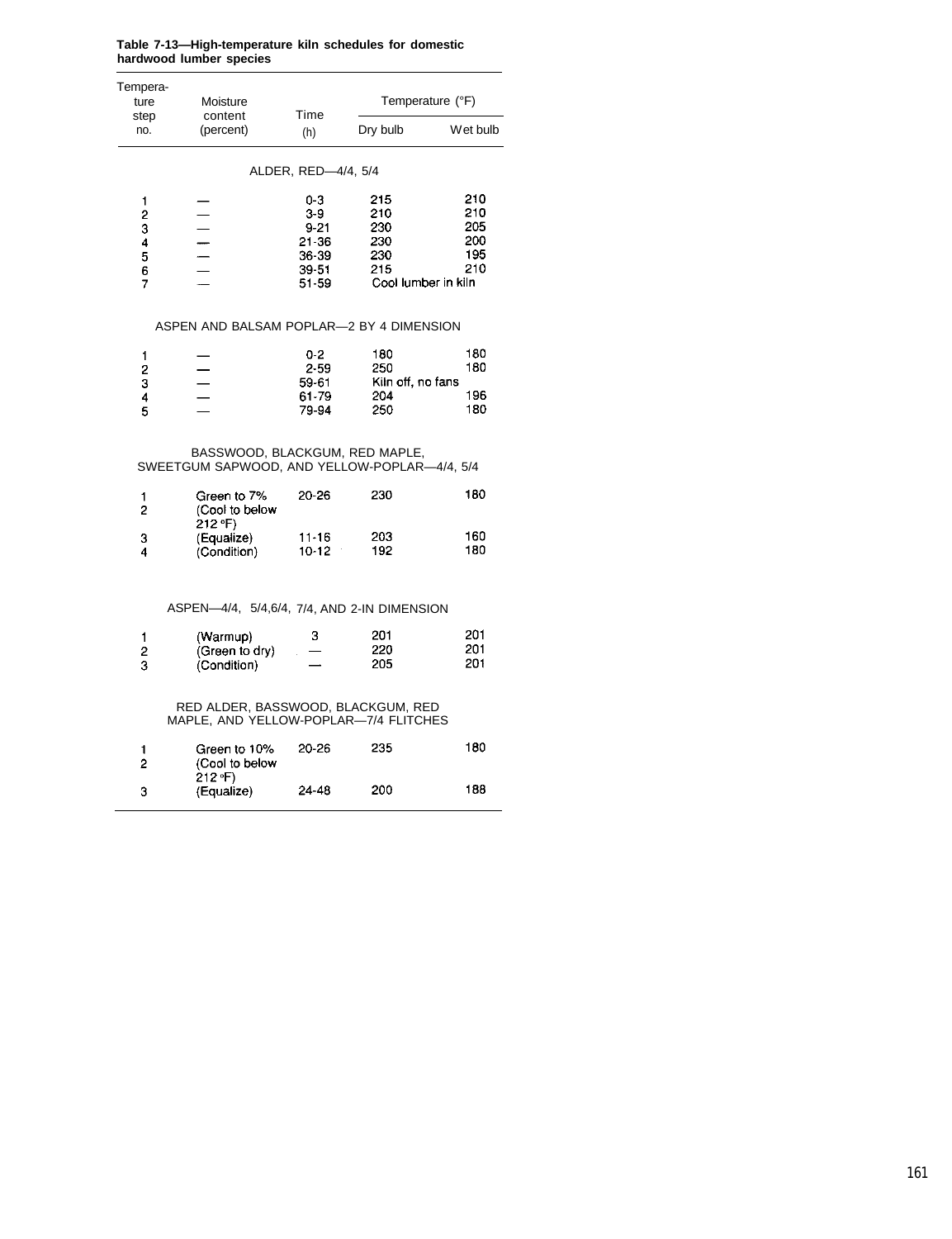**Table 7-13—High-temperature kiln schedules for domestic hardwood lumber species**

| Temperature step no. | Moisture content (percent) | Time (h) | Temperature (°F) | |
|---|---|---|---|---|
| | | | Dry bulb | Wet bulb |
| | | ALDER, RED—4/4, 5/4 | | |
| 1 | — | 0-3 | 215 | 210 |
| 2 | — | 3-9 | 210 | 210 |
| 3 | — | 9-21 | 230 | 205 |
| 4 | — | 21-36 | 230 | 200 |
| 5 | — | 36-39 | 230 | 195 |
| 6 | — | 39-51 | 215 | 210 |
| 7 | — | 51-59 | Cool lumber in kiln | |
| | | ASPEN AND BALSAM POPLAR—2 BY 4 DIMENSION | | |
| 1 | — | 0-2 | 180 | 180 |
| 2 | — | 2-59 | 250 | 180 |
| 3 | — | 59-61 | Kiln off, no fans | |
| 4 | — | 61-79 | 204 | 196 |
| 5 | — | 79-94 | 250 | 180 |
| | | BASSWOOD, BLACKGUM, RED MAPLE, SWEETGUM SAPWOOD, AND YELLOW-POPLAR—4/4, 5/4 | | |
| 1 | Green to 7% | 20-26 | 230 | 180 |
| 2 | (Cool to below 212 °F) | | | |
| 3 | (Equalize) | 11-16 | 203 | 160 |
| 4 | (Condition) | 10-12 | 192 | 180 |
| | | ASPEN—4/4, 5/4,6/4, 7/4, AND 2-IN DIMENSION | | |
| 1 | (Warmup) | 3 | 201 | 201 |
| 2 | (Green to dry) | — | 220 | 201 |
| 3 | (Condition) | — | 205 | 201 |
| | | RED ALDER, BASSWOOD, BLACKGUM, RED MAPLE, AND YELLOW-POPLAR—7/4 FLITCHES | | |
| 1 | Green to 10% | 20-26 | 235 | 180 |
| 2 | (Cool to below 212 °F) | | | |
| 3 | (Equalize) | 24-48 | 200 | 188 |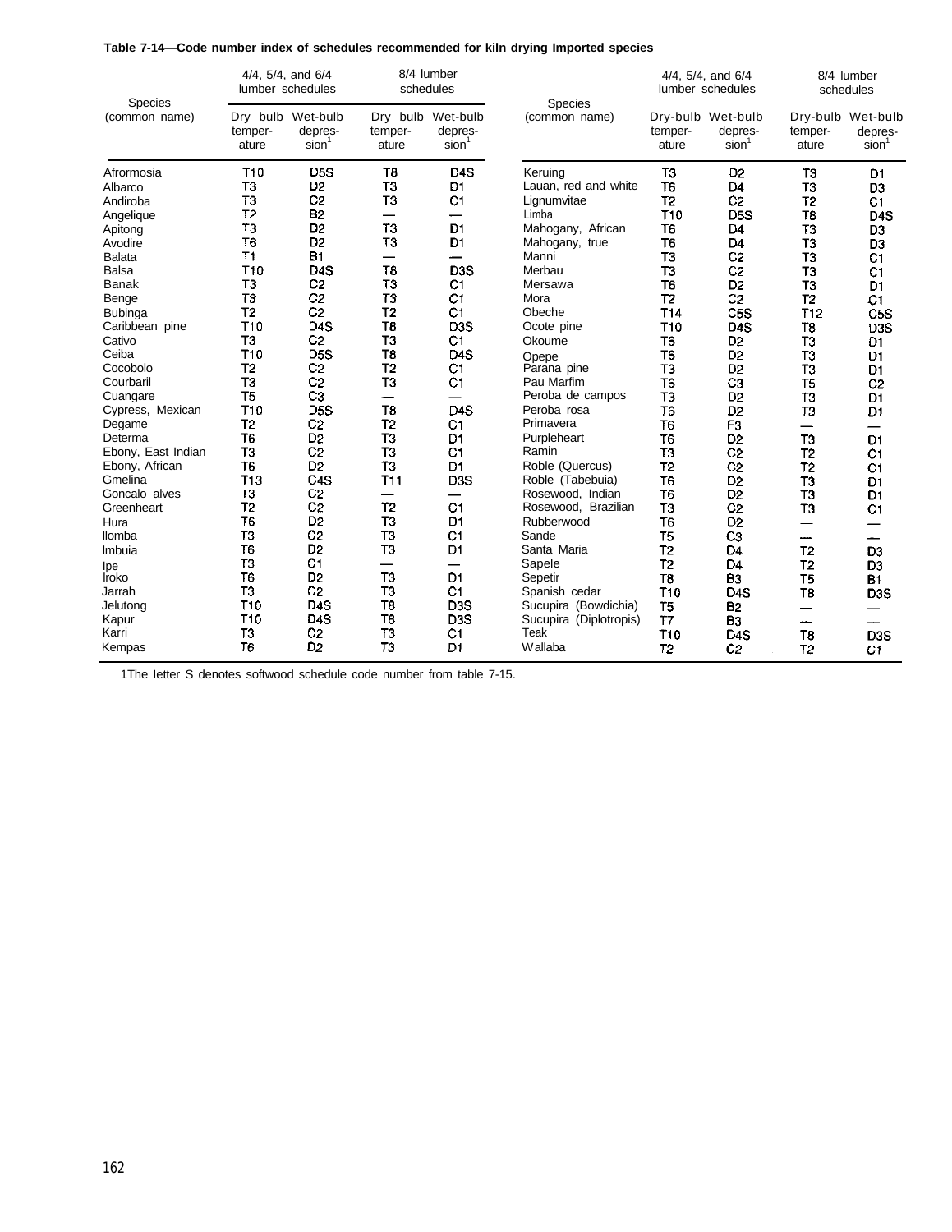**Table 7-14—Code number index of schedules recommended for kiln drying Imported species**

| Species (common name) | 4/4, 5/4, and 6/4 lumber schedules | | 8/4 lumber schedules | |
|---|---|---|---|---|
| | Dry bulb temperature | Wet-bulb depression[1] | Dry bulb temperature | Wet-bulb depression[1] |
| Afrormosia | T10 | D5S | T8 | D4S |
| Albarco | T3 | D2 | T3 | D1 |
| Andiroba | T3 | C2 | T3 | C1 |
| Angelique | T2 | B2 | — | — |
| Apitong | T3 | D2 | T3 | D1 |
| Avodire | T6 | D2 | T3 | D1 |
| Balata | T1 | B1 | — | — |
| Balsa | T10 | D4S | T8 | D3S |
| Banak | T3 | C2 | T3 | C1 |
| Benge | T3 | C2 | T3 | C1 |
| Bubinga | T2 | C2 | T2 | C1 |
| Caribbean pine | T10 | D4S | T8 | D3S |
| Cativo | T3 | C2 | T3 | C1 |
| Ceiba | T10 | D5S | T8 | D4S |
| Cocobolo | T2 | C2 | T2 | C1 |
| Courbaril | T3 | C2 | T3 | C1 |
| Cuangare | T5 | C3 | — | — |
| Cypress, Mexican | T10 | D5S | T8 | D4S |
| Degame | T2 | C2 | T2 | C1 |
| Determa | T6 | D2 | T3 | D1 |
| Ebony, East Indian | T3 | C2 | T3 | C1 |
| Ebony, African | T6 | D2 | T3 | D1 |
| Gmelina | T13 | C4S | T11 | D3S |
| Goncalo alves | T3 | C2 | — | — |
| Greenheart | T2 | C2 | T2 | C1 |
| Hura | T6 | D2 | T3 | D1 |
| Ilomba | T3 | C2 | T3 | C1 |
| Imbuia | T6 | D2 | T3 | D1 |
| Ipe | T3 | C1 | — | — |
| Iroko | T6 | D2 | T3 | D1 |
| Jarrah | T3 | C2 | T3 | C1 |
| Jelutong | T10 | D4S | T8 | D3S |
| Kapur | T10 | D4S | T8 | D3S |
| Karri | T3 | C2 | T3 | C1 |
| Kempas | T6 | D2 | T3 | D1 |
| Keruing | T3 | D2 | T3 | D1 |
| Lauan, red and white | T6 | D4 | T3 | D3 |
| Lignumvitae | T2 | C2 | T2 | C1 |
| Limba | T10 | D5S | T8 | D4S |
| Mahogany, African | T6 | D4 | T3 | D3 |
| Mahogany, true | T6 | D4 | T3 | D3 |
| Manni | T3 | C2 | T3 | C1 |
| Merbau | T3 | C2 | T3 | C1 |
| Mersawa | T6 | D2 | T3 | D1 |
| Mora | T2 | C2 | T2 | C1 |
| Obeche | T14 | C5S | T12 | C5S |
| Ocote pine | T10 | D4S | T8 | D3S |
| Okoume | T6 | D2 | T3 | D1 |
| Opepe | T6 | D2 | T3 | D1 |
| Parana pine | T3 | D2 | T3 | D1 |
| Pau Marfim | T6 | C3 | T5 | C2 |
| Peroba de campos | T3 | D2 | T3 | D1 |
| Peroba rosa | T6 | D2 | T3 | D1 |
| Primavera | T6 | F3 | — | — |
| Purpleheart | T6 | D2 | T3 | D1 |
| Ramin | T3 | C2 | T2 | C1 |
| Roble (Quercus) | T2 | C2 | T2 | C1 |
| Roble (Tabebuia) | T6 | D2 | T3 | D1 |
| Rosewood, Indian | T6 | D2 | T3 | D1 |
| Rosewood, Brazilian | T3 | C2 | T3 | C1 |
| Rubberwood | T6 | D2 | — | — |
| Sande | T5 | C3 | — | — |
| Santa Maria | T2 | D4 | T2 | D3 |
| Sapele | T2 | D4 | T2 | D3 |
| Sepetir | T8 | B3 | T5 | B1 |
| Spanish cedar | T10 | D4S | T8 | D3S |
| Sucupira (Bowdichia) | T5 | B2 | — | — |
| Sucupira (Diplotropis) | T7 | B3 | — | — |
| Teak | T10 | D4S | T8 | D3S |
| Wallaba | T2 | C2 | T2 | C1 |

1The letter S denotes softwood schedule code number from table 7-15.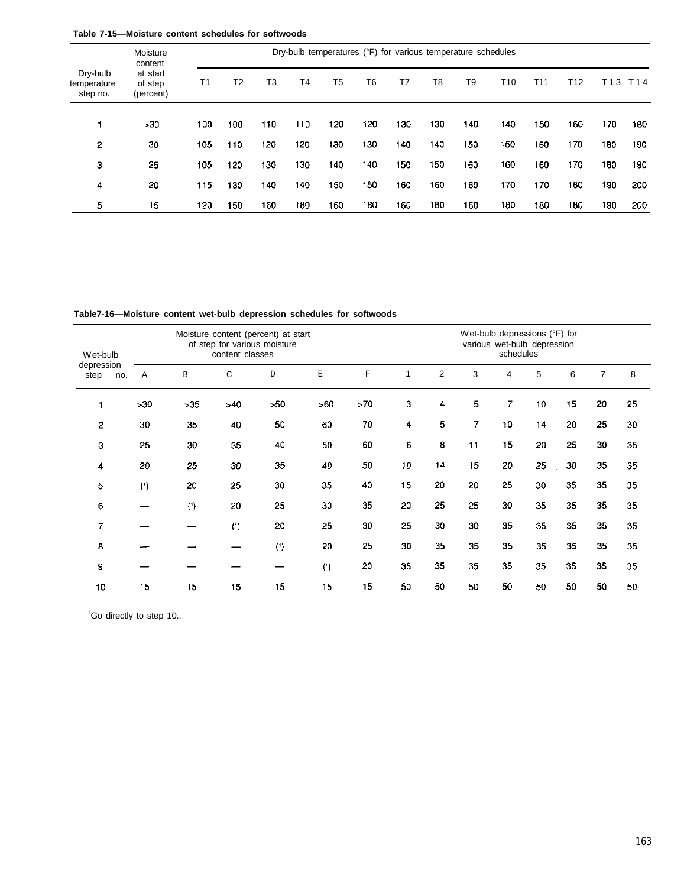**Table 7-15—Moisture content schedules for softwoods**

| Dry-bulb temperature step no. | Moisture content at start of step (percent) | Dry-bulb temperatures (°F) for various temperature schedules | | | | | | | | | | | | | |
|---|---|---|---|---|---|---|---|---|---|---|---|---|---|---|---|
| | | T1 | T2 | T3 | T4 | T5 | T6 | T7 | T8 | T9 | T10 | T11 | T12 | T13 | T14 |
| 1 | >30 | 100 | 100 | 110 | 110 | 120 | 120 | 130 | 130 | 140 | 140 | 150 | 160 | 170 | 180 |
| 2 | 30 | 105 | 110 | 120 | 120 | 130 | 130 | 140 | 140 | 150 | 150 | 160 | 170 | 180 | 190 |
| 3 | 25 | 105 | 120 | 130 | 130 | 140 | 140 | 150 | 150 | 160 | 160 | 160 | 170 | 180 | 190 |
| 4 | 20 | 115 | 130 | 140 | 140 | 150 | 150 | 160 | 160 | 160 | 170 | 170 | 180 | 190 | 200 |
| 5 | 15 | 120 | 150 | 160 | 180 | 160 | 180 | 160 | 180 | 160 | 180 | 180 | 180 | 190 | 200 |

**Table7-16—Moisture content wet-bulb depression schedules for softwoods**

| Wet-bulb depression step no. | Moisture content (percent) at start of step for various moisture content classes | | | | | | Wet-bulb depressions (°F) for various wet-bulb depression schedules | | | | | | | |
|---|---|---|---|---|---|---|---|---|---|---|---|---|---|---|
| | A | B | C | D | E | F | 1 | 2 | 3 | 4 | 5 | 6 | 7 | 8 |
| 1 | >30 | >35 | >40 | >50 | >60 | >70 | 3 | 4 | 5 | 7 | 10 | 15 | 20 | 25 |
| 2 | 30 | 35 | 40 | 50 | 60 | 70 | 4 | 5 | 7 | 10 | 14 | 20 | 25 | 30 |
| 3 | 25 | 30 | 35 | 40 | 50 | 60 | 6 | 8 | 11 | 15 | 20 | 25 | 30 | 35 |
| 4 | 20 | 25 | 30 | 35 | 40 | 50 | 10 | 14 | 15 | 20 | 25 | 30 | 35 | 35 |
| 5 | (1) | 20 | 25 | 30 | 35 | 40 | 15 | 20 | 20 | 25 | 30 | 35 | 35 | 35 |
| 6 | — | (1) | 20 | 25 | 30 | 35 | 20 | 25 | 25 | 30 | 35 | 35 | 35 | 35 |
| 7 | — | — | (1) | 20 | 25 | 30 | 25 | 30 | 30 | 35 | 35 | 35 | 35 | 35 |
| 8 | — | — | — | (1) | 20 | 25 | 30 | 35 | 35 | 35 | 35 | 35 | 35 | 35 |
| 9 | — | — | — | — | (1) | 20 | 35 | 35 | 35 | 35 | 35 | 35 | 35 | 35 |
| 10 | 15 | 15 | 15 | 15 | 15 | 15 | 50 | 50 | 50 | 50 | 50 | 50 | 50 | 50 |

[1]Go directly to step 10..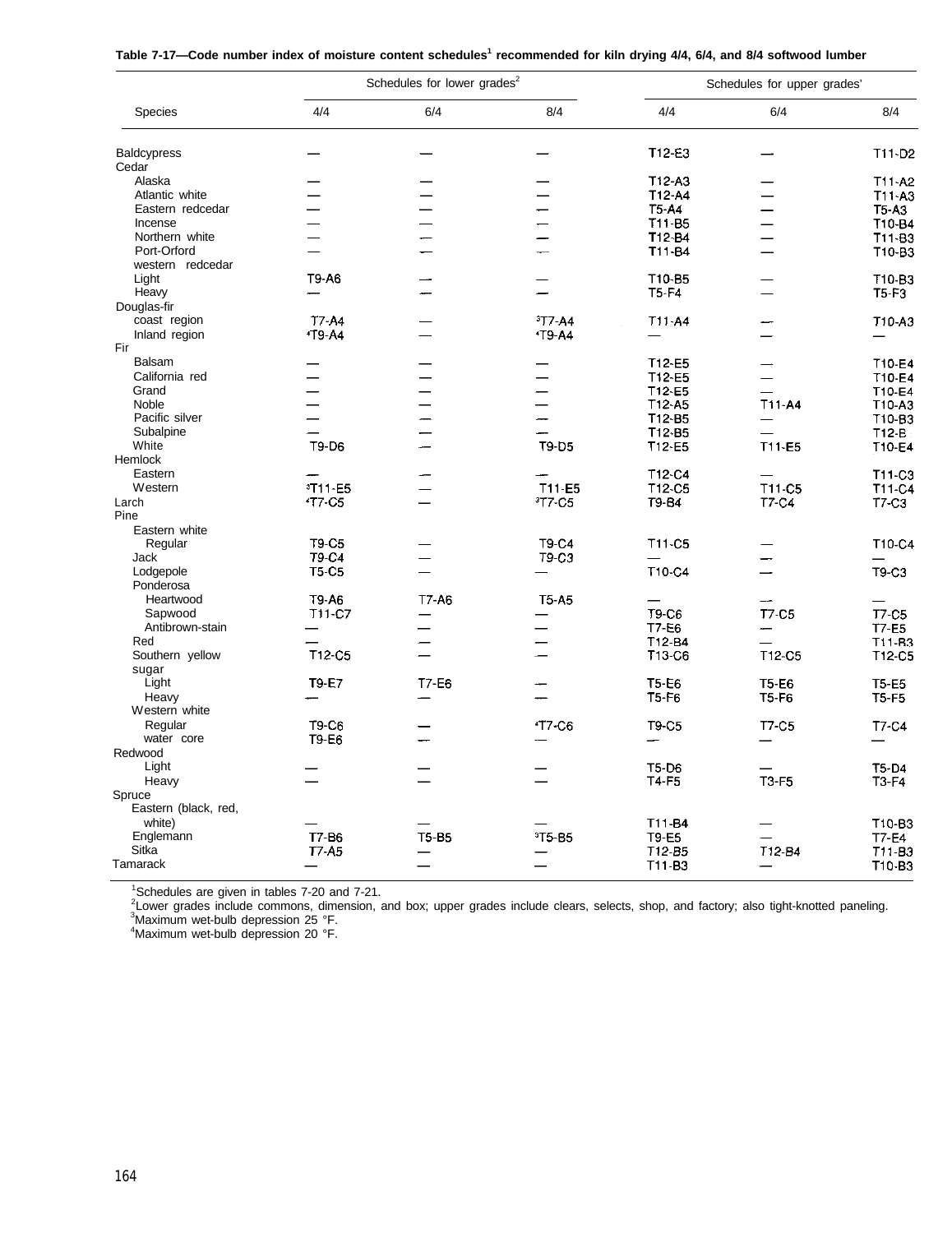**Table 7-17—Code number index of moisture content schedules[1] recommended for kiln drying 4/4, 6/4, and 8/4 softwood lumber**

| Species | Schedules for lower grades[2] | | | Schedules for upper grades[2] | | |
|---|---|---|---|---|---|---|
| | 4/4 | 6/4 | 8/4 | 4/4 | 6/4 | 8/4 |
| Baldcypress | — | — | — | T12-E3 | — | T11-D2 |
| Cedar | | | | | | |
| Alaska | — | — | — | T12-A3 | — | T11-A2 |
| Atlantic white | — | — | — | T12-A4 | — | T11-A3 |
| Eastern redcedar | — | — | — | T5-A4 | — | T5-A3 |
| Incense | — | — | — | T11-B5 | — | T10-B4 |
| Northern white | — | — | — | T12-B4 | — | T11-B3 |
| Port-Orford | — | — | — | T11-B4 | — | T10-B3 |
| western redcedar | | | | | | |
| Light | T9-A6 | — | — | T10-B5 | — | T10-B3 |
| Heavy | — | — | — | T5-F4 | — | T5-F3 |
| Douglas-fir | | | | | | |
| coast region | T7-A4 | — | [3]T7-A4 | T11-A4 | — | T10-A3 |
| Inland region | [4]T9-A4 | — | [4]T9-A4 | — | — | — |
| Fir | | | | | | |
| Balsam | — | — | — | T12-E5 | — | T10-E4 |
| California red | — | — | — | T12-E5 | — | T10-E4 |
| Grand | — | — | — | T12-E5 | — | T10-E4 |
| Noble | — | — | — | T12-A5 | T11-A4 | T10-A3 |
| Pacific silver | — | — | — | T12-B5 | — | T10-B3 |
| Subalpine | — | — | — | T12-B5 | — | T12-B |
| White | T9-D6 | — | T9-D5 | T12-E5 | T11-E5 | T10-E4 |
| Hemlock | | | | | | |
| Eastern | — | — | — | T12-C4 | — | T11-C3 |
| Western | [3]T11-E5 | — | T11-E5 | T12-C5 | T11-C5 | T11-C4 |
| Larch | [4]T7-C5 | — | [3]T7-C5 | T9-B4 | T7-C4 | T7-C3 |
| Pine | | | | | | |
| Eastern white | | | | | | |
| Regular | T9-C5 | — | T9-C4 | T11-C5 | — | T10-C4 |
| Jack | T9-C4 | — | T9-C3 | — | — | — |
| Lodgepole | T5-C5 | — | — | T10-C4 | — | T9-C3 |
| Ponderosa | | | | | | |
| Heartwood | T9-A6 | T7-A6 | T5-A5 | — | — | — |
| Sapwood | T11-C7 | — | — | T9-C6 | T7-C5 | T7-C5 |
| Antibrown-stain | — | — | — | T7-E6 | — | T7-E5 |
| Red | — | — | — | T12-B4 | — | T11-B3 |
| Southern yellow | T12-C5 | — | — | T13-C6 | T12-C5 | T12-C5 |
| sugar | | | | | | |
| Light | T9-E7 | T7-E6 | — | T5-E6 | T5-E6 | T5-E5 |
| Heavy | — | — | — | T5-F6 | T5-F6 | T5-F5 |
| Western white | | | | | | |
| Regular | T9-C6 | — | [4]T7-C6 | T9-C5 | T7-C5 | T7-C4 |
| water core | T9-E6 | — | — | — | — | — |
| Redwood | | | | | | |
| Light | — | — | — | T5-D6 | — | T5-D4 |
| Heavy | — | — | — | T4-F5 | T3-F5 | T3-F4 |
| Spruce | | | | | | |
| Eastern (black, red, white) | — | — | — | T11-B4 | — | T10-B3 |
| Englemann | T7-B6 | T5-B5 | [3]T5-B5 | T9-E5 | — | T7-E4 |
| Sitka | T7-A5 | — | — | T12-B5 | T12-B4 | T11-B3 |
| Tamarack | — | — | — | T11-B3 | — | T10-B3 |

[1]Schedules are given in tables 7-20 and 7-21.
[2]Lower grades include commons, dimension, and box; upper grades include clears, selects, shop, and factory; also tight-knotted paneling.
[3]Maximum wet-bulb depression 25 °F.
[4]Maximum wet-bulb depression 20 °F.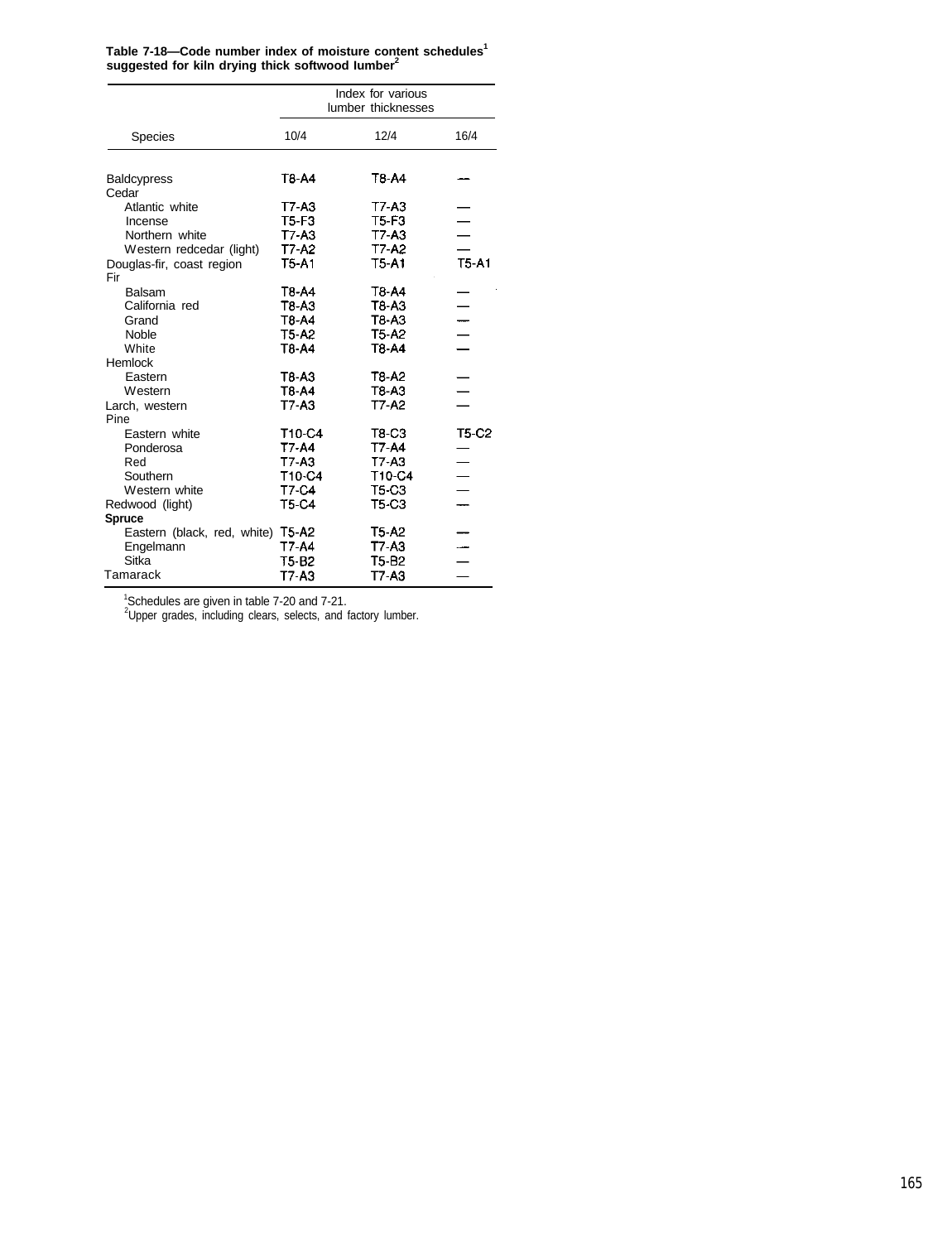**Table 7-18—Code number index of moisture content schedules[1] suggested for kiln drying thick softwood lumber[2]**

| Species | Index for various lumber thicknesses | | |
|---|---|---|---|
| | 10/4 | 12/4 | 16/4 |
| Baldcypress | T8-A4 | T8-A4 | — |
| Cedar | | | |
| Atlantic white | T7-A3 | T7-A3 | — |
| Incense | T5-F3 | T5-F3 | — |
| Northern white | T7-A3 | T7-A3 | — |
| Western redcedar (light) | T7-A2 | T7-A2 | — |
| Douglas-fir, coast region | T5-A1 | T5-A1 | T5-A1 |
| Fir | | | |
| Balsam | T8-A4 | T8-A4 | — |
| California red | T8-A3 | T8-A3 | — |
| Grand | T8-A4 | T8-A3 | — |
| Noble | T5-A2 | T5-A2 | — |
| White | T8-A4 | T8-A4 | — |
| Hemlock | | | |
| Eastern | T8-A3 | T8-A2 | — |
| Western | T8-A4 | T8-A3 | — |
| Larch, western | T7-A3 | T7-A2 | — |
| Pine | | | |
| Eastern white | T10-C4 | T8-C3 | T5-C2 |
| Ponderosa | T7-A4 | T7-A4 | — |
| Red | T7-A3 | T7-A3 | — |
| Southern | T10-C4 | T10-C4 | — |
| Western white | T7-C4 | T5-C3 | — |
| Redwood (light) | T5-C4 | T5-C3 | — |
| **Spruce** | | | |
| Eastern (black, red, white) | T5-A2 | T5-A2 | — |
| Engelmann | T7-A4 | T7-A3 | — |
| Sitka | T5-B2 | T5-B2 | — |
| Tamarack | T7-A3 | T7-A3 | — |

[1]Schedules are given in table 7-20 and 7-21.
[2]Upper grades, including clears, selects, and factory lumber.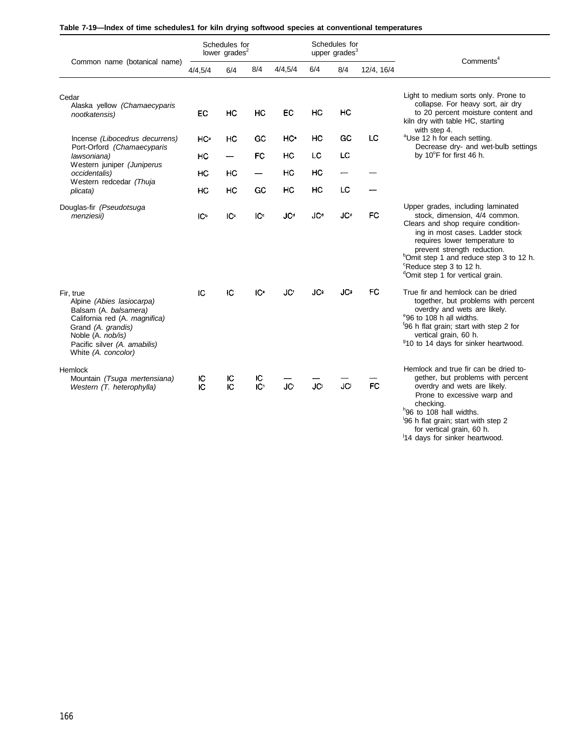**Table 7-19—Index of time schedules1 for kiln drying softwood species at conventional temperatures**

| Common name (botanical name) | Schedules for lower grades[2] | | | Schedules for upper grades[3] | | | | Comments[4] |
|---|---|---|---|---|---|---|---|---|
| | 4/4,5/4 | 6/4 | 8/4 | 4/4,5/4 | 6/4 | 8/4 | 12/4, 16/4 | |
| Cedar | | | | | | | | Light to medium sorts only. Prone to collapse. For heavy sort, air dry to 20 percent moisture content and kiln dry with table HC, starting with step 4. |
| Alaska yellow *(Chamaecyparis nootkatensis)* | EC | HC | HC | EC | HC | HC | | |
| Incense *(Libocedrus decurrens)* | HC[a] | HC | GC | HC[a] | HC | GC | LC | [a]Use 12 h for each setting. Decrease dry- and wet-bulb settings by 10°F for first 46 h. |
| Port-Orford *(Chamaecyparis lawsoniana)* | HC | — | FC | HC | LC | LC | | |
| Western juniper *(Juniperus occidentalis)* | HC | HC | — | HC | HC | — | — | |
| Western redcedar *(Thuja plicata)* | HC | HC | GC | HC | HC | LC | — | |
| Douglas-fir *(Pseudotsuga menziesii)* | IC[b] | IC[c] | IC[c] | JC[d] | JC[d] | JC[e] | FC | Upper grades, including laminated stock, dimension, 4/4 common. Clears and shop require conditioning in most cases. Ladder stock requires lower temperature to prevent strength reduction. [b]Omit step 1 and reduce step 3 to 12 h. [c]Reduce step 3 to 12 h. [d]Omit step 1 for vertical grain. |
| Fir, true: Alpine *(Abies lasiocarpa)*, Balsam (A. *balsamera)*, California red (A. *magnifica)*, Grand *(A. grandis)*, Noble (A. *nob/is)*, Pacific silver *(A. amabilis)*, White *(A. concolor)* | IC | IC | IC[e] | JC[f] | JC[g] | JC[g] | FC | True fir and hemlock can be dried together, but problems with percent overdry and wets are likely. [e]96 to 108 h all widths. [f]96 h flat grain; start with step 2 for vertical grain, 60 h. [g]10 to 14 days for sinker heartwood. |
| Hemlock | | | | | | | | Hemlock and true fir can be dried together, but problems with percent overdry and wets are likely. Prone to excessive warp and checking. [h]96 to 108 hall widths. [i]96 h flat grain; start with step 2 for vertical grain, 60 h. [j]14 days for sinker heartwood. |
| Mountain *(Tsuga mertensiana)* | IC | IC | IC | — | — | — | — | |
| Western *(T. heterophylla)* | IC | IC | IC[h] | JC[i] | JC[i] | JC[j] | FC | |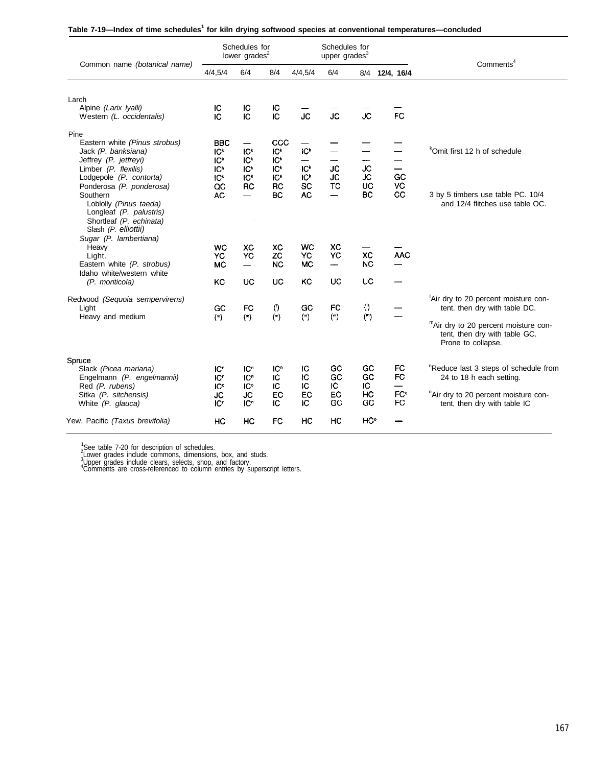**Table 7-19—Index of time schedules[1] for kiln drying softwood species at conventional temperatures—concluded**

| Common name (*botanical name*) | Schedules for lower grades[2] | | | Schedules for upper grades[3] | | | | Comments[4] |
|---|---|---|---|---|---|---|---|---|
| | 4/4,5/4 | 6/4 | 8/4 | 4/4,5/4 | 6/4 | 8/4 | 12/4, 16/4 | |
| Larch | | | | | | | | |
| Alpine (*Larix lyalli*) | IC | IC | IC | — | — | — | — | |
| Western (*L. occidentalis*) | IC | IC | IC | JC | JC | JC | FC | |
| Pine | | | | | | | | |
| Eastern white (*Pinus strobus*) | BBC | — | CCC | — | — | — | — | |
| Jack (*P. banksiana*) | IC[k] | IC[k] | IC[k] | IC[k] | — | — | — | [k]Omit first 12 h of schedule |
| Jeffrey (*P. jetfreyi*) | IC[k] | IC[k] | IC[k] | — | — | — | — | |
| Limber (*P. flexilis*) | IC[k] | IC[k] | IC[k] | IC[k] | JC | JC | — | |
| Lodgepole (*P. contorta*) | IC[k] | IC[k] | IC[k] | IC[k] | JC | JC | GC | |
| Ponderosa (*P. ponderosa*) | QC | RC | RC | SC | TC | UC | VC | |
| Southern | AC | — | BC | AC | — | BC | CC | 3 by 5 timbers use table PC. 10/4 and 12/4 flitches use table OC. |
| Loblolly (*Pinus taeda*) | | | | | | | | |
| Longleaf (*P. palustris*) | | | | | | | | |
| Shortleaf (*P. echinata*) | | | | | | | | |
| Slash (*P. elliottii*) | | | | | | | | |
| Sugar (*P. lambertiana*) | | | | | | | | |
| Heavy | WC | XC | XC | WC | XC | — | — | |
| Light. | YC | YC | ZC | YC | YC | XC | AAC | |
| Eastern white (*P. strobus*) | MC | — | NC | MC | — | NC | — | |
| Idaho white/western white (*P. monticola*) | KC | UC | UC | KC | UC | UC | — | |
| Redwood (*Sequoia sempervirens*) | | | | | | | | |
| Light | GC | FC | ([l]) | GC | FC | ([l]) | — | [l]Air dry to 20 percent moisture content. then dry with table DC. |
| Heavy and medium | ([m]) | ([m]) | ([m]) | ([m]) | ([m]) | ([m]) | — | [m]Air dry to 20 percent moisture content, then dry with table GC. Prone to collapse. |
| Spruce | | | | | | | | |
| Slack (*Picea mariana*) | IC[n] | IC[n] | IC[n] | IC | GC | GC | FC | [n]Reduce last 3 steps of schedule from 24 to 18 h each setting. |
| Engelmann (*P. engelmannii*) | IC[n] | IC[n] | IC | IC | GC | GC | FC | |
| Red (*P. rubens*) | IC[o] | IC[o] | IC | IC | IC | IC | — | |
| Sitka (*P. sitchensis*) | JC | JC | EC | EC | EC | HC | FC[o] | [o]Air dry to 20 percent moisture content, then dry with table IC |
| White (*P. glauca*) | IC[n] | IC[n] | IC | IC | GC | GC | FC | |
| Yew, Pacific (*Taxus brevifolia*) | HC | HC | FC | HC | HC | HC[o] | — | |

[1]See table 7-20 for description of schedules.
[2]Lower grades include commons, dimensions, box, and studs.
[3]Upper grades include clears, selects, shop, and factory.
[4]Comments are cross-referenced to column entries by superscript letters.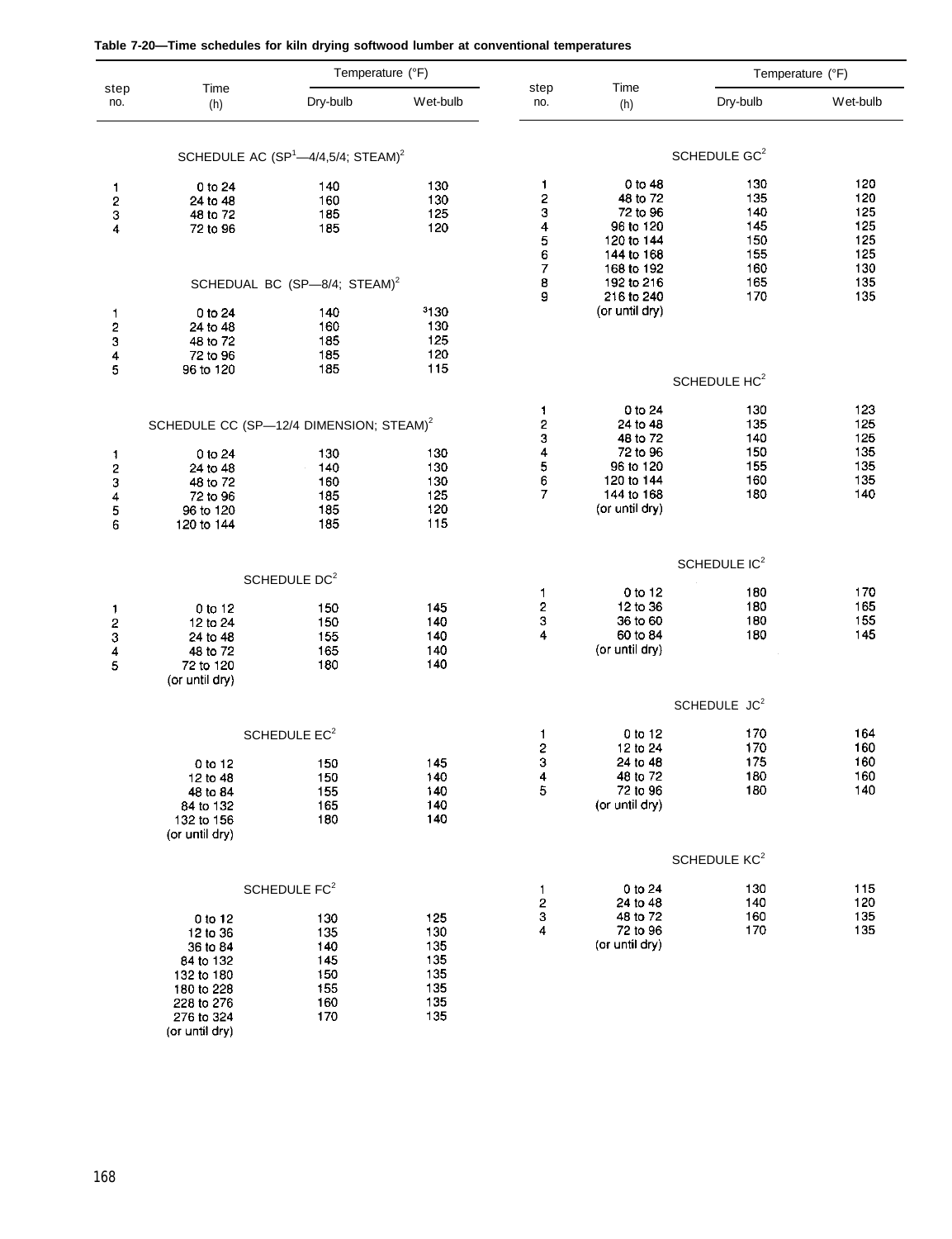**Table 7-20—Time schedules for kiln drying softwood lumber at conventional temperatures**

| Step no. | Time (h) | Dry-bulb (°F) | Wet-bulb (°F) |
|---|---|---|---|
| | **SCHEDULE AC (SP[1]—4/4,5/4; STEAM)[2]** | | |
| 1 | 0 to 24 | 140 | 130 |
| 2 | 24 to 48 | 160 | 130 |
| 3 | 48 to 72 | 185 | 125 |
| 4 | 72 to 96 | 185 | 120 |
| | **SCHEDUAL BC (SP—8/4; STEAM)[2]** | | |
| 1 | 0 to 24 | 140 | [3]130 |
| 2 | 24 to 48 | 160 | 130 |
| 3 | 48 to 72 | 185 | 125 |
| 4 | 72 to 96 | 185 | 120 |
| 5 | 96 to 120 | 185 | 115 |
| | **SCHEDULE CC (SP—12/4 DIMENSION; STEAM)[2]** | | |
| 1 | 0 to 24 | 130 | 130 |
| 2 | 24 to 48 | 140 | 130 |
| 3 | 48 to 72 | 160 | 130 |
| 4 | 72 to 96 | 185 | 125 |
| 5 | 96 to 120 | 185 | 120 |
| 6 | 120 to 144 | 185 | 115 |
| | **SCHEDULE DC[2]** | | |
| 1 | 0 to 12 | 150 | 145 |
| 2 | 12 to 24 | 150 | 140 |
| 3 | 24 to 48 | 155 | 140 |
| 4 | 48 to 72 | 165 | 140 |
| 5 | 72 to 120 (or until dry) | 180 | 140 |
| | **SCHEDULE EC[2]** | | |
| | 0 to 12 | 150 | 145 |
| | 12 to 48 | 150 | 140 |
| | 48 to 84 | 155 | 140 |
| | 84 to 132 | 165 | 140 |
| | 132 to 156 (or until dry) | 180 | 140 |
| | **SCHEDULE FC[2]** | | |
| | 0 to 12 | 130 | 125 |
| | 12 to 36 | 135 | 130 |
| | 36 to 84 | 140 | 135 |
| | 84 to 132 | 145 | 135 |
| | 132 to 180 | 150 | 135 |
| | 180 to 228 | 155 | 135 |
| | 228 to 276 | 160 | 135 |
| | 276 to 324 (or until dry) | 170 | 135 |
| | **SCHEDULE GC[2]** | | |
| 1 | 0 to 48 | 130 | 120 |
| 2 | 48 to 72 | 135 | 120 |
| 3 | 72 to 96 | 140 | 125 |
| 4 | 96 to 120 | 145 | 125 |
| 5 | 120 to 144 | 150 | 125 |
| 6 | 144 to 168 | 155 | 125 |
| 7 | 168 to 192 | 160 | 130 |
| 8 | 192 to 216 | 165 | 135 |
| 9 | 216 to 240 (or until dry) | 170 | 135 |
| | **SCHEDULE HC[2]** | | |
| 1 | 0 to 24 | 130 | 123 |
| 2 | 24 to 48 | 135 | 125 |
| 3 | 48 to 72 | 140 | 125 |
| 4 | 72 to 96 | 150 | 135 |
| 5 | 96 to 120 | 155 | 135 |
| 6 | 120 to 144 | 160 | 135 |
| 7 | 144 to 168 (or until dry) | 180 | 140 |
| | **SCHEDULE IC[2]** | | |
| 1 | 0 to 12 | 180 | 170 |
| 2 | 12 to 36 | 180 | 165 |
| 3 | 36 to 60 | 180 | 155 |
| 4 | 60 to 84 (or until dry) | 180 | 145 |
| | **SCHEDULE JC[2]** | | |
| 1 | 0 to 12 | 170 | 164 |
| 2 | 12 to 24 | 170 | 160 |
| 3 | 24 to 48 | 175 | 160 |
| 4 | 48 to 72 | 180 | 160 |
| 5 | 72 to 96 (or until dry) | 180 | 140 |
| | **SCHEDULE KC[2]** | | |
| 1 | 0 to 24 | 130 | 115 |
| 2 | 24 to 48 | 140 | 120 |
| 3 | 48 to 72 | 160 | 135 |
| 4 | 72 to 96 (or until dry) | 170 | 135 |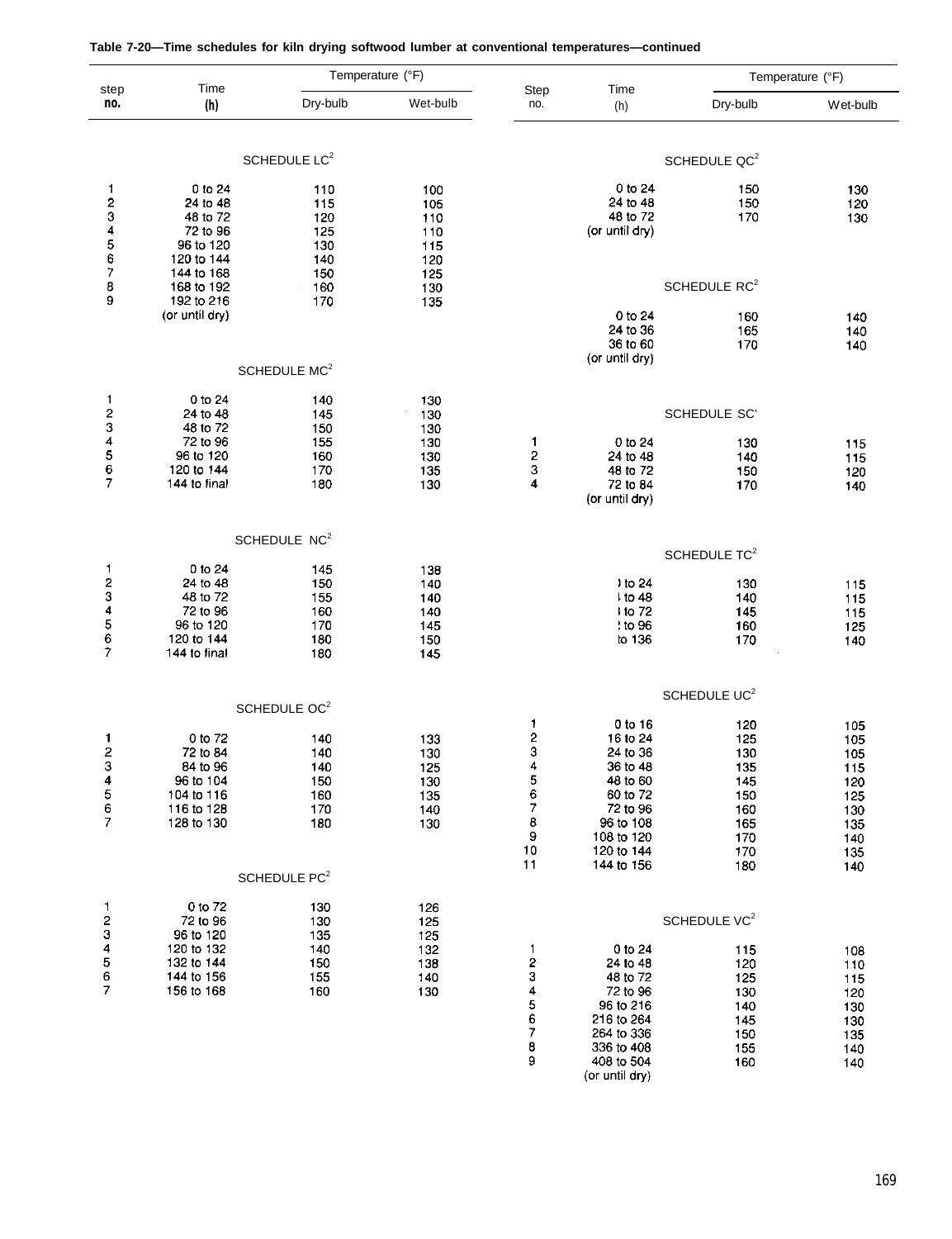**Table 7-20—Time schedules for kiln drying softwood lumber at conventional temperatures—continued**

| Step no. | Time (h) | Dry-bulb (°F) | Wet-bulb (°F) |
|---|---|---|---|
| **SCHEDULE LC[2]** | | | |
| 1 | 0 to 24 | 110 | 100 |
| 2 | 24 to 48 | 115 | 105 |
| 3 | 48 to 72 | 120 | 110 |
| 4 | 72 to 96 | 125 | 110 |
| 5 | 96 to 120 | 130 | 115 |
| 6 | 120 to 144 | 140 | 120 |
| 7 | 144 to 168 | 150 | 125 |
| 8 | 168 to 192 | 160 | 130 |
| 9 | 192 to 216 (or until dry) | 170 | 135 |
| **SCHEDULE MC[2]** | | | |
| 1 | 0 to 24 | 140 | 130 |
| 2 | 24 to 48 | 145 | 130 |
| 3 | 48 to 72 | 150 | 130 |
| 4 | 72 to 96 | 155 | 130 |
| 5 | 96 to 120 | 160 | 130 |
| 6 | 120 to 144 | 170 | 135 |
| 7 | 144 to final | 180 | 130 |
| **SCHEDULE NC[2]** | | | |
| 1 | 0 to 24 | 145 | 138 |
| 2 | 24 to 48 | 150 | 140 |
| 3 | 48 to 72 | 155 | 140 |
| 4 | 72 to 96 | 160 | 140 |
| 5 | 96 to 120 | 170 | 145 |
| 6 | 120 to 144 | 180 | 150 |
| 7 | 144 to final | 180 | 145 |
| **SCHEDULE OC[2]** | | | |
| 1 | 0 to 72 | 140 | 133 |
| 2 | 72 to 84 | 140 | 130 |
| 3 | 84 to 96 | 140 | 125 |
| 4 | 96 to 104 | 150 | 130 |
| 5 | 104 to 116 | 160 | 135 |
| 6 | 116 to 128 | 170 | 140 |
| 7 | 128 to 130 | 180 | 130 |
| **SCHEDULE PC[2]** | | | |
| 1 | 0 to 72 | 130 | 126 |
| 2 | 72 to 96 | 130 | 125 |
| 3 | 96 to 120 | 135 | 125 |
| 4 | 120 to 132 | 140 | 132 |
| 5 | 132 to 144 | 150 | 138 |
| 6 | 144 to 156 | 155 | 140 |
| 7 | 156 to 168 | 160 | 130 |
| **SCHEDULE QC[2]** | | | |
| | 0 to 24 | 150 | 130 |
| | 24 to 48 | 150 | 120 |
| | 48 to 72 (or until dry) | 170 | 130 |
| **SCHEDULE RC[2]** | | | |
| | 0 to 24 | 160 | 140 |
| | 24 to 36 | 165 | 140 |
| | 36 to 60 (or until dry) | 170 | 140 |
| **SCHEDULE SC'** | | | |
| 1 | 0 to 24 | 130 | 115 |
| 2 | 24 to 48 | 140 | 115 |
| 3 | 48 to 72 | 150 | 120 |
| 4 | 72 to 84 (or until dry) | 170 | 140 |
| **SCHEDULE TC[2]** | | | |
| | ) to 24 | 130 | 115 |
| | ǀ to 48 | 140 | 115 |
| | ǀ to 72 | 145 | 115 |
| | : to 96 | 160 | 125 |
| | to 136 | 170 | 140 |
| **SCHEDULE UC[2]** | | | |
| 1 | 0 to 16 | 120 | 105 |
| 2 | 16 to 24 | 125 | 105 |
| 3 | 24 to 36 | 130 | 105 |
| 4 | 36 to 48 | 135 | 115 |
| 5 | 48 to 60 | 145 | 120 |
| 6 | 60 to 72 | 150 | 125 |
| 7 | 72 to 96 | 160 | 130 |
| 8 | 96 to 108 | 165 | 135 |
| 9 | 108 to 120 | 170 | 140 |
| 10 | 120 to 144 | 170 | 135 |
| 11 | 144 to 156 | 180 | 140 |
| **SCHEDULE VC[2]** | | | |
| 1 | 0 to 24 | 115 | 108 |
| 2 | 24 to 48 | 120 | 110 |
| 3 | 48 to 72 | 125 | 115 |
| 4 | 72 to 96 | 130 | 120 |
| 5 | 96 to 216 | 140 | 130 |
| 6 | 216 to 264 | 145 | 130 |
| 7 | 264 to 336 | 150 | 135 |
| 8 | 336 to 408 | 155 | 140 |
| 9 | 408 to 504 (or until dry) | 160 | 140 |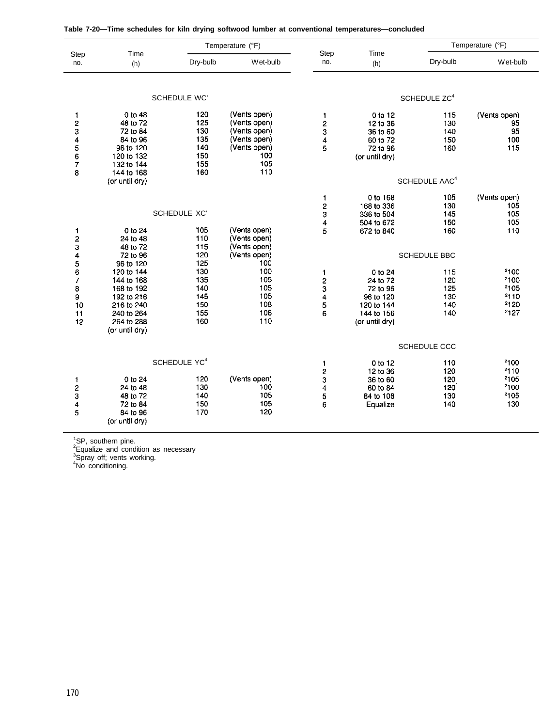**Table 7-20—Time schedules for kiln drying softwood lumber at conventional temperatures—concluded**

| Step no. | Time (h) | Temperature (°F) Dry-bulb | Wet-bulb |
|---|---|---|---|
| **SCHEDULE WC'** | | | |
| 1 | 0 to 48 | 120 | (Vents open) |
| 2 | 48 to 72 | 125 | (Vents open) |
| 3 | 72 to 84 | 130 | (Vents open) |
| 4 | 84 to 96 | 135 | (Vents open) |
| 5 | 96 to 120 | 140 | (Vents open) |
| 6 | 120 to 132 | 150 | 100 |
| 7 | 132 to 144 | 155 | 105 |
| 8 | 144 to 168 (or until dry) | 160 | 110 |
| **SCHEDULE XC'** | | | |
| 1 | 0 to 24 | 105 | (Vents open) |
| 2 | 24 to 48 | 110 | (Vents open) |
| 3 | 48 to 72 | 115 | (Vents open) |
| 4 | 72 to 96 | 120 | (Vents open) |
| 5 | 96 to 120 | 125 | 100 |
| 6 | 120 to 144 | 130 | 100 |
| 7 | 144 to 168 | 135 | 105 |
| 8 | 168 to 192 | 140 | 105 |
| 9 | 192 to 216 | 145 | 105 |
| 10 | 216 to 240 | 150 | 108 |
| 11 | 240 to 264 | 155 | 108 |
| 12 | 264 to 288 (or until dry) | 160 | 110 |
| **SCHEDULE YC[4]** | | | |
| 1 | 0 to 24 | 120 | (Vents open) |
| 2 | 24 to 48 | 130 | 100 |
| 3 | 48 to 72 | 140 | 105 |
| 4 | 72 to 84 | 150 | 105 |
| 5 | 84 to 96 (or until dry) | 170 | 120 |
| **SCHEDULE ZC[4]** | | | |
| 1 | 0 to 12 | 115 | (Vents open) |
| 2 | 12 to 36 | 130 | 95 |
| 3 | 36 to 60 | 140 | 95 |
| 4 | 60 to 72 | 150 | 100 |
| 5 | 72 to 96 (or until dry) | 160 | 115 |
| **SCHEDULE AAC[4]** | | | |
| 1 | 0 to 168 | 105 | (Vents open) |
| 2 | 168 to 336 | 130 | 105 |
| 3 | 336 to 504 | 145 | 105 |
| 4 | 504 to 672 | 150 | 105 |
| 5 | 672 to 840 | 160 | 110 |
| **SCHEDULE BBC** | | | |
| 1 | 0 to 24 | 115 | [2]100 |
| 2 | 24 to 72 | 120 | [2]100 |
| 3 | 72 to 96 | 125 | [2]105 |
| 4 | 96 to 120 | 130 | [2]110 |
| 5 | 120 to 144 | 140 | [2]120 |
| 6 | 144 to 156 (or until dry) | 140 | [2]127 |
| **SCHEDULE CCC** | | | |
| 1 | 0 to 12 | 110 | [2]100 |
| 2 | 12 to 36 | 120 | [2]110 |
| 3 | 36 to 60 | 120 | [2]105 |
| 4 | 60 to 84 | 120 | [2]100 |
| 5 | 84 to 108 | 130 | [2]105 |
| 6 | Equalize | 140 | 130 |

[1]SP, southern pine.
[2]Equalize and condition as necessary
[3]Spray off; vents working.
[4]No conditioning.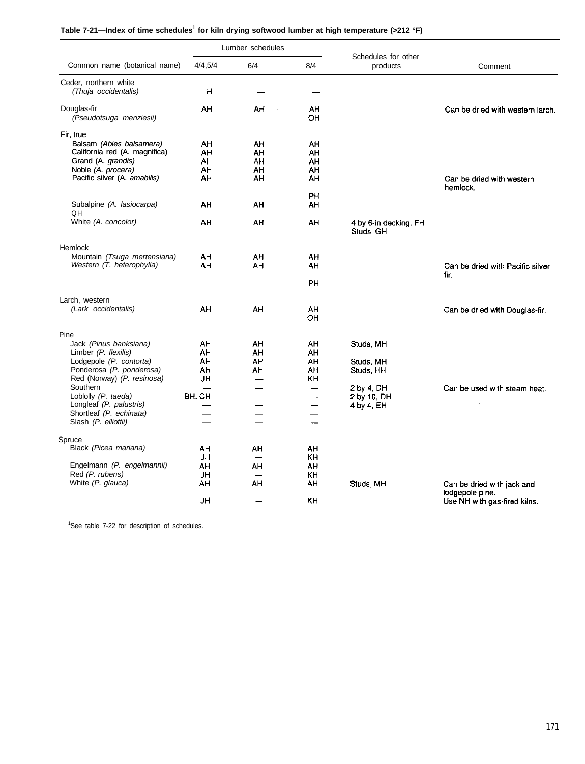**Table 7-21—Index of time schedules[1] for kiln drying softwood lumber at high temperature (>212 °F)**

| Common name (botanical name) | Lumber schedules 4/4,5/4 | 6/4 | 8/4 | Schedules for other products | Comment |
|---|---|---|---|---|---|
| Ceder, northern white *(Thuja occidentalis)* | IH | — | — | | |
| Douglas-fir *(Pseudotsuga menziesii)* | AH | AH | AH | | Can be dried with western larch. |
| | | | OH | | |
| Fir, true | | | | | |
| Balsam *(Abies balsamera)* | AH | AH | AH | | |
| California red (A. magnifica) | AH | AH | AH | | |
| Grand (A. *grandis)* | AH | AH | AH | | |
| Noble *(A. procera)* | AH | AH | AH | | |
| Pacific silver (A. *amabilis)* | AH | AH | AH | | Can be dried with western hemlock. |
| | | | PH | | |
| Subalpine *(A. lasiocarpa)* | AH | AH | AH | | |
| QH | | | | | |
| White *(A. concolor)* | AH | AH | AH | 4 by 6-in decking, FH Studs, GH | |
| Hemlock | | | | | |
| Mountain *(Tsuga mertensiana)* | AH | AH | AH | | |
| Western *(T. heterophylla)* | AH | AH | AH | | Can be dried with Pacific silver fir. |
| | | | PH | | |
| Larch, western *(Lark occidentalis)* | AH | AH | AH | | Can be dried with Douglas-fir. |
| | | | OH | | |
| Pine | | | | | |
| Jack *(Pinus banksiana)* | AH | AH | AH | Studs, MH | |
| Limber *(P. flexilis)* | AH | AH | AH | | |
| Lodgepole *(P. contorta)* | AH | AH | AH | Studs, MH | |
| Ponderosa *(P. ponderosa)* | AH | AH | AH | Studs, HH | |
| Red (Norway) *(P. resinosa)* | JH | — | KH | | |
| Southern | — | — | — | 2 by 4, DH | Can be used with steam heat. |
| Loblolly *(P. taeda)* | BH, CH | — | — | 2 by 10, DH | |
| Longleaf *(P. palustris)* | — | — | — | 4 by 4, EH | |
| Shortleaf *(P. echinata)* | — | — | — | | |
| Slash *(P. elliottii)* | — | — | — | | |
| Spruce | | | | | |
| Black *(Picea mariana)* | AH | AH | AH | | |
| | JH | — | KH | | |
| Engelmann *(P. engelmannii)* | AH | AH | AH | | |
| Red *(P. rubens)* | JH | — | KH | | |
| White *(P. glauca)* | AH | AH | AH | Studs, MH | Can be dried with jack and lodgepole pine. |
| | JH | — | KH | | Use NH with gas-fired kilns. |

[1]See table 7-22 for description of schedules.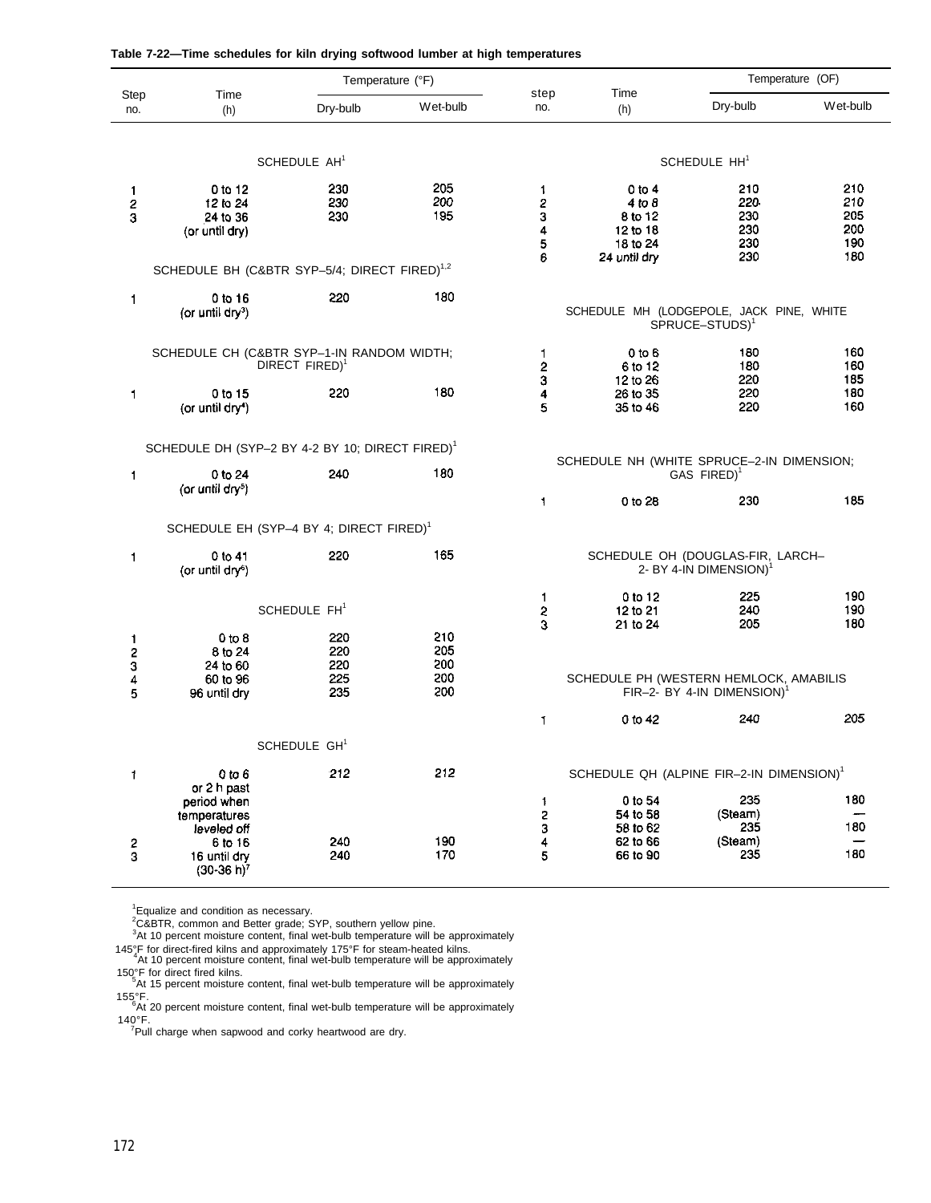**Table 7-22—Time schedules for kiln drying softwood lumber at high temperatures**

| Step no. | Time (h) | Temperature (°F) Dry-bulb | Wet-bulb |
|---|---|---|---|
| **SCHEDULE AH[1]** | | | |
| 1 | 0 to 12 | 230 | 205 |
| 2 | 12 to 24 | 230 | 200 |
| 3 | 24 to 36 (or until dry) | 230 | 195 |
| **SCHEDULE BH (C&BTR SYP–5/4; DIRECT FIRED)[1,2]** | | | |
| 1 | 0 to 16 (or until dry[3]) | 220 | 180 |
| **SCHEDULE CH (C&BTR SYP–1-IN RANDOM WIDTH; DIRECT FIRED)[1]** | | | |
| 1 | 0 to 15 (or until dry[4]) | 220 | 180 |
| **SCHEDULE DH (SYP–2 BY 4-2 BY 10; DIRECT FIRED)[1]** | | | |
| 1 | 0 to 24 (or until dry[5]) | 240 | 180 |
| **SCHEDULE EH (SYP–4 BY 4; DIRECT FIRED)[1]** | | | |
| 1 | 0 to 41 (or until dry[6]) | 220 | 165 |
| **SCHEDULE FH[1]** | | | |
| 1 | 0 to 8 | 220 | 210 |
| 2 | 8 to 24 | 220 | 205 |
| 3 | 24 to 60 | 220 | 200 |
| 4 | 60 to 96 | 225 | 200 |
| 5 | 96 until dry | 235 | 200 |
| **SCHEDULE GH[1]** | | | |
| 1 | 0 to 6 or 2 h past period when temperatures leveled off | 212 | 212 |
| 2 | 6 to 16 | 240 | 190 |
| 3 | 16 until dry (30-36 h)[7] | 240 | 170 |
| **SCHEDULE HH[1]** | | | |
| 1 | 0 to 4 | 210 | 210 |
| 2 | 4 to 8 | 220 | 210 |
| 3 | 8 to 12 | 230 | 205 |
| 4 | 12 to 18 | 230 | 200 |
| 5 | 18 to 24 | 230 | 190 |
| 6 | 24 until dry | 230 | 180 |
| **SCHEDULE MH (LODGEPOLE, JACK PINE, WHITE SPRUCE–STUDS)[1]** | | | |
| 1 | 0 to 6 | 180 | 160 |
| 2 | 6 to 12 | 180 | 160 |
| 3 | 12 to 26 | 220 | 185 |
| 4 | 26 to 35 | 220 | 180 |
| 5 | 35 to 46 | 220 | 160 |
| **SCHEDULE NH (WHITE SPRUCE–2-IN DIMENSION; GAS FIRED)[1]** | | | |
| 1 | 0 to 28 | 230 | 185 |
| **SCHEDULE OH (DOUGLAS-FIR, LARCH–2- BY 4-IN DIMENSION)[1]** | | | |
| 1 | 0 to 12 | 225 | 190 |
| 2 | 12 to 21 | 240 | 190 |
| 3 | 21 to 24 | 205 | 180 |
| **SCHEDULE PH (WESTERN HEMLOCK, AMABILIS FIR–2- BY 4-IN DIMENSION)[1]** | | | |
| 1 | 0 to 42 | 240 | 205 |
| **SCHEDULE QH (ALPINE FIR–2-IN DIMENSION)[1]** | | | |
| 1 | 0 to 54 | 235 | 180 |
| 2 | 54 to 58 | (Steam) | — |
| 3 | 58 to 62 | 235 | 180 |
| 4 | 62 to 66 | (Steam) | — |
| 5 | 66 to 90 | 235 | 180 |

[1]Equalize and condition as necessary.
[2]C&BTR, common and Better grade; SYP, southern yellow pine.
[3]At 10 percent moisture content, final wet-bulb temperature will be approximately 145°F for direct-fired kilns and approximately 175°F for steam-heated kilns.
[4]At 10 percent moisture content, final wet-bulb temperature will be approximately 150°F for direct fired kilns.
[5]At 15 percent moisture content, final wet-bulb temperature will be approximately 155°F.
[6]At 20 percent moisture content, final wet-bulb temperature will be approximately 140°F.
[7]Pull charge when sapwood and corky heartwood are dry.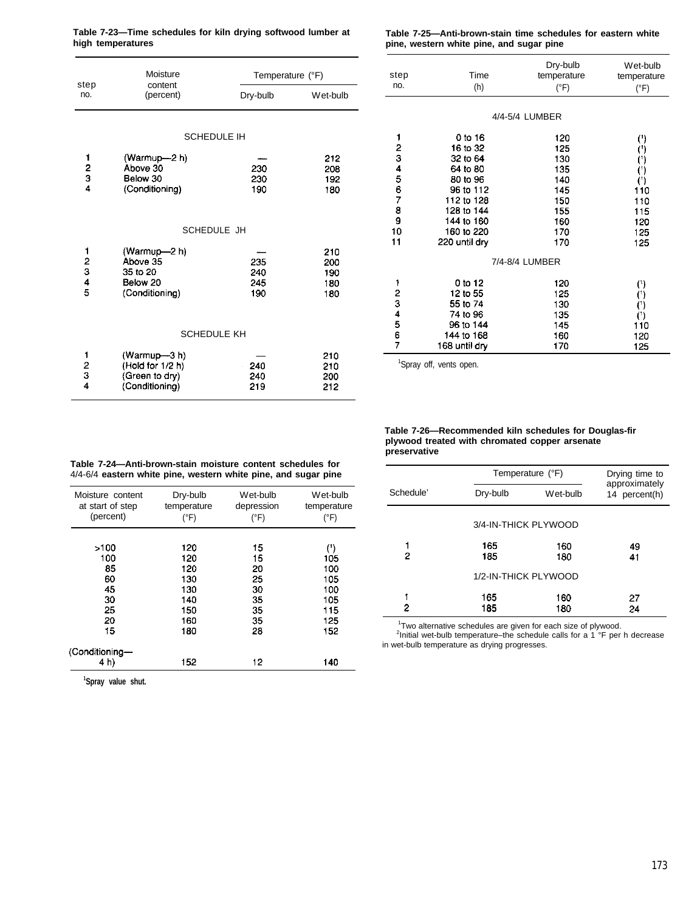**Table 7-23—Time schedules for kiln drying softwood lumber at high temperatures**

| Step no. | Moisture content (percent) | Temperature (°F) | |
|---|---|---|---|
| | | Dry-bulb | Wet-bulb |
| | **SCHEDULE IH** | | |
| 1 | (Warmup—2 h) | — | 212 |
| 2 | Above 30 | 230 | 208 |
| 3 | Below 30 | 230 | 192 |
| 4 | (Conditioning) | 190 | 180 |
| | **SCHEDULE JH** | | |
| 1 | (Warmup—2 h) | — | 210 |
| 2 | Above 35 | 235 | 200 |
| 3 | 35 to 20 | 240 | 190 |
| 4 | Below 20 | 245 | 180 |
| 5 | (Conditioning) | 190 | 180 |
| | **SCHEDULE KH** | | |
| 1 | (Warmup—3 h) | — | 210 |
| 2 | (Hold for 1/2 h) | 240 | 210 |
| 3 | (Green to dry) | 240 | 200 |
| 4 | (Conditioning) | 219 | 212 |

**Table 7-24—Anti-brown-stain moisture content schedules for 4/4-6/4 eastern white pine, western white pine, and sugar pine**

| Moisture content at start of step (percent) | Dry-bulb temperature (°F) | Wet-bulb depression (°F) | Wet-bulb temperature (°F) |
|---|---|---|---|
| >100 | 120 | 15 | (1) |
| 100 | 120 | 15 | 105 |
| 85 | 120 | 20 | 100 |
| 60 | 130 | 25 | 105 |
| 45 | 130 | 30 | 100 |
| 30 | 140 | 35 | 105 |
| 25 | 150 | 35 | 115 |
| 20 | 160 | 35 | 125 |
| 15 | 180 | 28 | 152 |
| (Conditioning—4 h) | 152 | 12 | 140 |

[1]Spray value shut.

**Table 7-25—Anti-brown-stain time schedules for eastern white pine, western white pine, and sugar pine**

| Step no. | Time (h) | Dry-bulb temperature (°F) | Wet-bulb temperature (°F) |
|---|---|---|---|
| | **4/4-5/4 LUMBER** | | |
| 1 | 0 to 16 | 120 | (1) |
| 2 | 16 to 32 | 125 | (1) |
| 3 | 32 to 64 | 130 | (1) |
| 4 | 64 to 80 | 135 | (1) |
| 5 | 80 to 96 | 140 | (1) |
| 6 | 96 to 112 | 145 | 110 |
| 7 | 112 to 128 | 150 | 110 |
| 8 | 128 to 144 | 155 | 115 |
| 9 | 144 to 160 | 160 | 120 |
| 10 | 160 to 220 | 170 | 125 |
| 11 | 220 until dry | 170 | 125 |
| | **7/4-8/4 LUMBER** | | |
| 1 | 0 to 12 | 120 | (1) |
| 2 | 12 to 55 | 125 | (1) |
| 3 | 55 to 74 | 130 | (1) |
| 4 | 74 to 96 | 135 | (1) |
| 5 | 96 to 144 | 145 | 110 |
| 6 | 144 to 168 | 160 | 120 |
| 7 | 168 until dry | 170 | 125 |

[1]Spray off, vents open.

**Table 7-26—Recommended kiln schedules for Douglas-fir plywood treated with chromated copper arsenate preservative**

| Schedule[1] | Temperature (°F) | | Drying time to approximately 14 percent (h) |
|---|---|---|---|
| | Dry-bulb | Wet-bulb | |
| | **3/4-IN-THICK PLYWOOD** | | |
| 1 | 165 | 160 | 49 |
| 2 | 185 | 180 | 41 |
| | **1/2-IN-THICK PLYWOOD** | | |
| 1 | 165 | 160 | 27 |
| 2 | 185 | 180 | 24 |

[1]Two alternative schedules are given for each size of plywood.
[2]Initial wet-bulb temperature–the schedule calls for a 1 °F per h decrease in wet-bulb temperature as drying progresses.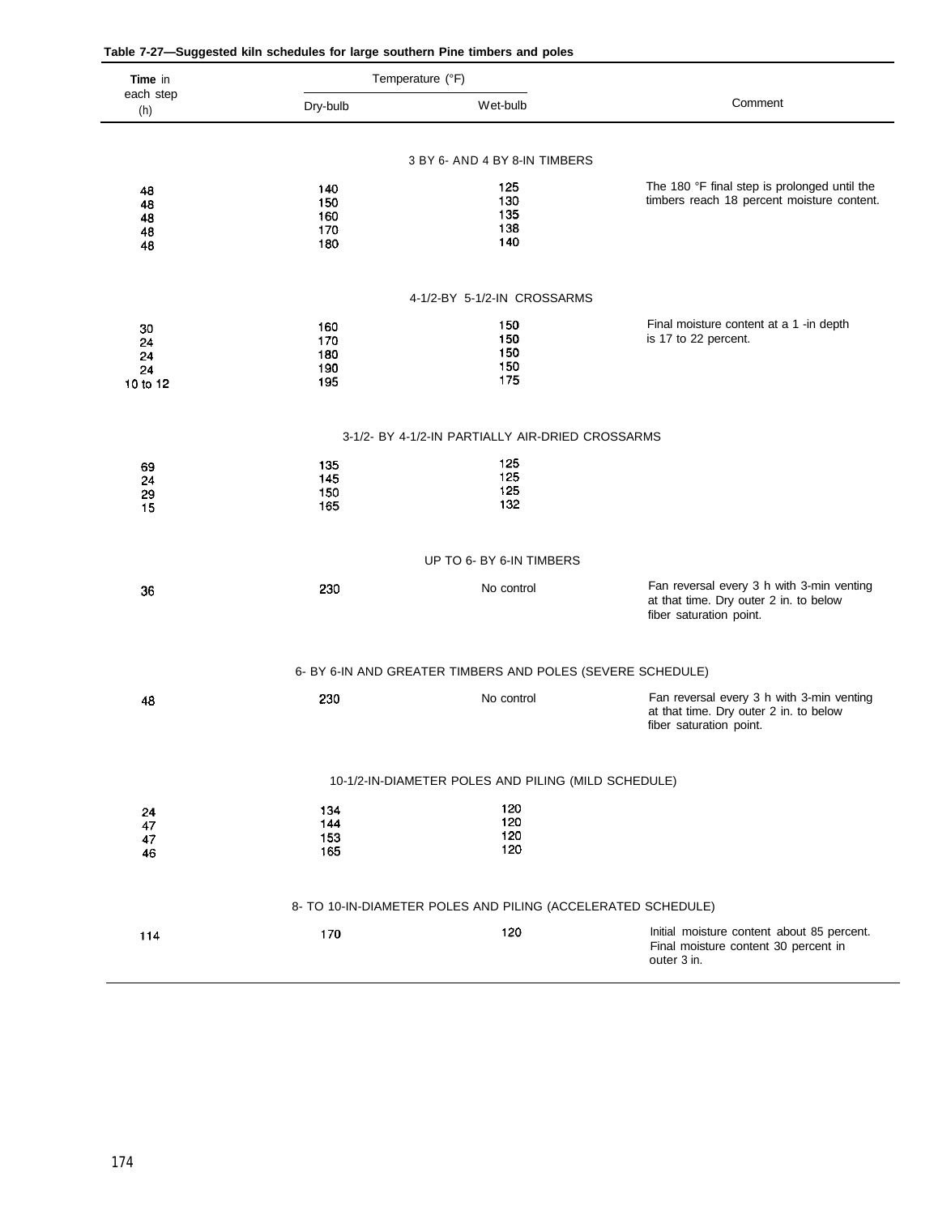**Table 7-27—Suggested kiln schedules for large southern Pine timbers and poles**

| Time in each step (h) | Temperature (°F) | | Comment |
|---|---|---|---|
| | Dry-bulb | Wet-bulb | |
| | | **3 BY 6- AND 4 BY 8-IN TIMBERS** | |
| 48 | 140 | 125 | The 180 °F final step is prolonged until the timbers reach 18 percent moisture content. |
| 48 | 150 | 130 | |
| 48 | 160 | 135 | |
| 48 | 170 | 138 | |
| 48 | 180 | 140 | |
| | | **4-1/2-BY 5-1/2-IN CROSSARMS** | |
| 30 | 160 | 150 | Final moisture content at a 1 -in depth is 17 to 22 percent. |
| 24 | 170 | 150 | |
| 24 | 180 | 150 | |
| 24 | 190 | 150 | |
| 10 to 12 | 195 | 175 | |
| | | **3-1/2- BY 4-1/2-IN PARTIALLY AIR-DRIED CROSSARMS** | |
| 69 | 135 | 125 | |
| 24 | 145 | 125 | |
| 29 | 150 | 125 | |
| 15 | 165 | 132 | |
| | | **UP TO 6- BY 6-IN TIMBERS** | |
| 36 | 230 | No control | Fan reversal every 3 h with 3-min venting at that time. Dry outer 2 in. to below fiber saturation point. |
| | | **6- BY 6-IN AND GREATER TIMBERS AND POLES (SEVERE SCHEDULE)** | |
| 48 | 230 | No control | Fan reversal every 3 h with 3-min venting at that time. Dry outer 2 in. to below fiber saturation point. |
| | | **10-1/2-IN-DIAMETER POLES AND PILING (MILD SCHEDULE)** | |
| 24 | 134 | 120 | |
| 47 | 144 | 120 | |
| 47 | 153 | 120 | |
| 46 | 165 | 120 | |
| | | **8- TO 10-IN-DIAMETER POLES AND PILING (ACCELERATED SCHEDULE)** | |
| 114 | 170 | 120 | Initial moisture content about 85 percent. Final moisture content 30 percent in outer 3 in. |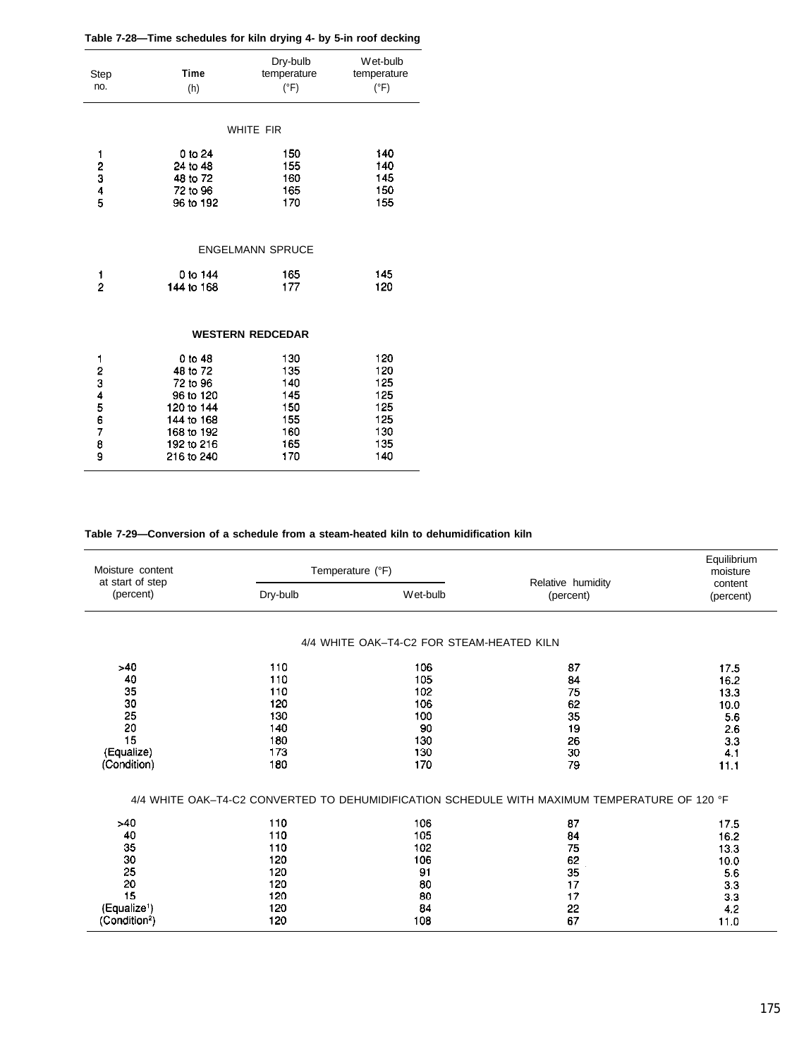**Table 7-28—Time schedules for kiln drying 4- by 5-in roof decking**

| Step no. | Time (h) | Dry-bulb temperature (°F) | Wet-bulb temperature (°F) |
|---|---|---|---|
| | | WHITE FIR | |
| 1 | 0 to 24 | 150 | 140 |
| 2 | 24 to 48 | 155 | 140 |
| 3 | 48 to 72 | 160 | 145 |
| 4 | 72 to 96 | 165 | 150 |
| 5 | 96 to 192 | 170 | 155 |
| | | ENGELMANN SPRUCE | |
| 1 | 0 to 144 | 165 | 145 |
| 2 | 144 to 168 | 177 | 120 |
| | | **WESTERN REDCEDAR** | |
| 1 | 0 to 48 | 130 | 120 |
| 2 | 48 to 72 | 135 | 120 |
| 3 | 72 to 96 | 140 | 125 |
| 4 | 96 to 120 | 145 | 125 |
| 5 | 120 to 144 | 150 | 125 |
| 6 | 144 to 168 | 155 | 125 |
| 7 | 168 to 192 | 160 | 130 |
| 8 | 192 to 216 | 165 | 135 |
| 9 | 216 to 240 | 170 | 140 |

**Table 7-29—Conversion of a schedule from a steam-heated kiln to dehumidification kiln**

| Moisture content at start of step (percent) | Temperature (°F) | | Relative humidity (percent) | Equilibrium moisture content (percent) |
|---|---|---|---|---|
| | Dry-bulb | Wet-bulb | | |
| | | 4/4 WHITE OAK–T4-C2 FOR STEAM-HEATED KILN | | |
| >40 | 110 | 106 | 87 | 17.5 |
| 40 | 110 | 105 | 84 | 16.2 |
| 35 | 110 | 102 | 75 | 13.3 |
| 30 | 120 | 106 | 62 | 10.0 |
| 25 | 130 | 100 | 35 | 5.6 |
| 20 | 140 | 90 | 19 | 2.6 |
| 15 | 180 | 130 | 26 | 3.3 |
| (Equalize) | 173 | 130 | 30 | 4.1 |
| (Condition) | 180 | 170 | 79 | 11.1 |
| | | 4/4 WHITE OAK–T4-C2 CONVERTED TO DEHUMIDIFICATION SCHEDULE WITH MAXIMUM TEMPERATURE OF 120 °F | | |
| >40 | 110 | 106 | 87 | 17.5 |
| 40 | 110 | 105 | 84 | 16.2 |
| 35 | 110 | 102 | 75 | 13.3 |
| 30 | 120 | 106 | 62 | 10.0 |
| 25 | 120 | 91 | 35 | 5.6 |
| 20 | 120 | 80 | 17 | 3.3 |
| 15 | 120 | 80 | 17 | 3.3 |
| (Equalize[1]) | 120 | 84 | 22 | 4.2 |
| (Condition[2]) | 120 | 108 | 67 | 11.0 |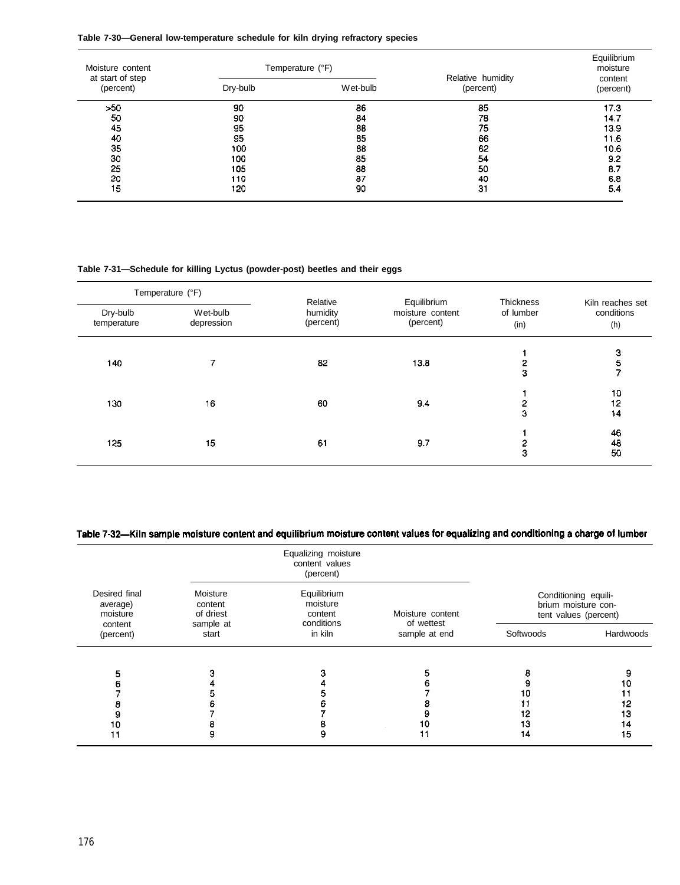**Table 7-30—General low-temperature schedule for kiln drying refractory species**

| Moisture content at start of step (percent) | Temperature (°F) | | Relative humidity (percent) | Equilibrium moisture content (percent) |
|---|---|---|---|---|
| | Dry-bulb | Wet-bulb | | |
| >50 | 90 | 86 | 85 | 17.3 |
| 50 | 90 | 84 | 78 | 14.7 |
| 45 | 95 | 88 | 75 | 13.9 |
| 40 | 95 | 85 | 66 | 11.6 |
| 35 | 100 | 88 | 62 | 10.6 |
| 30 | 100 | 85 | 54 | 9.2 |
| 25 | 105 | 88 | 50 | 8.7 |
| 20 | 110 | 87 | 40 | 6.8 |
| 15 | 120 | 90 | 31 | 5.4 |

**Table 7-31—Schedule for killing Lyctus (powder-post) beetles and their eggs**

| Temperature (°F) | | Relative humidity (percent) | Equilibrium moisture content (percent) | Thickness of lumber (in) | Kiln reaches set conditions (h) |
|---|---|---|---|---|---|
| Dry-bulb temperature | Wet-bulb depression | | | | |
| 140 | 7 | 82 | 13.8 | 1 | 3 |
| | | | | 2 | 5 |
| | | | | 3 | 7 |
| 130 | 16 | 60 | 9.4 | 1 | 10 |
| | | | | 2 | 12 |
| | | | | 3 | 14 |
| 125 | 15 | 61 | 9.7 | 1 | 46 |
| | | | | 2 | 48 |
| | | | | 3 | 50 |

**Table 7-32—Kiln sample moisture content and equilibrium moisture content values for equalizing and conditioning a charge of lumber**

| Desired final average) moisture content (percent) | Equalizing moisture content values (percent) | | | Conditioning equilibrium moisture content values (percent) | |
|---|---|---|---|---|---|
| | Moisture content of driest sample at start | Equilibrium moisture content conditions in kiln | Moisture content of wettest sample at end | Softwoods | Hardwoods |
| 5 | 3 | 3 | 5 | 8 | 9 |
| 6 | 4 | 4 | 6 | 9 | 10 |
| 7 | 5 | 5 | 7 | 10 | 11 |
| 8 | 6 | 6 | 8 | 11 | 12 |
| 9 | 7 | 7 | 9 | 12 | 13 |
| 10 | 8 | 8 | 10 | 13 | 14 |
| 11 | 9 | 9 | 11 | 14 | 15 |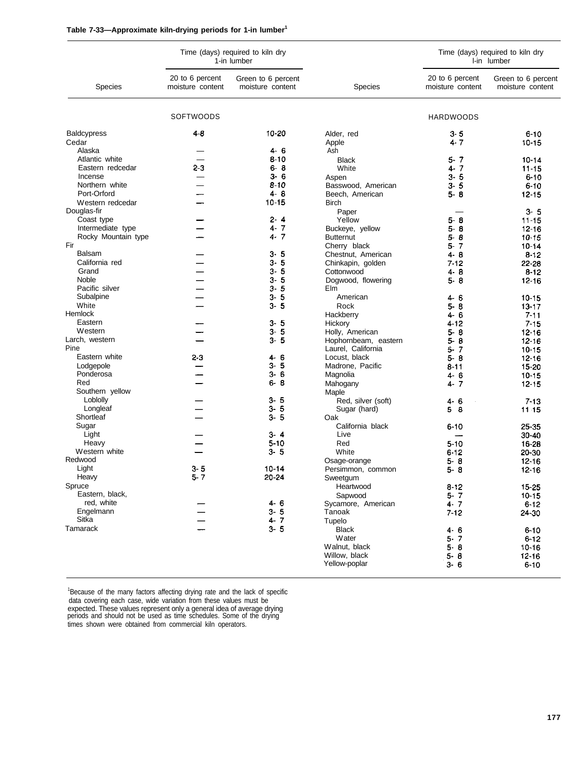**Table 7-33—Approximate kiln-drying periods for 1-in lumber[1]**

| Species | Time (days) required to kiln dry 1-in lumber | | Species | Time (days) required to kiln dry l-in lumber | |
|---|---|---|---|---|---|
| | 20 to 6 percent moisture content | Green to 6 percent moisture content | | 20 to 6 percent moisture content | Green to 6 percent moisture content |
| | SOFTWOODS | | | HARDWOODS | |
| Baldcypress | 4-8 | 10-20 | Alder, red | 3- 5 | 6-10 |
| Cedar | | | Apple | 4- 7 | 10-15 |
| Alaska | — | 4- 6 | Ash | | |
| Atlantic white | — | 8-10 | Black | 5- 7 | 10-14 |
| Eastern redcedar | 2-3 | 6- 8 | White | 4- 7 | 11-15 |
| Incense | — | 3- 6 | Aspen | 3- 5 | 6-10 |
| Northern white | — | 8-10 | Basswood, American | 3- 5 | 6-10 |
| Port-Orford | — | 4- 8 | Beech, American | 5- 8 | 12-15 |
| Western redcedar | — | 10-15 | Birch | | |
| Douglas-fir | | | Paper | — | 3- 5 |
| Coast type | — | 2- 4 | Yellow | 5- 8 | 11-15 |
| Intermediate type | — | 4- 7 | Buckeye, yellow | 5- 8 | 12-16 |
| Rocky Mountain type | — | 4- 7 | Butternut | 5- 8 | 10-15 |
| Fir | | | Cherry black | 5- 7 | 10-14 |
| Balsam | — | 3- 5 | Chestnut, American | 4- 8 | 8-12 |
| California red | — | 3- 5 | Chinkapin, golden | 7-12 | 22-28 |
| Grand | — | 3- 5 | Cottonwood | 4- 8 | 8-12 |
| Noble | — | 3- 5 | Dogwood, flowering | 5- 8 | 12-16 |
| Pacific silver | — | 3- 5 | Elm | | |
| Subalpine | — | 3- 5 | American | 4- 6 | 10-15 |
| White | — | 3- 5 | Rock | 5- 8 | 13-17 |
| Hemlock | | | Hackberry | 4- 6 | 7-11 |
| Eastern | — | 3- 5 | Hickory | 4-12 | 7-15 |
| Western | — | 3- 5 | Holly, American | 5- 8 | 12-16 |
| Larch, western | — | 3- 5 | Hophornbeam, eastern | 5- 8 | 12-16 |
| Pine | | | Laurel, California | 5- 7 | 10-15 |
| Eastern white | 2-3 | 4- 6 | Locust, black | 5- 8 | 12-16 |
| Lodgepole | — | 3- 5 | Madrone, Pacific | 8-11 | 15-20 |
| Ponderosa | — | 3- 6 | Magnolia | 4- 6 | 10-15 |
| Red | — | 6- 8 | Mahogany | 4- 7 | 12-15 |
| Southern yellow | | | Maple | | |
| Loblolly | — | 3- 5 | Red, silver (soft) | 4- 6 | 7-13 |
| Longleaf | — | 3- 5 | Sugar (hard) | 5 8 | 11 15 |
| Shortleaf | — | 3- 5 | Oak | | |
| Sugar | | | California black | 6-10 | 25-35 |
| Light | — | 3- 4 | Live | — | 30-40 |
| Heavy | — | 5-10 | Red | 5-10 | 16-28 |
| Western white | — | 3- 5 | White | 6-12 | 20-30 |
| Redwood | | | Osage-orange | 5- 8 | 12-16 |
| Light | 3- 5 | 10-14 | Persimmon, common | 5- 8 | 12-16 |
| Heavy | 5- 7 | 20-24 | Sweetgum | | |
| Spruce | | | Heartwood | 8-12 | 15-25 |
| Eastern, black, red, white | — | 4- 6 | Sapwood | 5- 7 | 10-15 |
| | | | Sycamore, American | 4- 7 | 6-12 |
| Engelmann | — | 3- 5 | Tanoak | 7-12 | 24-30 |
| Sitka | — | 4- 7 | Tupelo | | |
| Tamarack | — | 3- 5 | Black | 4- 6 | 6-10 |
| | | | Water | 5- 7 | 6-12 |
| | | | Walnut, black | 5- 8 | 10-16 |
| | | | Willow, black | 5- 8 | 12-16 |
| | | | Yellow-poplar | 3- 6 | 6-10 |

[1]Because of the many factors affecting drying rate and the lack of specific data covering each case, wide variation from these values must be expected. These values represent only a general idea of average drying periods and should not be used as time schedules. Some of the drying times shown were obtained from commercial kiln operators.